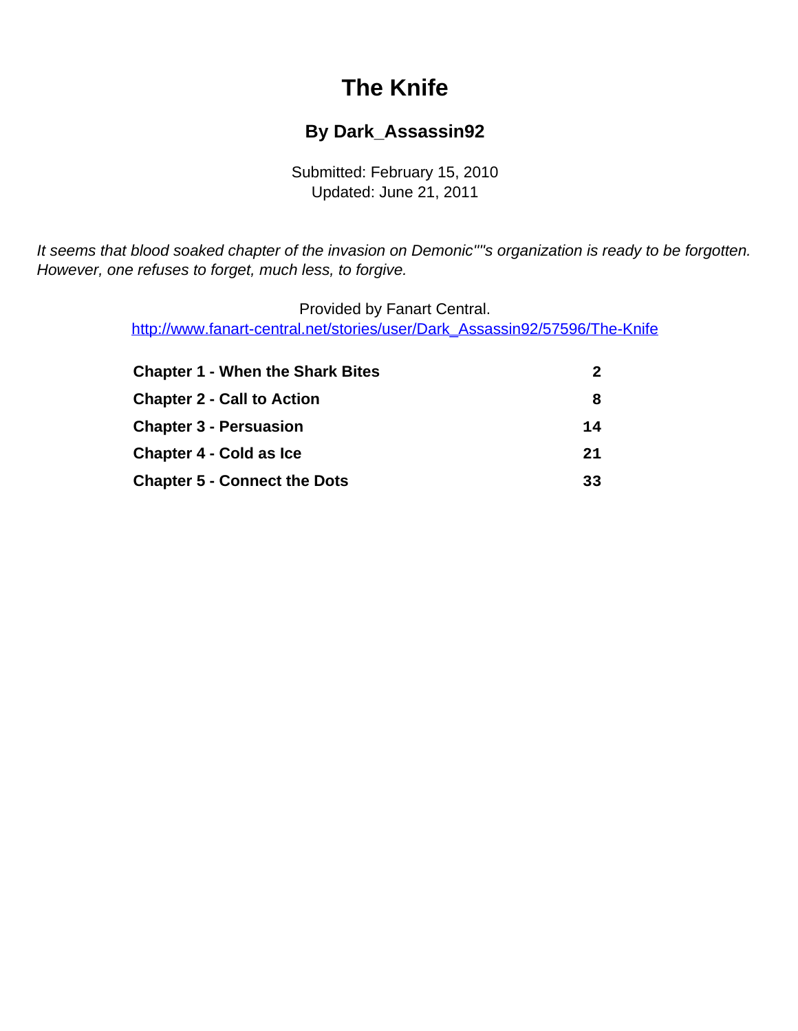# The Knife

## By Dark_Assassin92

Submitted: February 15, 2010
Updated: June 21, 2011

*It seems that blood soaked chapter of the invasion on Demonic""s organization is ready to be forgotten. However, one refuses to forget, much less, to forgive.*

Provided by Fanart Central.
http://www.fanart-central.net/stories/user/Dark_Assassin92/57596/The-Knife

| | |
|---|---|
| **Chapter 1 - When the Shark Bites** | **2** |
| **Chapter 2 - Call to Action** | **8** |
| **Chapter 3 - Persuasion** | **14** |
| **Chapter 4 - Cold as Ice** | **21** |
| **Chapter 5 - Connect the Dots** | **33** |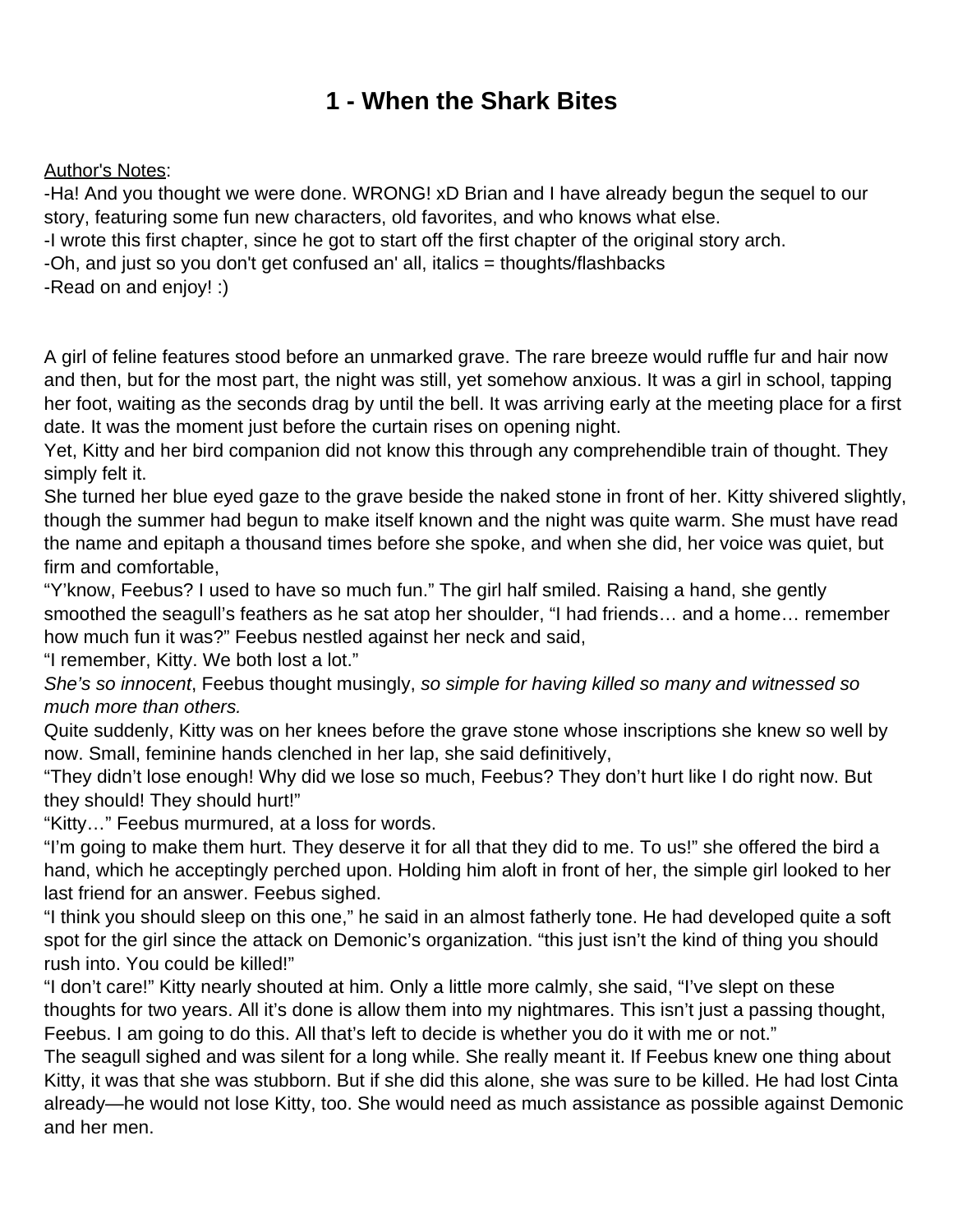# 1 - When the Shark Bites

Author's Notes:

-Ha! And you thought we were done. WRONG! xD Brian and I have already begun the sequel to our story, featuring some fun new characters, old favorites, and who knows what else.

-I wrote this first chapter, since he got to start off the first chapter of the original story arch.

-Oh, and just so you don't get confused an' all, italics = thoughts/flashbacks

-Read on and enjoy! :)

A girl of feline features stood before an unmarked grave. The rare breeze would ruffle fur and hair now and then, but for the most part, the night was still, yet somehow anxious. It was a girl in school, tapping her foot, waiting as the seconds drag by until the bell. It was arriving early at the meeting place for a first date. It was the moment just before the curtain rises on opening night.

Yet, Kitty and her bird companion did not know this through any comprehendible train of thought. They simply felt it.

She turned her blue eyed gaze to the grave beside the naked stone in front of her. Kitty shivered slightly, though the summer had begun to make itself known and the night was quite warm. She must have read the name and epitaph a thousand times before she spoke, and when she did, her voice was quiet, but firm and comfortable,

"Y'know, Feebus? I used to have so much fun." The girl half smiled. Raising a hand, she gently smoothed the seagull's feathers as he sat atop her shoulder, "I had friends… and a home… remember how much fun it was?" Feebus nestled against her neck and said,

"I remember, Kitty. We both lost a lot."

*She's so innocent*, Feebus thought musingly, *so simple for having killed so many and witnessed so much more than others.*

Quite suddenly, Kitty was on her knees before the grave stone whose inscriptions she knew so well by now. Small, feminine hands clenched in her lap, she said definitively,

"They didn't lose enough! Why did we lose so much, Feebus? They don't hurt like I do right now. But they should! They should hurt!"

"Kitty…" Feebus murmured, at a loss for words.

"I'm going to make them hurt. They deserve it for all that they did to me. To us!" she offered the bird a hand, which he acceptingly perched upon. Holding him aloft in front of her, the simple girl looked to her last friend for an answer. Feebus sighed.

"I think you should sleep on this one," he said in an almost fatherly tone. He had developed quite a soft spot for the girl since the attack on Demonic's organization. "this just isn't the kind of thing you should rush into. You could be killed!"

"I don't care!" Kitty nearly shouted at him. Only a little more calmly, she said, "I've slept on these thoughts for two years. All it's done is allow them into my nightmares. This isn't just a passing thought, Feebus. I am going to do this. All that's left to decide is whether you do it with me or not."

The seagull sighed and was silent for a long while. She really meant it. If Feebus knew one thing about Kitty, it was that she was stubborn. But if she did this alone, she was sure to be killed. He had lost Cinta already—he would not lose Kitty, too. She would need as much assistance as possible against Demonic and her men.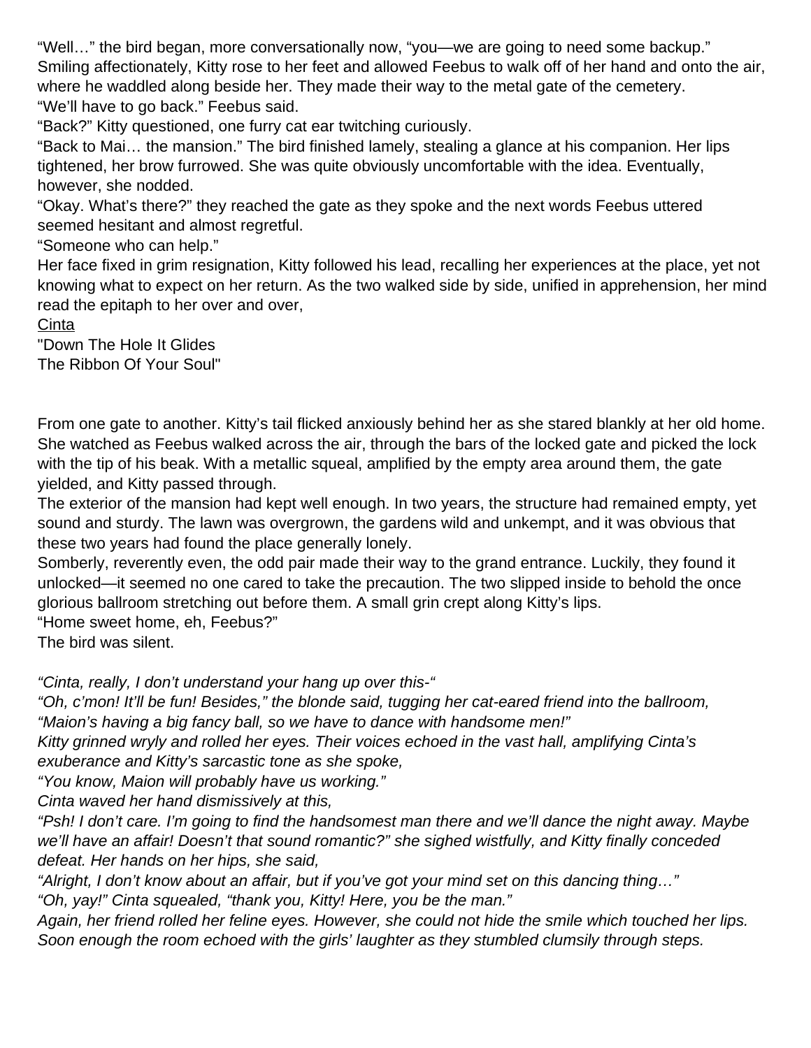"Well…" the bird began, more conversationally now, "you—we are going to need some backup."
Smiling affectionately, Kitty rose to her feet and allowed Feebus to walk off of her hand and onto the air, where he waddled along beside her. They made their way to the metal gate of the cemetery.
"We'll have to go back." Feebus said.
"Back?" Kitty questioned, one furry cat ear twitching curiously.
"Back to Mai… the mansion." The bird finished lamely, stealing a glance at his companion. Her lips tightened, her brow furrowed. She was quite obviously uncomfortable with the idea. Eventually, however, she nodded.
"Okay. What's there?" they reached the gate as they spoke and the next words Feebus uttered seemed hesitant and almost regretful.
"Someone who can help."
Her face fixed in grim resignation, Kitty followed his lead, recalling her experiences at the place, yet not knowing what to expect on her return. As the two walked side by side, unified in apprehension, her mind read the epitaph to her over and over,
<u>Cinta</u>
"Down The Hole It Glides
The Ribbon Of Your Soul"

From one gate to another. Kitty's tail flicked anxiously behind her as she stared blankly at her old home. She watched as Feebus walked across the air, through the bars of the locked gate and picked the lock with the tip of his beak. With a metallic squeal, amplified by the empty area around them, the gate yielded, and Kitty passed through.
The exterior of the mansion had kept well enough. In two years, the structure had remained empty, yet sound and sturdy. The lawn was overgrown, the gardens wild and unkempt, and it was obvious that these two years had found the place generally lonely.
Somberly, reverently even, the odd pair made their way to the grand entrance. Luckily, they found it unlocked—it seemed no one cared to take the precaution. The two slipped inside to behold the once glorious ballroom stretching out before them. A small grin crept along Kitty's lips.
"Home sweet home, eh, Feebus?"
The bird was silent.

*"Cinta, really, I don't understand your hang up over this-"*
*"Oh, c'mon! It'll be fun! Besides," the blonde said, tugging her cat-eared friend into the ballroom, "Maion's having a big fancy ball, so we have to dance with handsome men!"*
*Kitty grinned wryly and rolled her eyes. Their voices echoed in the vast hall, amplifying Cinta's exuberance and Kitty's sarcastic tone as she spoke,*
*"You know, Maion will probably have us working."*
*Cinta waved her hand dismissively at this,*
*"Psh! I don't care. I'm going to find the handsomest man there and we'll dance the night away. Maybe we'll have an affair! Doesn't that sound romantic?" she sighed wistfully, and Kitty finally conceded defeat. Her hands on her hips, she said,*
*"Alright, I don't know about an affair, but if you've got your mind set on this dancing thing…"*
*"Oh, yay!" Cinta squealed, "thank you, Kitty! Here, you be the man."*
*Again, her friend rolled her feline eyes. However, she could not hide the smile which touched her lips. Soon enough the room echoed with the girls' laughter as they stumbled clumsily through steps.*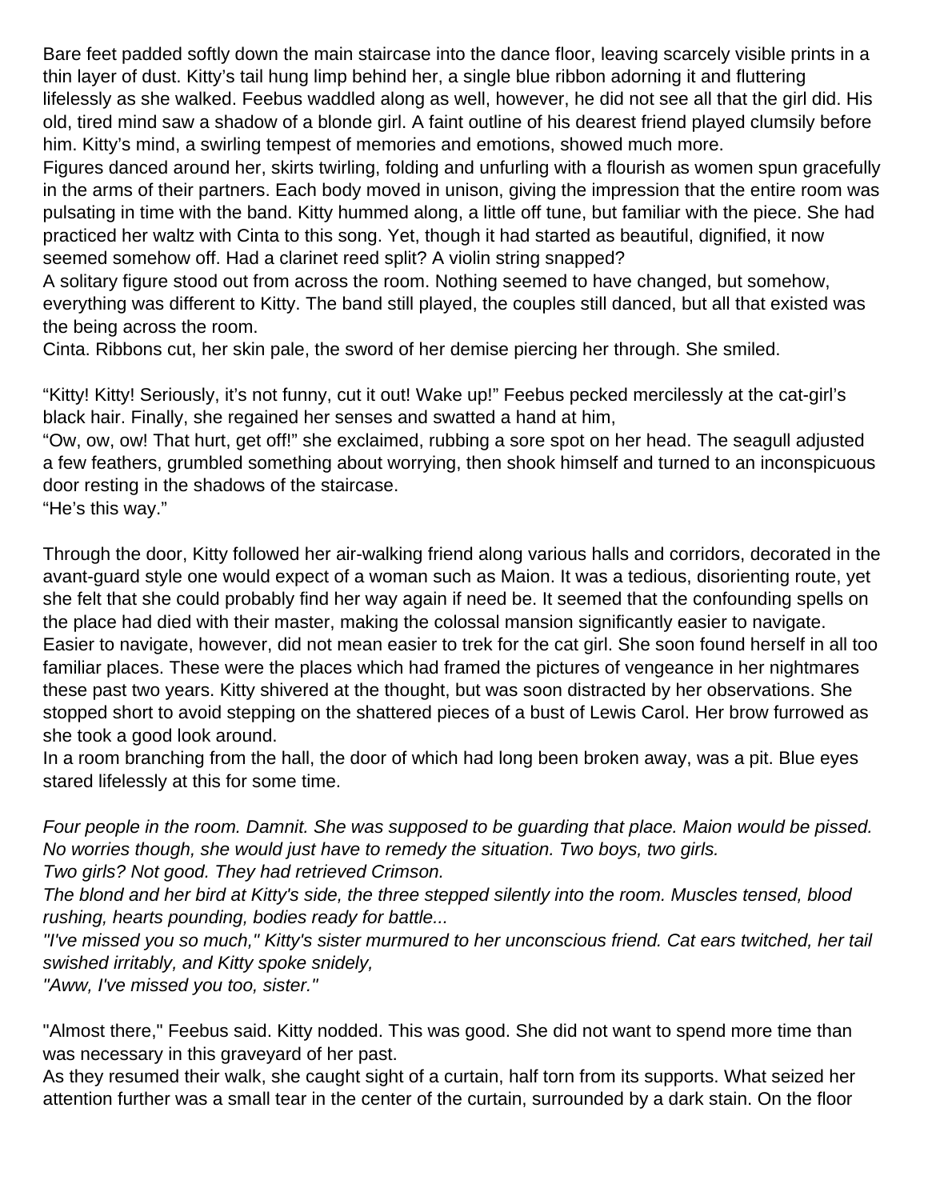Bare feet padded softly down the main staircase into the dance floor, leaving scarcely visible prints in a thin layer of dust. Kitty's tail hung limp behind her, a single blue ribbon adorning it and fluttering lifelessly as she walked. Feebus waddled along as well, however, he did not see all that the girl did. His old, tired mind saw a shadow of a blonde girl. A faint outline of his dearest friend played clumsily before him. Kitty's mind, a swirling tempest of memories and emotions, showed much more.

Figures danced around her, skirts twirling, folding and unfurling with a flourish as women spun gracefully in the arms of their partners. Each body moved in unison, giving the impression that the entire room was pulsating in time with the band. Kitty hummed along, a little off tune, but familiar with the piece. She had practiced her waltz with Cinta to this song. Yet, though it had started as beautiful, dignified, it now seemed somehow off. Had a clarinet reed split? A violin string snapped?

A solitary figure stood out from across the room. Nothing seemed to have changed, but somehow, everything was different to Kitty. The band still played, the couples still danced, but all that existed was the being across the room.

Cinta. Ribbons cut, her skin pale, the sword of her demise piercing her through. She smiled.

"Kitty! Kitty! Seriously, it's not funny, cut it out! Wake up!" Feebus pecked mercilessly at the cat-girl's black hair. Finally, she regained her senses and swatted a hand at him,

"Ow, ow, ow! That hurt, get off!" she exclaimed, rubbing a sore spot on her head. The seagull adjusted a few feathers, grumbled something about worrying, then shook himself and turned to an inconspicuous door resting in the shadows of the staircase.

"He's this way."

Through the door, Kitty followed her air-walking friend along various halls and corridors, decorated in the avant-guard style one would expect of a woman such as Maion. It was a tedious, disorienting route, yet she felt that she could probably find her way again if need be. It seemed that the confounding spells on the place had died with their master, making the colossal mansion significantly easier to navigate. Easier to navigate, however, did not mean easier to trek for the cat girl. She soon found herself in all too familiar places. These were the places which had framed the pictures of vengeance in her nightmares these past two years. Kitty shivered at the thought, but was soon distracted by her observations. She stopped short to avoid stepping on the shattered pieces of a bust of Lewis Carol. Her brow furrowed as she took a good look around.

In a room branching from the hall, the door of which had long been broken away, was a pit. Blue eyes stared lifelessly at this for some time.

*Four people in the room. Damnit. She was supposed to be guarding that place. Maion would be pissed. No worries though, she would just have to remedy the situation. Two boys, two girls.*

*Two girls? Not good. They had retrieved Crimson.*

*The blond and her bird at Kitty's side, the three stepped silently into the room. Muscles tensed, blood rushing, hearts pounding, bodies ready for battle...*

*"I've missed you so much," Kitty's sister murmured to her unconscious friend. Cat ears twitched, her tail swished irritably, and Kitty spoke snidely,*

*"Aww, I've missed you too, sister."*

"Almost there," Feebus said. Kitty nodded. This was good. She did not want to spend more time than was necessary in this graveyard of her past.

As they resumed their walk, she caught sight of a curtain, half torn from its supports. What seized her attention further was a small tear in the center of the curtain, surrounded by a dark stain. On the floor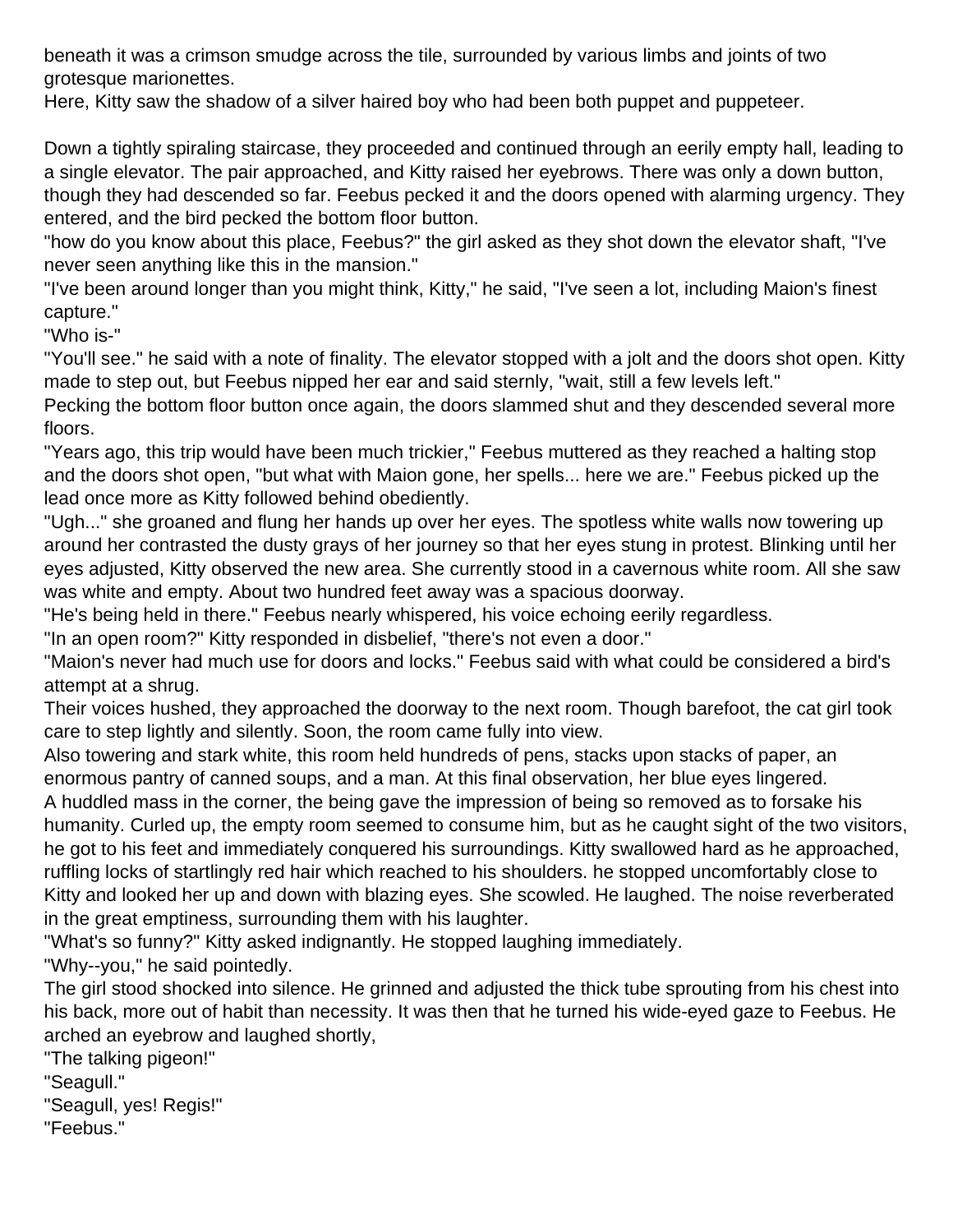beneath it was a crimson smudge across the tile, surrounded by various limbs and joints of two grotesque marionettes.
Here, Kitty saw the shadow of a silver haired boy who had been both puppet and puppeteer.

Down a tightly spiraling staircase, they proceeded and continued through an eerily empty hall, leading to a single elevator. The pair approached, and Kitty raised her eyebrows. There was only a down button, though they had descended so far. Feebus pecked it and the doors opened with alarming urgency. They entered, and the bird pecked the bottom floor button.
"how do you know about this place, Feebus?" the girl asked as they shot down the elevator shaft, "I've never seen anything like this in the mansion."
"I've been around longer than you might think, Kitty," he said, "I've seen a lot, including Maion's finest capture."
"Who is-"
"You'll see." he said with a note of finality. The elevator stopped with a jolt and the doors shot open. Kitty made to step out, but Feebus nipped her ear and said sternly, "wait, still a few levels left."
Pecking the bottom floor button once again, the doors slammed shut and they descended several more floors.
"Years ago, this trip would have been much trickier," Feebus muttered as they reached a halting stop and the doors shot open, "but what with Maion gone, her spells... here we are." Feebus picked up the lead once more as Kitty followed behind obediently.
"Ugh..." she groaned and flung her hands up over her eyes. The spotless white walls now towering up around her contrasted the dusty grays of her journey so that her eyes stung in protest. Blinking until her eyes adjusted, Kitty observed the new area. She currently stood in a cavernous white room. All she saw was white and empty. About two hundred feet away was a spacious doorway.
"He's being held in there." Feebus nearly whispered, his voice echoing eerily regardless.
"In an open room?" Kitty responded in disbelief, "there's not even a door."
"Maion's never had much use for doors and locks." Feebus said with what could be considered a bird's attempt at a shrug.
Their voices hushed, they approached the doorway to the next room. Though barefoot, the cat girl took care to step lightly and silently. Soon, the room came fully into view.
Also towering and stark white, this room held hundreds of pens, stacks upon stacks of paper, an enormous pantry of canned soups, and a man. At this final observation, her blue eyes lingered.
A huddled mass in the corner, the being gave the impression of being so removed as to forsake his humanity. Curled up, the empty room seemed to consume him, but as he caught sight of the two visitors, he got to his feet and immediately conquered his surroundings. Kitty swallowed hard as he approached, ruffling locks of startlingly red hair which reached to his shoulders. he stopped uncomfortably close to Kitty and looked her up and down with blazing eyes. She scowled. He laughed. The noise reverberated in the great emptiness, surrounding them with his laughter.
"What's so funny?" Kitty asked indignantly. He stopped laughing immediately.
"Why--you," he said pointedly.
The girl stood shocked into silence. He grinned and adjusted the thick tube sprouting from his chest into his back, more out of habit than necessity. It was then that he turned his wide-eyed gaze to Feebus. He arched an eyebrow and laughed shortly,
"The talking pigeon!"
"Seagull."
"Seagull, yes! Regis!"
"Feebus."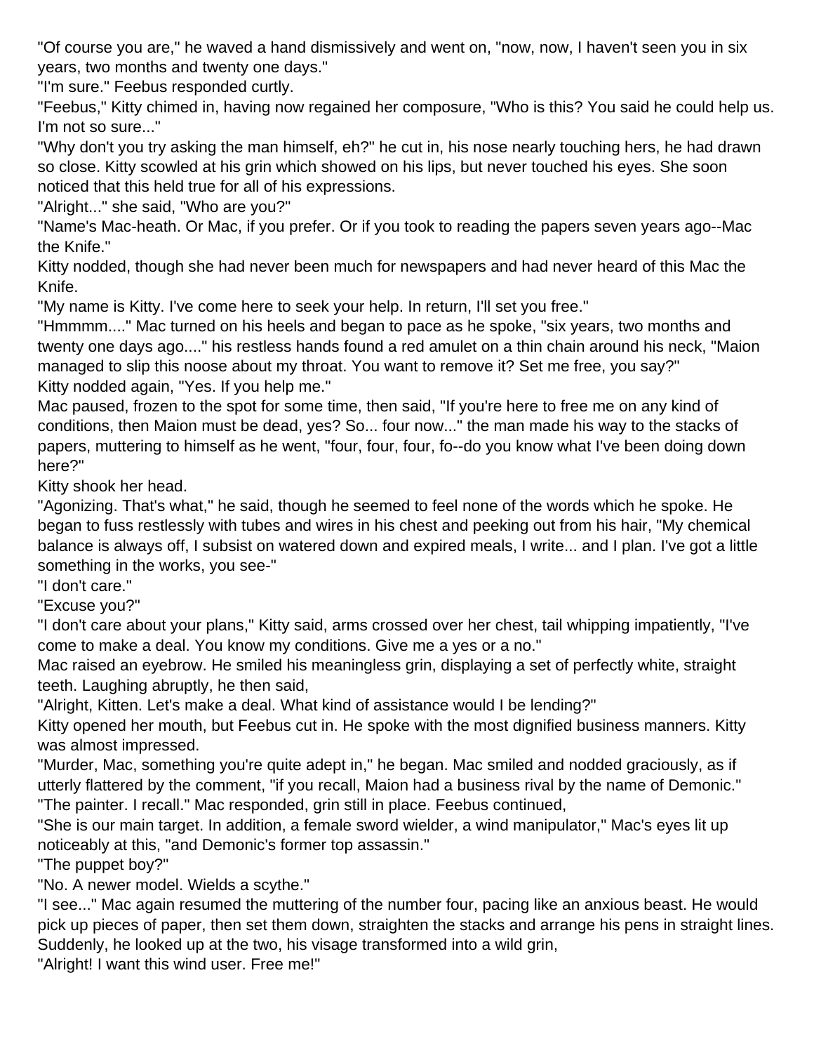"Of course you are," he waved a hand dismissively and went on, "now, now, I haven't seen you in six years, two months and twenty one days."

"I'm sure." Feebus responded curtly.

"Feebus," Kitty chimed in, having now regained her composure, "Who is this? You said he could help us. I'm not so sure..."

"Why don't you try asking the man himself, eh?" he cut in, his nose nearly touching hers, he had drawn so close. Kitty scowled at his grin which showed on his lips, but never touched his eyes. She soon noticed that this held true for all of his expressions.

"Alright..." she said, "Who are you?"

"Name's Mac-heath. Or Mac, if you prefer. Or if you took to reading the papers seven years ago--Mac the Knife."

Kitty nodded, though she had never been much for newspapers and had never heard of this Mac the Knife.

"My name is Kitty. I've come here to seek your help. In return, I'll set you free."

"Hmmmm...." Mac turned on his heels and began to pace as he spoke, "six years, two months and twenty one days ago...." his restless hands found a red amulet on a thin chain around his neck, "Maion managed to slip this noose about my throat. You want to remove it? Set me free, you say?"

Kitty nodded again, "Yes. If you help me."

Mac paused, frozen to the spot for some time, then said, "If you're here to free me on any kind of conditions, then Maion must be dead, yes? So... four now..." the man made his way to the stacks of papers, muttering to himself as he went, "four, four, four, fo--do you know what I've been doing down here?"

Kitty shook her head.

"Agonizing. That's what," he said, though he seemed to feel none of the words which he spoke. He began to fuss restlessly with tubes and wires in his chest and peeking out from his hair, "My chemical balance is always off, I subsist on watered down and expired meals, I write... and I plan. I've got a little something in the works, you see-"

"I don't care."

"Excuse you?"

"I don't care about your plans," Kitty said, arms crossed over her chest, tail whipping impatiently, "I've come to make a deal. You know my conditions. Give me a yes or a no."

Mac raised an eyebrow. He smiled his meaningless grin, displaying a set of perfectly white, straight teeth. Laughing abruptly, he then said,

"Alright, Kitten. Let's make a deal. What kind of assistance would I be lending?"

Kitty opened her mouth, but Feebus cut in. He spoke with the most dignified business manners. Kitty was almost impressed.

"Murder, Mac, something you're quite adept in," he began. Mac smiled and nodded graciously, as if utterly flattered by the comment, "if you recall, Maion had a business rival by the name of Demonic."

"The painter. I recall." Mac responded, grin still in place. Feebus continued,

"She is our main target. In addition, a female sword wielder, a wind manipulator," Mac's eyes lit up noticeably at this, "and Demonic's former top assassin."

"The puppet boy?"

"No. A newer model. Wields a scythe."

"I see..." Mac again resumed the muttering of the number four, pacing like an anxious beast. He would pick up pieces of paper, then set them down, straighten the stacks and arrange his pens in straight lines. Suddenly, he looked up at the two, his visage transformed into a wild grin,

"Alright! I want this wind user. Free me!"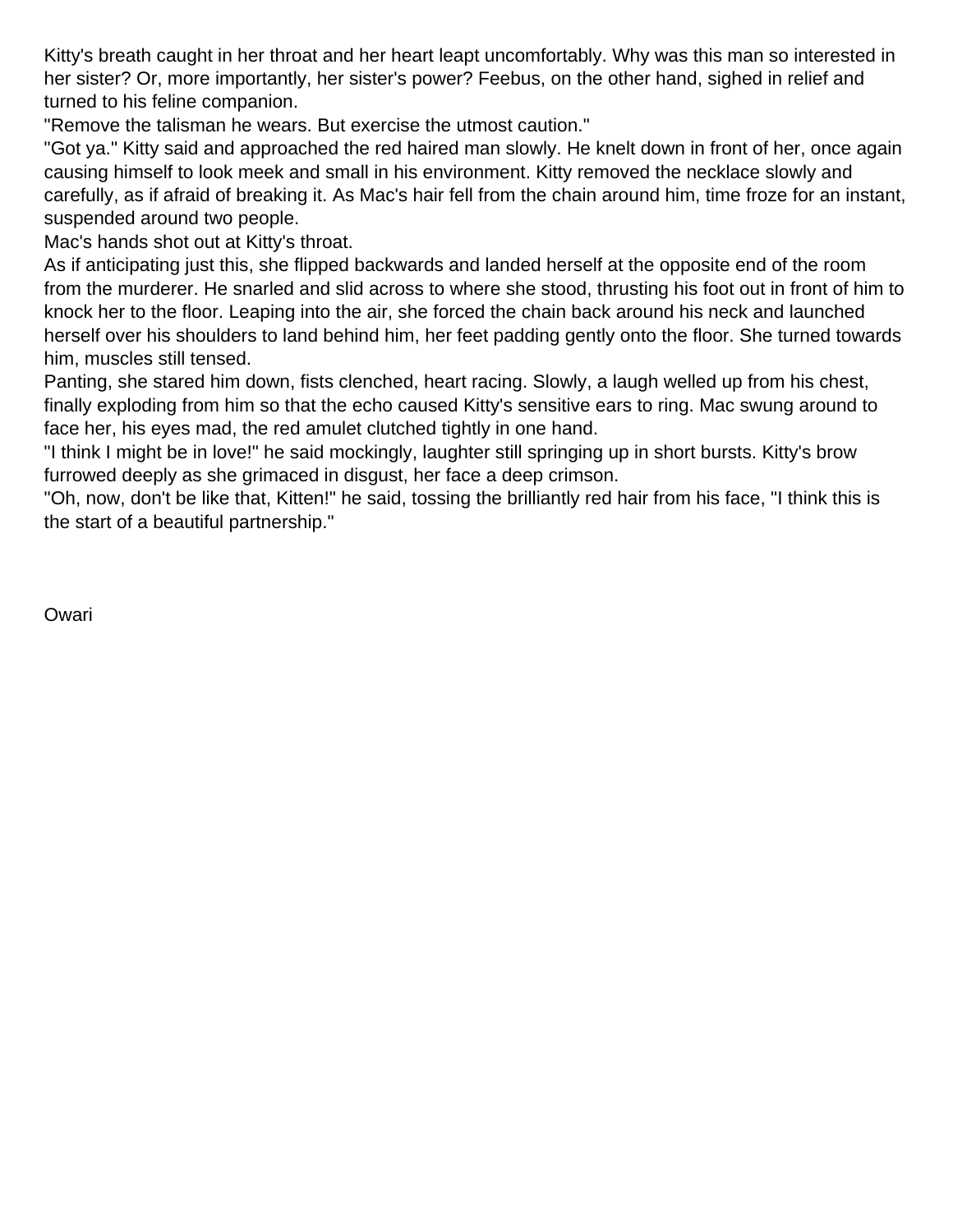Kitty's breath caught in her throat and her heart leapt uncomfortably. Why was this man so interested in her sister? Or, more importantly, her sister's power? Feebus, on the other hand, sighed in relief and turned to his feline companion.

"Remove the talisman he wears. But exercise the utmost caution."

"Got ya." Kitty said and approached the red haired man slowly. He knelt down in front of her, once again causing himself to look meek and small in his environment. Kitty removed the necklace slowly and carefully, as if afraid of breaking it. As Mac's hair fell from the chain around him, time froze for an instant, suspended around two people.

Mac's hands shot out at Kitty's throat.

As if anticipating just this, she flipped backwards and landed herself at the opposite end of the room from the murderer. He snarled and slid across to where she stood, thrusting his foot out in front of him to knock her to the floor. Leaping into the air, she forced the chain back around his neck and launched herself over his shoulders to land behind him, her feet padding gently onto the floor. She turned towards him, muscles still tensed.

Panting, she stared him down, fists clenched, heart racing. Slowly, a laugh welled up from his chest, finally exploding from him so that the echo caused Kitty's sensitive ears to ring. Mac swung around to face her, his eyes mad, the red amulet clutched tightly in one hand.

"I think I might be in love!" he said mockingly, laughter still springing up in short bursts. Kitty's brow furrowed deeply as she grimaced in disgust, her face a deep crimson.

"Oh, now, don't be like that, Kitten!" he said, tossing the brilliantly red hair from his face, "I think this is the start of a beautiful partnership."

Owari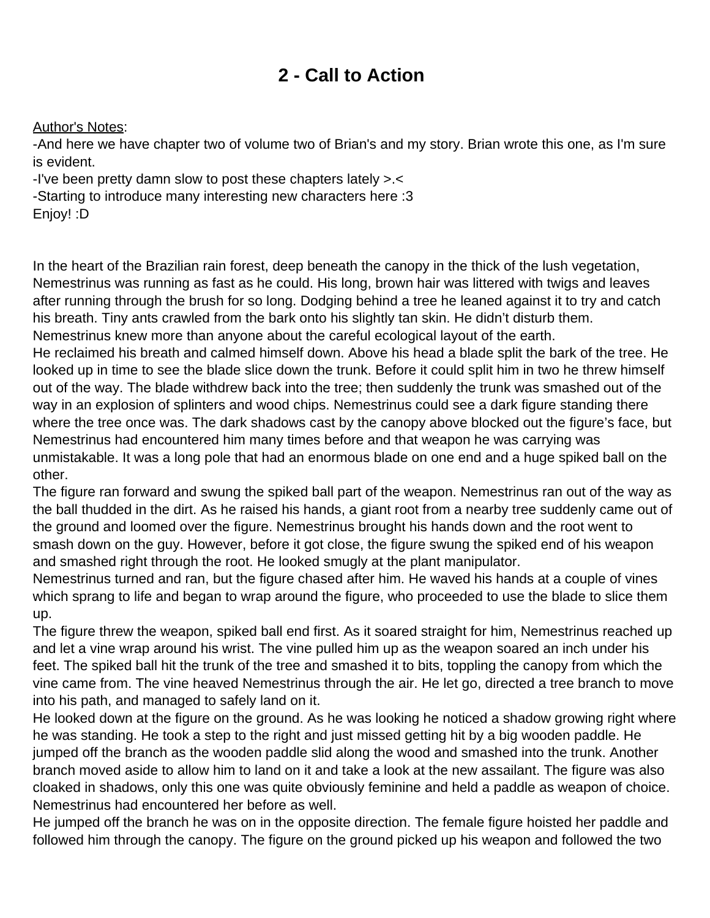# 2 - Call to Action

Author's Notes:

-And here we have chapter two of volume two of Brian's and my story. Brian wrote this one, as I'm sure is evident.

-I've been pretty damn slow to post these chapters lately >.<

-Starting to introduce many interesting new characters here :3

Enjoy! :D

In the heart of the Brazilian rain forest, deep beneath the canopy in the thick of the lush vegetation, Nemestrinus was running as fast as he could. His long, brown hair was littered with twigs and leaves after running through the brush for so long. Dodging behind a tree he leaned against it to try and catch his breath. Tiny ants crawled from the bark onto his slightly tan skin. He didn't disturb them. Nemestrinus knew more than anyone about the careful ecological layout of the earth.

He reclaimed his breath and calmed himself down. Above his head a blade split the bark of the tree. He looked up in time to see the blade slice down the trunk. Before it could split him in two he threw himself out of the way. The blade withdrew back into the tree; then suddenly the trunk was smashed out of the way in an explosion of splinters and wood chips. Nemestrinus could see a dark figure standing there where the tree once was. The dark shadows cast by the canopy above blocked out the figure's face, but Nemestrinus had encountered him many times before and that weapon he was carrying was unmistakable. It was a long pole that had an enormous blade on one end and a huge spiked ball on the other.

The figure ran forward and swung the spiked ball part of the weapon. Nemestrinus ran out of the way as the ball thudded in the dirt. As he raised his hands, a giant root from a nearby tree suddenly came out of the ground and loomed over the figure. Nemestrinus brought his hands down and the root went to smash down on the guy. However, before it got close, the figure swung the spiked end of his weapon and smashed right through the root. He looked smugly at the plant manipulator.

Nemestrinus turned and ran, but the figure chased after him. He waved his hands at a couple of vines which sprang to life and began to wrap around the figure, who proceeded to use the blade to slice them up.

The figure threw the weapon, spiked ball end first. As it soared straight for him, Nemestrinus reached up and let a vine wrap around his wrist. The vine pulled him up as the weapon soared an inch under his feet. The spiked ball hit the trunk of the tree and smashed it to bits, toppling the canopy from which the vine came from. The vine heaved Nemestrinus through the air. He let go, directed a tree branch to move into his path, and managed to safely land on it.

He looked down at the figure on the ground. As he was looking he noticed a shadow growing right where he was standing. He took a step to the right and just missed getting hit by a big wooden paddle. He jumped off the branch as the wooden paddle slid along the wood and smashed into the trunk. Another branch moved aside to allow him to land on it and take a look at the new assailant. The figure was also cloaked in shadows, only this one was quite obviously feminine and held a paddle as weapon of choice. Nemestrinus had encountered her before as well.

He jumped off the branch he was on in the opposite direction. The female figure hoisted her paddle and followed him through the canopy. The figure on the ground picked up his weapon and followed the two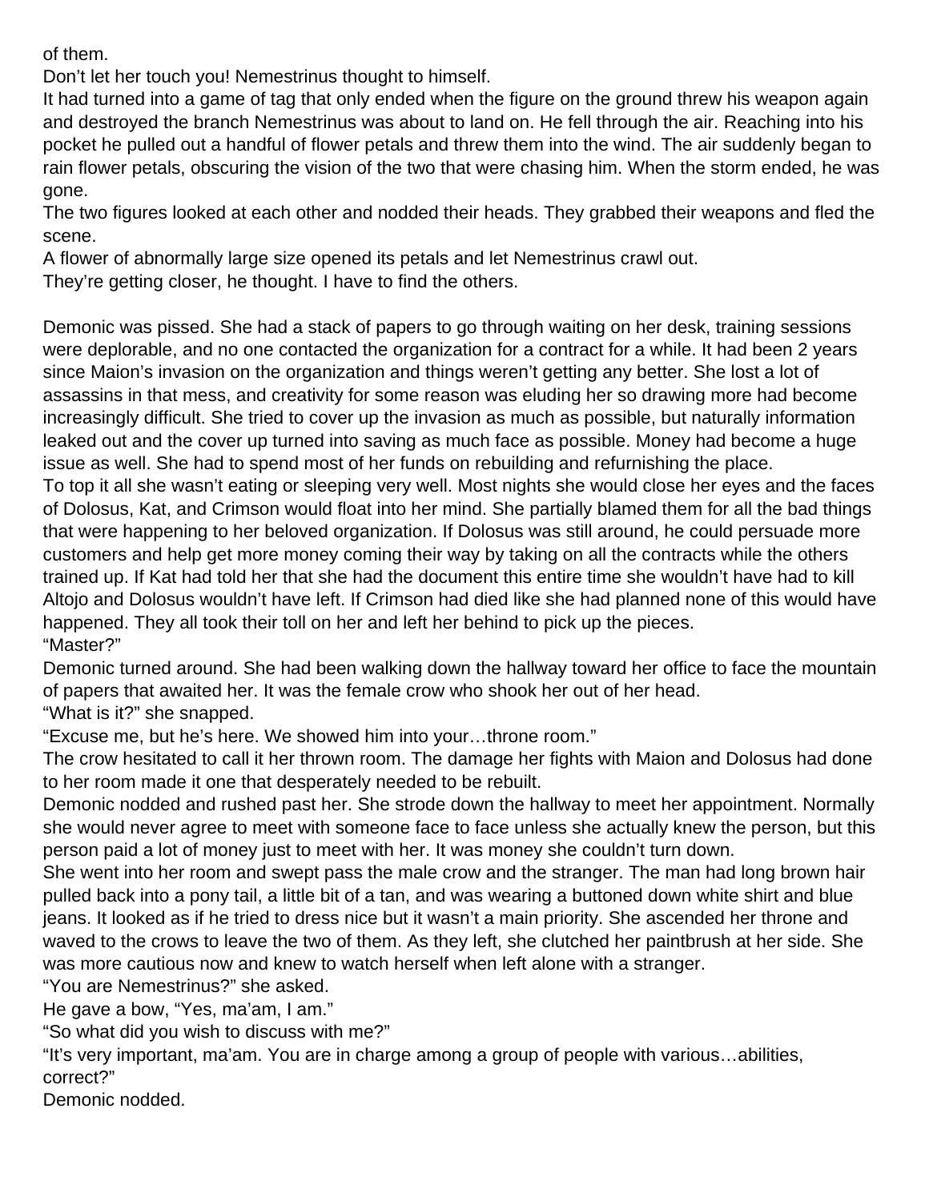of them.

Don't let her touch you! Nemestrinus thought to himself.

It had turned into a game of tag that only ended when the figure on the ground threw his weapon again and destroyed the branch Nemestrinus was about to land on. He fell through the air. Reaching into his pocket he pulled out a handful of flower petals and threw them into the wind. The air suddenly began to rain flower petals, obscuring the vision of the two that were chasing him. When the storm ended, he was gone.

The two figures looked at each other and nodded their heads. They grabbed their weapons and fled the scene.

A flower of abnormally large size opened its petals and let Nemestrinus crawl out.

They're getting closer, he thought. I have to find the others.

Demonic was pissed. She had a stack of papers to go through waiting on her desk, training sessions were deplorable, and no one contacted the organization for a contract for a while. It had been 2 years since Maion's invasion on the organization and things weren't getting any better. She lost a lot of assassins in that mess, and creativity for some reason was eluding her so drawing more had become increasingly difficult. She tried to cover up the invasion as much as possible, but naturally information leaked out and the cover up turned into saving as much face as possible. Money had become a huge issue as well. She had to spend most of her funds on rebuilding and refurnishing the place.

To top it all she wasn't eating or sleeping very well. Most nights she would close her eyes and the faces of Dolosus, Kat, and Crimson would float into her mind. She partially blamed them for all the bad things that were happening to her beloved organization. If Dolosus was still around, he could persuade more customers and help get more money coming their way by taking on all the contracts while the others trained up. If Kat had told her that she had the document this entire time she wouldn't have had to kill Altojo and Dolosus wouldn't have left. If Crimson had died like she had planned none of this would have happened. They all took their toll on her and left her behind to pick up the pieces.

"Master?"

Demonic turned around. She had been walking down the hallway toward her office to face the mountain of papers that awaited her. It was the female crow who shook her out of her head.

"What is it?" she snapped.

"Excuse me, but he's here. We showed him into your…throne room."

The crow hesitated to call it her thrown room. The damage her fights with Maion and Dolosus had done to her room made it one that desperately needed to be rebuilt.

Demonic nodded and rushed past her. She strode down the hallway to meet her appointment. Normally she would never agree to meet with someone face to face unless she actually knew the person, but this person paid a lot of money just to meet with her. It was money she couldn't turn down.

She went into her room and swept pass the male crow and the stranger. The man had long brown hair pulled back into a pony tail, a little bit of a tan, and was wearing a buttoned down white shirt and blue jeans. It looked as if he tried to dress nice but it wasn't a main priority. She ascended her throne and waved to the crows to leave the two of them. As they left, she clutched her paintbrush at her side. She was more cautious now and knew to watch herself when left alone with a stranger.

"You are Nemestrinus?" she asked.

He gave a bow, "Yes, ma'am, I am."

"So what did you wish to discuss with me?"

"It's very important, ma'am. You are in charge among a group of people with various…abilities, correct?"

Demonic nodded.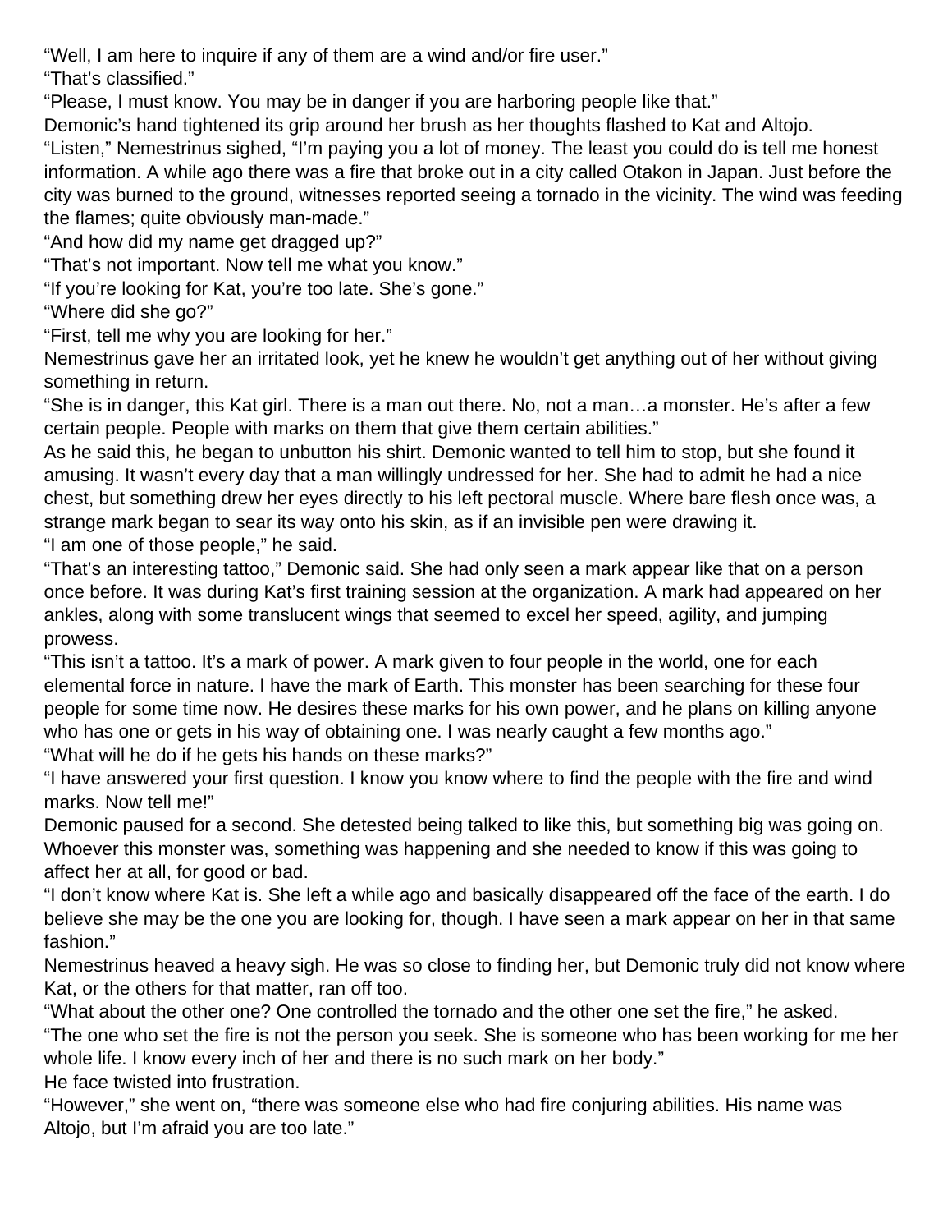"Well, I am here to inquire if any of them are a wind and/or fire user."

"That's classified."

"Please, I must know. You may be in danger if you are harboring people like that."

Demonic's hand tightened its grip around her brush as her thoughts flashed to Kat and Altojo.

"Listen," Nemestrinus sighed, "I'm paying you a lot of money. The least you could do is tell me honest information. A while ago there was a fire that broke out in a city called Otakon in Japan. Just before the city was burned to the ground, witnesses reported seeing a tornado in the vicinity. The wind was feeding the flames; quite obviously man-made."

"And how did my name get dragged up?"

"That's not important. Now tell me what you know."

"If you're looking for Kat, you're too late. She's gone."

"Where did she go?"

"First, tell me why you are looking for her."

Nemestrinus gave her an irritated look, yet he knew he wouldn't get anything out of her without giving something in return.

"She is in danger, this Kat girl. There is a man out there. No, not a man…a monster. He's after a few certain people. People with marks on them that give them certain abilities."

As he said this, he began to unbutton his shirt. Demonic wanted to tell him to stop, but she found it amusing. It wasn't every day that a man willingly undressed for her. She had to admit he had a nice chest, but something drew her eyes directly to his left pectoral muscle. Where bare flesh once was, a strange mark began to sear its way onto his skin, as if an invisible pen were drawing it.

"I am one of those people," he said.

"That's an interesting tattoo," Demonic said. She had only seen a mark appear like that on a person once before. It was during Kat's first training session at the organization. A mark had appeared on her ankles, along with some translucent wings that seemed to excel her speed, agility, and jumping prowess.

"This isn't a tattoo. It's a mark of power. A mark given to four people in the world, one for each elemental force in nature. I have the mark of Earth. This monster has been searching for these four people for some time now. He desires these marks for his own power, and he plans on killing anyone who has one or gets in his way of obtaining one. I was nearly caught a few months ago."

"What will he do if he gets his hands on these marks?"

"I have answered your first question. I know you know where to find the people with the fire and wind marks. Now tell me!"

Demonic paused for a second. She detested being talked to like this, but something big was going on. Whoever this monster was, something was happening and she needed to know if this was going to affect her at all, for good or bad.

"I don't know where Kat is. She left a while ago and basically disappeared off the face of the earth. I do believe she may be the one you are looking for, though. I have seen a mark appear on her in that same fashion."

Nemestrinus heaved a heavy sigh. He was so close to finding her, but Demonic truly did not know where Kat, or the others for that matter, ran off too.

"What about the other one? One controlled the tornado and the other one set the fire," he asked.

"The one who set the fire is not the person you seek. She is someone who has been working for me her whole life. I know every inch of her and there is no such mark on her body."

He face twisted into frustration.

"However," she went on, "there was someone else who had fire conjuring abilities. His name was Altojo, but I'm afraid you are too late."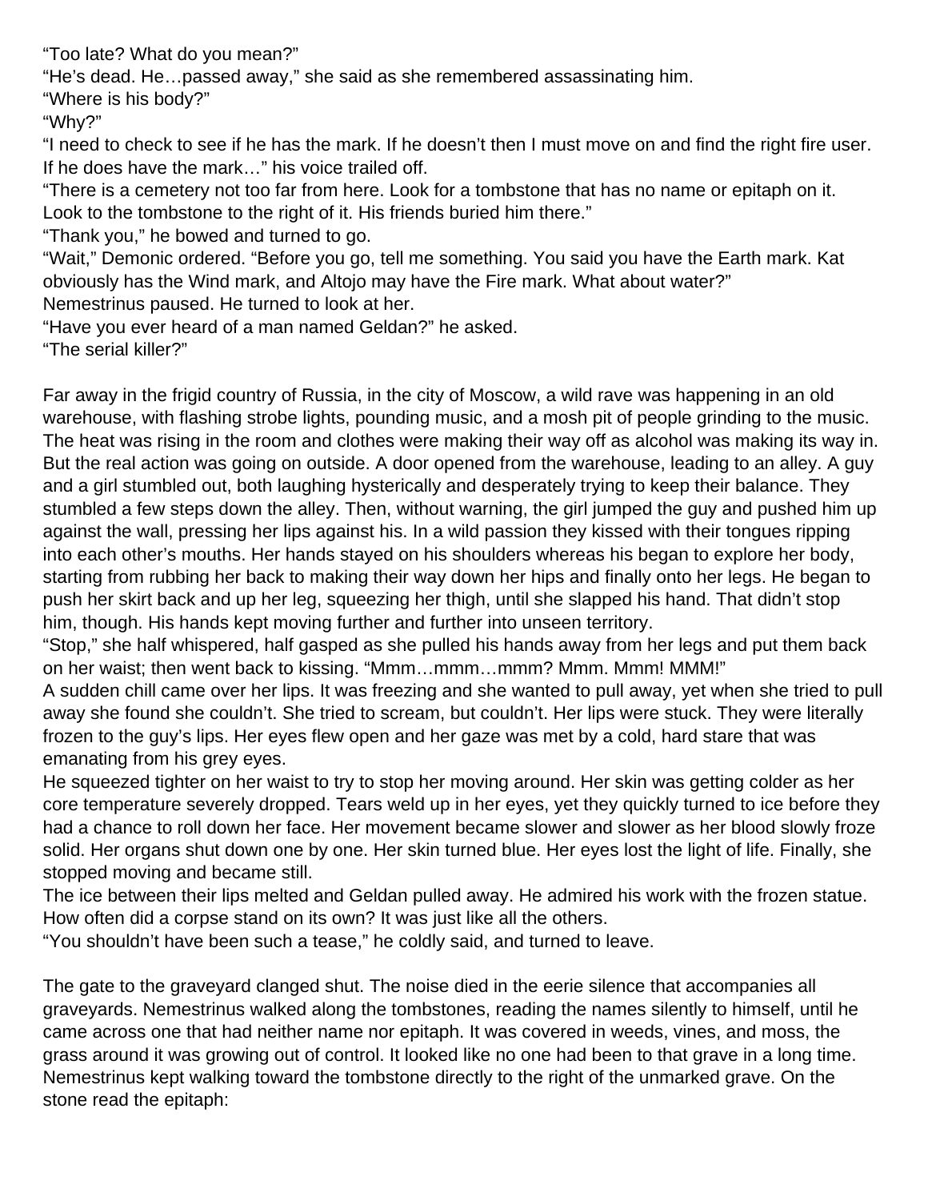“Too late? What do you mean?”

“He’s dead. He…passed away,” she said as she remembered assassinating him.

“Where is his body?”

“Why?”

“I need to check to see if he has the mark. If he doesn’t then I must move on and find the right fire user. If he does have the mark…” his voice trailed off.

“There is a cemetery not too far from here. Look for a tombstone that has no name or epitaph on it. Look to the tombstone to the right of it. His friends buried him there.”

“Thank you,” he bowed and turned to go.

“Wait,” Demonic ordered. “Before you go, tell me something. You said you have the Earth mark. Kat obviously has the Wind mark, and Altojo may have the Fire mark. What about water?”

Nemestrinus paused. He turned to look at her.

“Have you ever heard of a man named Geldan?” he asked.

“The serial killer?”

Far away in the frigid country of Russia, in the city of Moscow, a wild rave was happening in an old warehouse, with flashing strobe lights, pounding music, and a mosh pit of people grinding to the music. The heat was rising in the room and clothes were making their way off as alcohol was making its way in. But the real action was going on outside. A door opened from the warehouse, leading to an alley. A guy and a girl stumbled out, both laughing hysterically and desperately trying to keep their balance. They stumbled a few steps down the alley. Then, without warning, the girl jumped the guy and pushed him up against the wall, pressing her lips against his. In a wild passion they kissed with their tongues ripping into each other’s mouths. Her hands stayed on his shoulders whereas his began to explore her body, starting from rubbing her back to making their way down her hips and finally onto her legs. He began to push her skirt back and up her leg, squeezing her thigh, until she slapped his hand. That didn’t stop him, though. His hands kept moving further and further into unseen territory.

“Stop,” she half whispered, half gasped as she pulled his hands away from her legs and put them back on her waist; then went back to kissing. “Mmm…mmm…mmm? Mmm. Mmm! MMM!”

A sudden chill came over her lips. It was freezing and she wanted to pull away, yet when she tried to pull away she found she couldn’t. She tried to scream, but couldn’t. Her lips were stuck. They were literally frozen to the guy’s lips. Her eyes flew open and her gaze was met by a cold, hard stare that was emanating from his grey eyes.

He squeezed tighter on her waist to try to stop her moving around. Her skin was getting colder as her core temperature severely dropped. Tears weld up in her eyes, yet they quickly turned to ice before they had a chance to roll down her face. Her movement became slower and slower as her blood slowly froze solid. Her organs shut down one by one. Her skin turned blue. Her eyes lost the light of life. Finally, she stopped moving and became still.

The ice between their lips melted and Geldan pulled away. He admired his work with the frozen statue. How often did a corpse stand on its own? It was just like all the others.

“You shouldn’t have been such a tease,” he coldly said, and turned to leave.

The gate to the graveyard clanged shut. The noise died in the eerie silence that accompanies all graveyards. Nemestrinus walked along the tombstones, reading the names silently to himself, until he came across one that had neither name nor epitaph. It was covered in weeds, vines, and moss, the grass around it was growing out of control. It looked like no one had been to that grave in a long time. Nemestrinus kept walking toward the tombstone directly to the right of the unmarked grave. On the stone read the epitaph: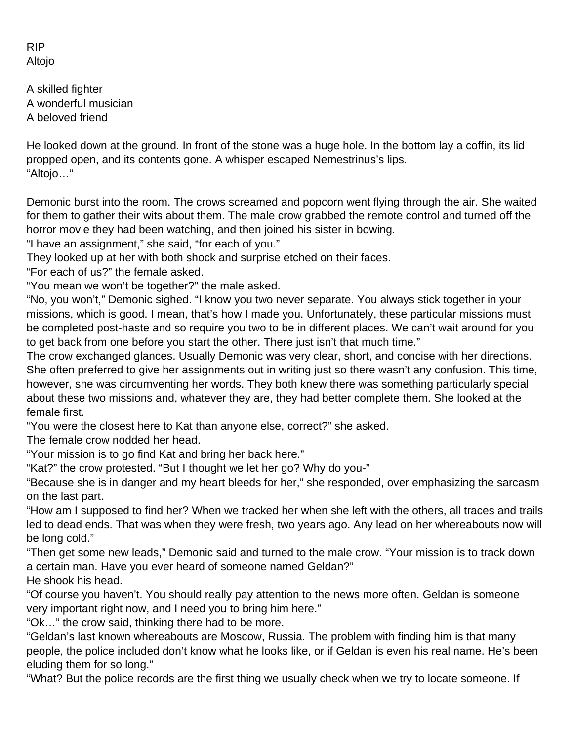RIP
Altojo

A skilled fighter
A wonderful musician
A beloved friend

He looked down at the ground. In front of the stone was a huge hole. In the bottom lay a coffin, its lid propped open, and its contents gone. A whisper escaped Nemestrinus's lips.
"Altojo…"

Demonic burst into the room. The crows screamed and popcorn went flying through the air. She waited for them to gather their wits about them. The male crow grabbed the remote control and turned off the horror movie they had been watching, and then joined his sister in bowing.
"I have an assignment," she said, "for each of you."
They looked up at her with both shock and surprise etched on their faces.
"For each of us?" the female asked.
"You mean we won't be together?" the male asked.
"No, you won't," Demonic sighed. "I know you two never separate. You always stick together in your missions, which is good. I mean, that's how I made you. Unfortunately, these particular missions must be completed post-haste and so require you two to be in different places. We can't wait around for you to get back from one before you start the other. There just isn't that much time."
The crow exchanged glances. Usually Demonic was very clear, short, and concise with her directions. She often preferred to give her assignments out in writing just so there wasn't any confusion. This time, however, she was circumventing her words. They both knew there was something particularly special about these two missions and, whatever they are, they had better complete them. She looked at the female first.
"You were the closest here to Kat than anyone else, correct?" she asked.
The female crow nodded her head.
"Your mission is to go find Kat and bring her back here."
"Kat?" the crow protested. "But I thought we let her go? Why do you-"
"Because she is in danger and my heart bleeds for her," she responded, over emphasizing the sarcasm on the last part.
"How am I supposed to find her? When we tracked her when she left with the others, all traces and trails led to dead ends. That was when they were fresh, two years ago. Any lead on her whereabouts now will be long cold."
"Then get some new leads," Demonic said and turned to the male crow. "Your mission is to track down a certain man. Have you ever heard of someone named Geldan?"
He shook his head.
"Of course you haven't. You should really pay attention to the news more often. Geldan is someone very important right now, and I need you to bring him here."
"Ok…" the crow said, thinking there had to be more.
"Geldan's last known whereabouts are Moscow, Russia. The problem with finding him is that many people, the police included don't know what he looks like, or if Geldan is even his real name. He's been eluding them for so long."
"What? But the police records are the first thing we usually check when we try to locate someone. If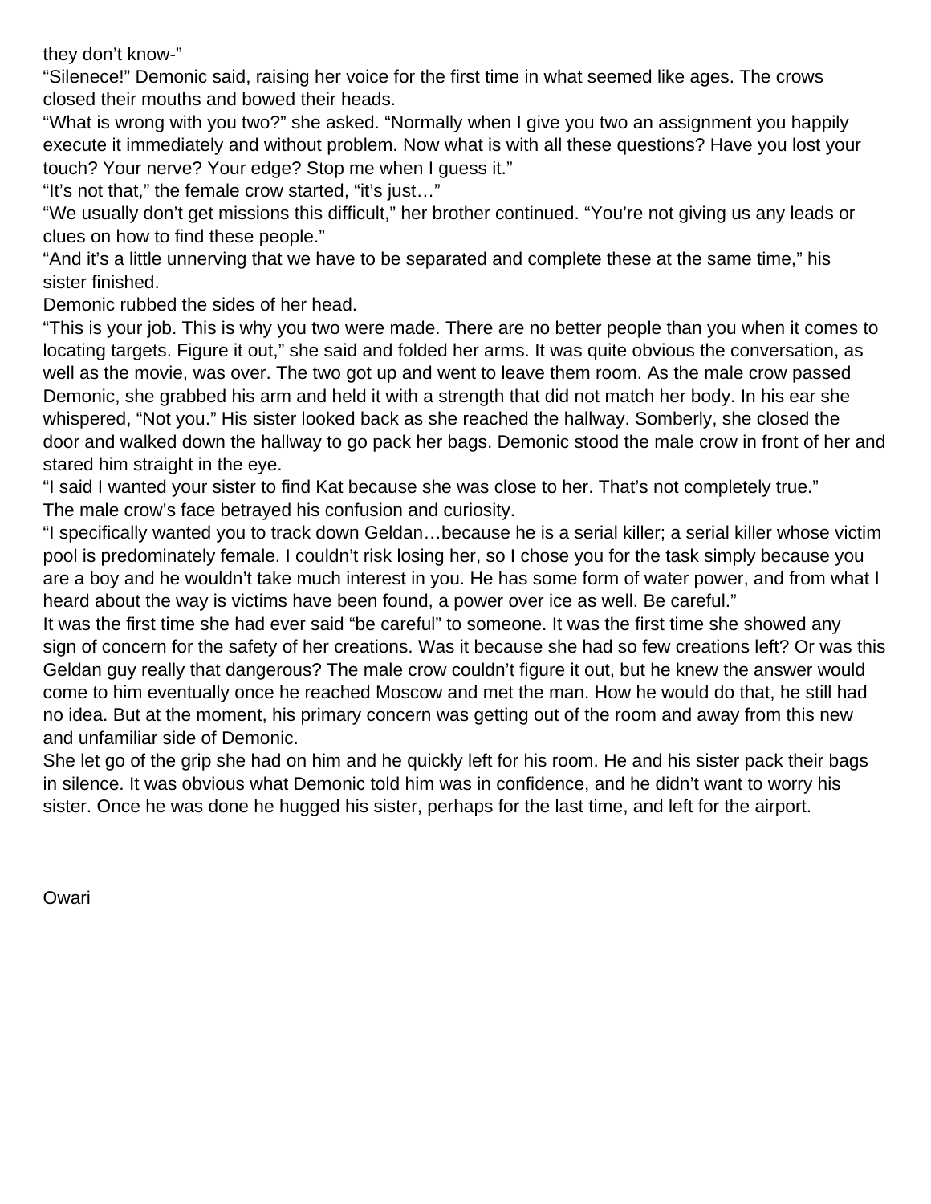they don't know-"

"Silenece!" Demonic said, raising her voice for the first time in what seemed like ages. The crows closed their mouths and bowed their heads.

"What is wrong with you two?" she asked. "Normally when I give you two an assignment you happily execute it immediately and without problem. Now what is with all these questions? Have you lost your touch? Your nerve? Your edge? Stop me when I guess it."

"It's not that," the female crow started, "it's just…"

"We usually don't get missions this difficult," her brother continued. "You're not giving us any leads or clues on how to find these people."

"And it's a little unnerving that we have to be separated and complete these at the same time," his sister finished.

Demonic rubbed the sides of her head.

"This is your job. This is why you two were made. There are no better people than you when it comes to locating targets. Figure it out," she said and folded her arms. It was quite obvious the conversation, as well as the movie, was over. The two got up and went to leave them room. As the male crow passed Demonic, she grabbed his arm and held it with a strength that did not match her body. In his ear she whispered, "Not you." His sister looked back as she reached the hallway. Somberly, she closed the door and walked down the hallway to go pack her bags. Demonic stood the male crow in front of her and stared him straight in the eye.

"I said I wanted your sister to find Kat because she was close to her. That's not completely true."

The male crow's face betrayed his confusion and curiosity.

"I specifically wanted you to track down Geldan…because he is a serial killer; a serial killer whose victim pool is predominately female. I couldn't risk losing her, so I chose you for the task simply because you are a boy and he wouldn't take much interest in you. He has some form of water power, and from what I heard about the way is victims have been found, a power over ice as well. Be careful."

It was the first time she had ever said "be careful" to someone. It was the first time she showed any sign of concern for the safety of her creations. Was it because she had so few creations left? Or was this Geldan guy really that dangerous? The male crow couldn't figure it out, but he knew the answer would come to him eventually once he reached Moscow and met the man. How he would do that, he still had no idea. But at the moment, his primary concern was getting out of the room and away from this new and unfamiliar side of Demonic.

She let go of the grip she had on him and he quickly left for his room. He and his sister pack their bags in silence. It was obvious what Demonic told him was in confidence, and he didn't want to worry his sister. Once he was done he hugged his sister, perhaps for the last time, and left for the airport.

Owari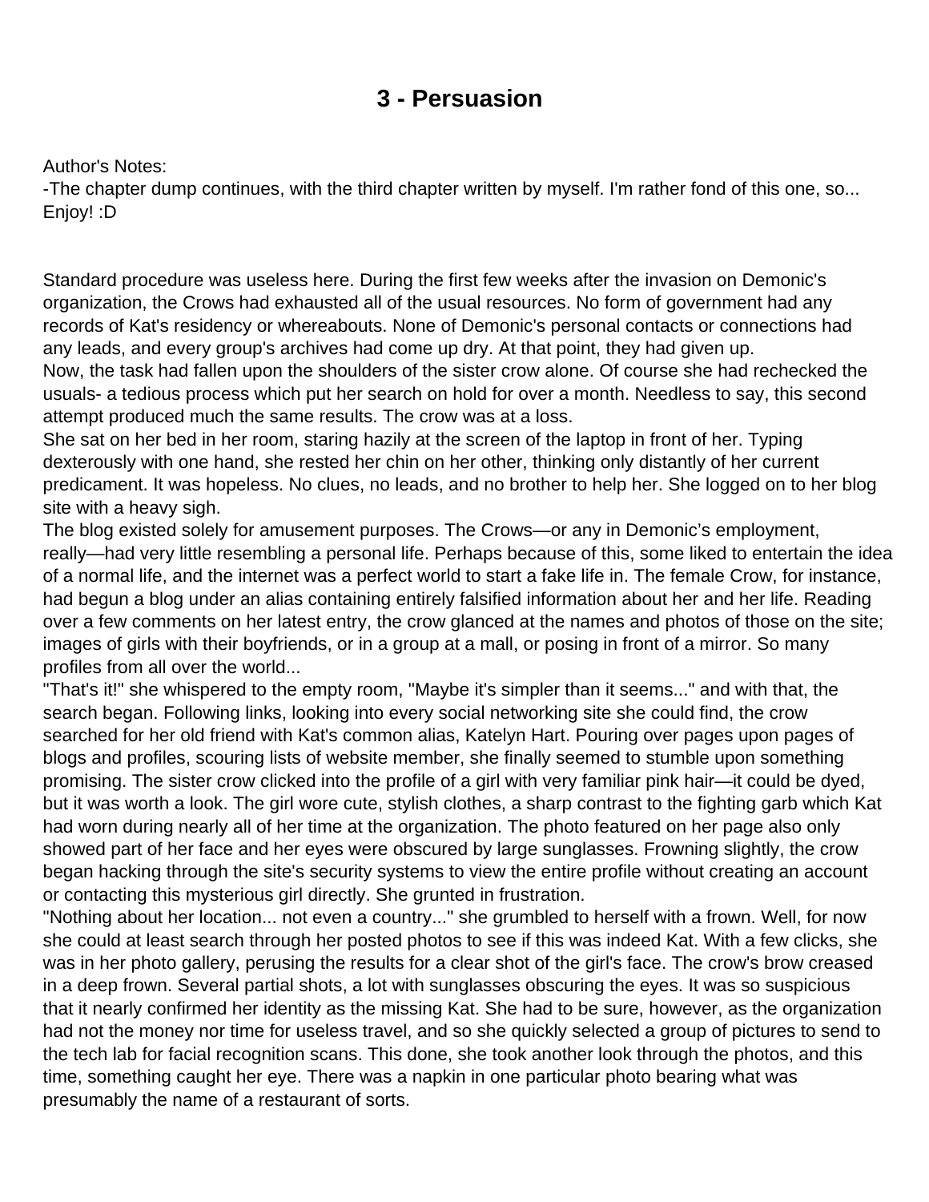# 3 - Persuasion

Author's Notes:
-The chapter dump continues, with the third chapter written by myself. I'm rather fond of this one, so... Enjoy! :D

Standard procedure was useless here. During the first few weeks after the invasion on Demonic's organization, the Crows had exhausted all of the usual resources. No form of government had any records of Kat's residency or whereabouts. None of Demonic's personal contacts or connections had any leads, and every group's archives had come up dry. At that point, they had given up.

Now, the task had fallen upon the shoulders of the sister crow alone. Of course she had rechecked the usuals- a tedious process which put her search on hold for over a month. Needless to say, this second attempt produced much the same results. The crow was at a loss.

She sat on her bed in her room, staring hazily at the screen of the laptop in front of her. Typing dexterously with one hand, she rested her chin on her other, thinking only distantly of her current predicament. It was hopeless. No clues, no leads, and no brother to help her. She logged on to her blog site with a heavy sigh.

The blog existed solely for amusement purposes. The Crows—or any in Demonic's employment, really—had very little resembling a personal life. Perhaps because of this, some liked to entertain the idea of a normal life, and the internet was a perfect world to start a fake life in. The female Crow, for instance, had begun a blog under an alias containing entirely falsified information about her and her life. Reading over a few comments on her latest entry, the crow glanced at the names and photos of those on the site; images of girls with their boyfriends, or in a group at a mall, or posing in front of a mirror. So many profiles from all over the world...

"That's it!" she whispered to the empty room, "Maybe it's simpler than it seems..." and with that, the search began. Following links, looking into every social networking site she could find, the crow searched for her old friend with Kat's common alias, Katelyn Hart. Pouring over pages upon pages of blogs and profiles, scouring lists of website member, she finally seemed to stumble upon something promising. The sister crow clicked into the profile of a girl with very familiar pink hair—it could be dyed, but it was worth a look. The girl wore cute, stylish clothes, a sharp contrast to the fighting garb which Kat had worn during nearly all of her time at the organization. The photo featured on her page also only showed part of her face and her eyes were obscured by large sunglasses. Frowning slightly, the crow began hacking through the site's security systems to view the entire profile without creating an account or contacting this mysterious girl directly. She grunted in frustration.

"Nothing about her location... not even a country..." she grumbled to herself with a frown. Well, for now she could at least search through her posted photos to see if this was indeed Kat. With a few clicks, she was in her photo gallery, perusing the results for a clear shot of the girl's face. The crow's brow creased in a deep frown. Several partial shots, a lot with sunglasses obscuring the eyes. It was so suspicious that it nearly confirmed her identity as the missing Kat. She had to be sure, however, as the organization had not the money nor time for useless travel, and so she quickly selected a group of pictures to send to the tech lab for facial recognition scans. This done, she took another look through the photos, and this time, something caught her eye. There was a napkin in one particular photo bearing what was presumably the name of a restaurant of sorts.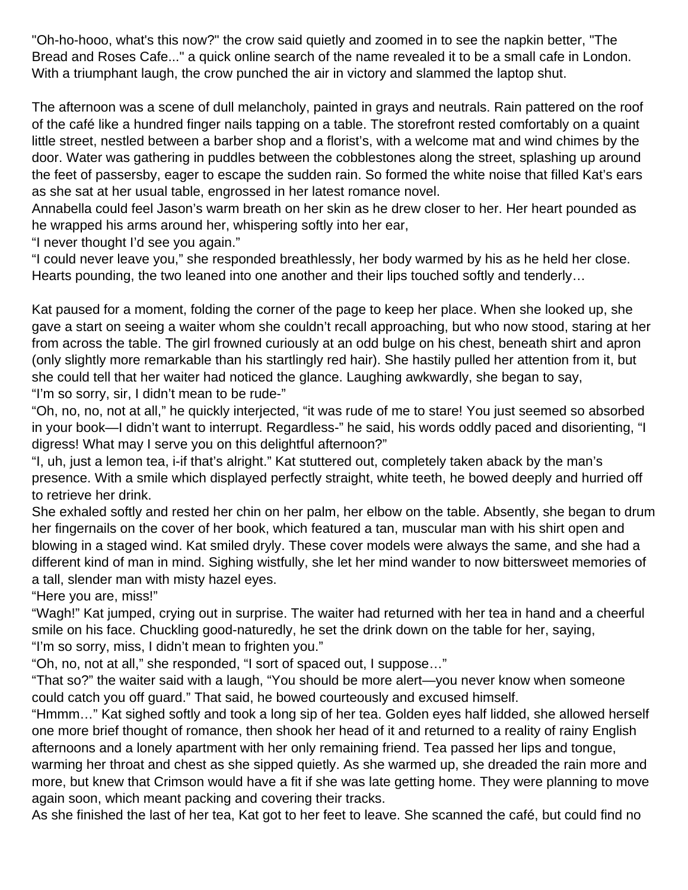"Oh-ho-hooo, what's this now?" the crow said quietly and zoomed in to see the napkin better, "The Bread and Roses Cafe..." a quick online search of the name revealed it to be a small cafe in London. With a triumphant laugh, the crow punched the air in victory and slammed the laptop shut.

The afternoon was a scene of dull melancholy, painted in grays and neutrals. Rain pattered on the roof of the café like a hundred finger nails tapping on a table. The storefront rested comfortably on a quaint little street, nestled between a barber shop and a florist's, with a welcome mat and wind chimes by the door. Water was gathering in puddles between the cobblestones along the street, splashing up around the feet of passersby, eager to escape the sudden rain. So formed the white noise that filled Kat's ears as she sat at her usual table, engrossed in her latest romance novel.

Annabella could feel Jason's warm breath on her skin as he drew closer to her. Her heart pounded as he wrapped his arms around her, whispering softly into her ear,

"I never thought I'd see you again."

"I could never leave you," she responded breathlessly, her body warmed by his as he held her close. Hearts pounding, the two leaned into one another and their lips touched softly and tenderly…

Kat paused for a moment, folding the corner of the page to keep her place. When she looked up, she gave a start on seeing a waiter whom she couldn't recall approaching, but who now stood, staring at her from across the table. The girl frowned curiously at an odd bulge on his chest, beneath shirt and apron (only slightly more remarkable than his startlingly red hair). She hastily pulled her attention from it, but she could tell that her waiter had noticed the glance. Laughing awkwardly, she began to say,

"I'm so sorry, sir, I didn't mean to be rude-"

"Oh, no, no, not at all," he quickly interjected, "it was rude of me to stare! You just seemed so absorbed in your book—I didn't want to interrupt. Regardless-" he said, his words oddly paced and disorienting, "I digress! What may I serve you on this delightful afternoon?"

"I, uh, just a lemon tea, i-if that's alright." Kat stuttered out, completely taken aback by the man's presence. With a smile which displayed perfectly straight, white teeth, he bowed deeply and hurried off to retrieve her drink.

She exhaled softly and rested her chin on her palm, her elbow on the table. Absently, she began to drum her fingernails on the cover of her book, which featured a tan, muscular man with his shirt open and blowing in a staged wind. Kat smiled dryly. These cover models were always the same, and she had a different kind of man in mind. Sighing wistfully, she let her mind wander to now bittersweet memories of a tall, slender man with misty hazel eyes.

"Here you are, miss!"

"Wagh!" Kat jumped, crying out in surprise. The waiter had returned with her tea in hand and a cheerful smile on his face. Chuckling good-naturedly, he set the drink down on the table for her, saying,

"I'm so sorry, miss, I didn't mean to frighten you."

"Oh, no, not at all," she responded, "I sort of spaced out, I suppose…"

"That so?" the waiter said with a laugh, "You should be more alert—you never know when someone could catch you off guard." That said, he bowed courteously and excused himself.

"Hmmm…" Kat sighed softly and took a long sip of her tea. Golden eyes half lidded, she allowed herself one more brief thought of romance, then shook her head of it and returned to a reality of rainy English afternoons and a lonely apartment with her only remaining friend. Tea passed her lips and tongue, warming her throat and chest as she sipped quietly. As she warmed up, she dreaded the rain more and more, but knew that Crimson would have a fit if she was late getting home. They were planning to move again soon, which meant packing and covering their tracks.

As she finished the last of her tea, Kat got to her feet to leave. She scanned the café, but could find no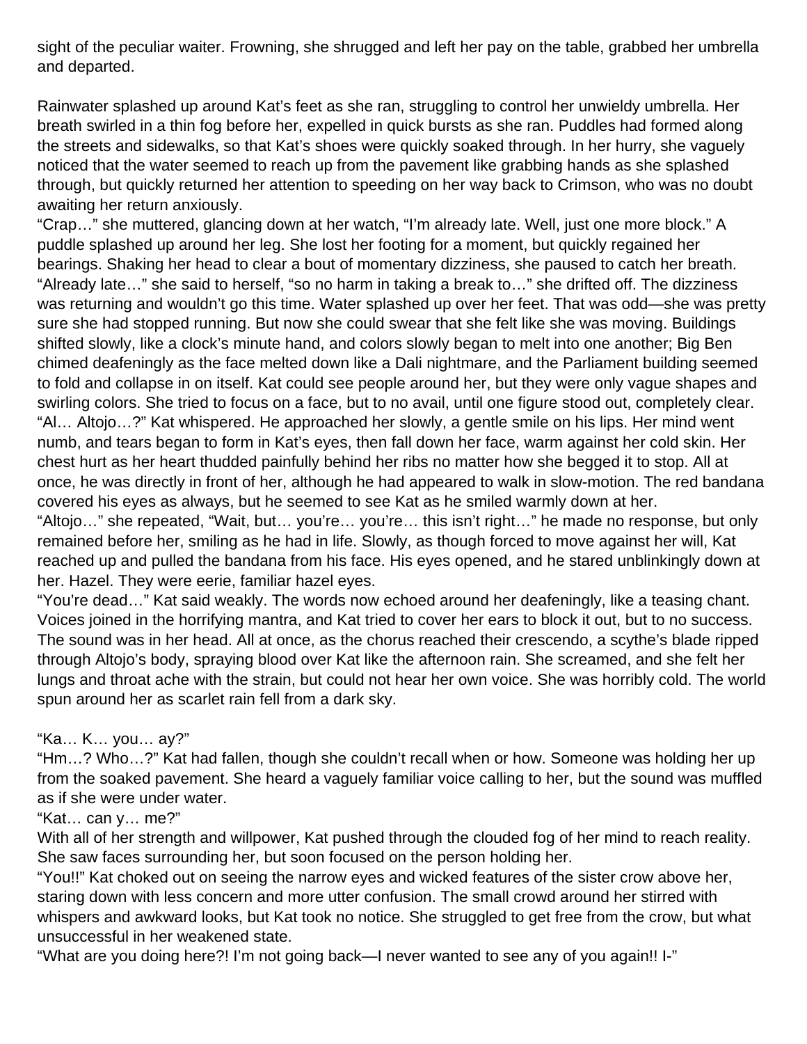sight of the peculiar waiter. Frowning, she shrugged and left her pay on the table, grabbed her umbrella and departed.

Rainwater splashed up around Kat's feet as she ran, struggling to control her unwieldy umbrella. Her breath swirled in a thin fog before her, expelled in quick bursts as she ran. Puddles had formed along the streets and sidewalks, so that Kat's shoes were quickly soaked through. In her hurry, she vaguely noticed that the water seemed to reach up from the pavement like grabbing hands as she splashed through, but quickly returned her attention to speeding on her way back to Crimson, who was no doubt awaiting her return anxiously.

"Crap…" she muttered, glancing down at her watch, "I'm already late. Well, just one more block." A puddle splashed up around her leg. She lost her footing for a moment, but quickly regained her bearings. Shaking her head to clear a bout of momentary dizziness, she paused to catch her breath.

"Already late…" she said to herself, "so no harm in taking a break to…" she drifted off. The dizziness was returning and wouldn't go this time. Water splashed up over her feet. That was odd—she was pretty sure she had stopped running. But now she could swear that she felt like she was moving. Buildings shifted slowly, like a clock's minute hand, and colors slowly began to melt into one another; Big Ben chimed deafeningly as the face melted down like a Dali nightmare, and the Parliament building seemed to fold and collapse in on itself. Kat could see people around her, but they were only vague shapes and swirling colors. She tried to focus on a face, but to no avail, until one figure stood out, completely clear.

"Al… Altojo…?" Kat whispered. He approached her slowly, a gentle smile on his lips. Her mind went numb, and tears began to form in Kat's eyes, then fall down her face, warm against her cold skin. Her chest hurt as her heart thudded painfully behind her ribs no matter how she begged it to stop. All at once, he was directly in front of her, although he had appeared to walk in slow-motion. The red bandana covered his eyes as always, but he seemed to see Kat as he smiled warmly down at her.

"Altojo…" she repeated, "Wait, but… you're… you're… this isn't right…" he made no response, but only remained before her, smiling as he had in life. Slowly, as though forced to move against her will, Kat reached up and pulled the bandana from his face. His eyes opened, and he stared unblinkingly down at her. Hazel. They were eerie, familiar hazel eyes.

"You're dead…" Kat said weakly. The words now echoed around her deafeningly, like a teasing chant. Voices joined in the horrifying mantra, and Kat tried to cover her ears to block it out, but to no success. The sound was in her head. All at once, as the chorus reached their crescendo, a scythe's blade ripped through Altojo's body, spraying blood over Kat like the afternoon rain. She screamed, and she felt her lungs and throat ache with the strain, but could not hear her own voice. She was horribly cold. The world spun around her as scarlet rain fell from a dark sky.

"Ka… K… you… ay?"

"Hm…? Who…?" Kat had fallen, though she couldn't recall when or how. Someone was holding her up from the soaked pavement. She heard a vaguely familiar voice calling to her, but the sound was muffled as if she were under water.

"Kat… can y… me?"

With all of her strength and willpower, Kat pushed through the clouded fog of her mind to reach reality. She saw faces surrounding her, but soon focused on the person holding her.

"You!!" Kat choked out on seeing the narrow eyes and wicked features of the sister crow above her, staring down with less concern and more utter confusion. The small crowd around her stirred with whispers and awkward looks, but Kat took no notice. She struggled to get free from the crow, but what unsuccessful in her weakened state.

"What are you doing here?! I'm not going back—I never wanted to see any of you again!! I-"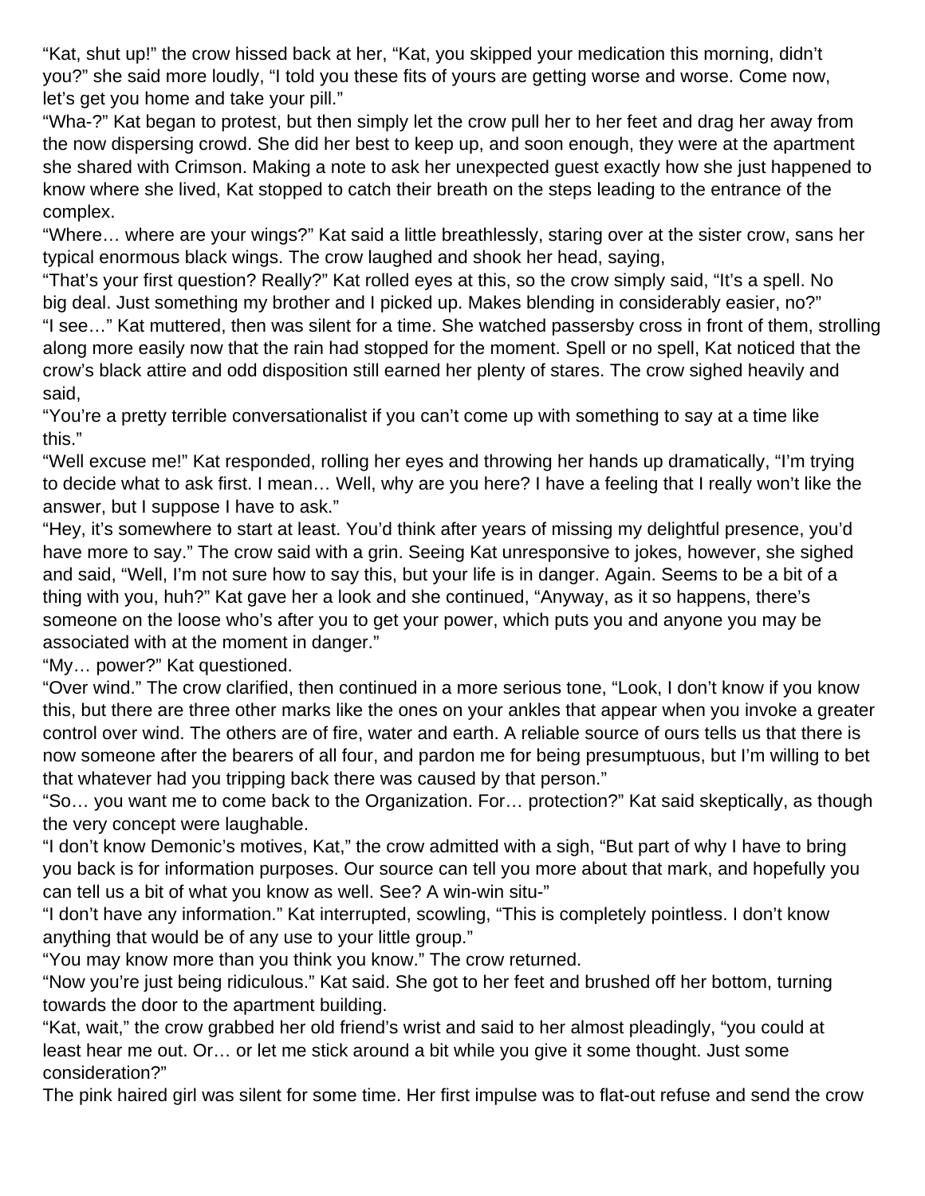"Kat, shut up!" the crow hissed back at her, "Kat, you skipped your medication this morning, didn't you?" she said more loudly, "I told you these fits of yours are getting worse and worse. Come now, let's get you home and take your pill."

"Wha-?" Kat began to protest, but then simply let the crow pull her to her feet and drag her away from the now dispersing crowd. She did her best to keep up, and soon enough, they were at the apartment she shared with Crimson. Making a note to ask her unexpected guest exactly how she just happened to know where she lived, Kat stopped to catch their breath on the steps leading to the entrance of the complex.

"Where… where are your wings?" Kat said a little breathlessly, staring over at the sister crow, sans her typical enormous black wings. The crow laughed and shook her head, saying,

"That's your first question? Really?" Kat rolled eyes at this, so the crow simply said, "It's a spell. No big deal. Just something my brother and I picked up. Makes blending in considerably easier, no?"

"I see…" Kat muttered, then was silent for a time. She watched passersby cross in front of them, strolling along more easily now that the rain had stopped for the moment. Spell or no spell, Kat noticed that the crow's black attire and odd disposition still earned her plenty of stares. The crow sighed heavily and said,

"You're a pretty terrible conversationalist if you can't come up with something to say at a time like this."

"Well excuse me!" Kat responded, rolling her eyes and throwing her hands up dramatically, "I'm trying to decide what to ask first. I mean… Well, why are you here? I have a feeling that I really won't like the answer, but I suppose I have to ask."

"Hey, it's somewhere to start at least. You'd think after years of missing my delightful presence, you'd have more to say." The crow said with a grin. Seeing Kat unresponsive to jokes, however, she sighed and said, "Well, I'm not sure how to say this, but your life is in danger. Again. Seems to be a bit of a thing with you, huh?" Kat gave her a look and she continued, "Anyway, as it so happens, there's someone on the loose who's after you to get your power, which puts you and anyone you may be associated with at the moment in danger."

"My… power?" Kat questioned.

"Over wind." The crow clarified, then continued in a more serious tone, "Look, I don't know if you know this, but there are three other marks like the ones on your ankles that appear when you invoke a greater control over wind. The others are of fire, water and earth. A reliable source of ours tells us that there is now someone after the bearers of all four, and pardon me for being presumptuous, but I'm willing to bet that whatever had you tripping back there was caused by that person."

"So… you want me to come back to the Organization. For… protection?" Kat said skeptically, as though the very concept were laughable.

"I don't know Demonic's motives, Kat," the crow admitted with a sigh, "But part of why I have to bring you back is for information purposes. Our source can tell you more about that mark, and hopefully you can tell us a bit of what you know as well. See? A win-win situ-"

"I don't have any information." Kat interrupted, scowling, "This is completely pointless. I don't know anything that would be of any use to your little group."

"You may know more than you think you know." The crow returned.

"Now you're just being ridiculous." Kat said. She got to her feet and brushed off her bottom, turning towards the door to the apartment building.

"Kat, wait," the crow grabbed her old friend's wrist and said to her almost pleadingly, "you could at least hear me out. Or… or let me stick around a bit while you give it some thought. Just some consideration?"

The pink haired girl was silent for some time. Her first impulse was to flat-out refuse and send the crow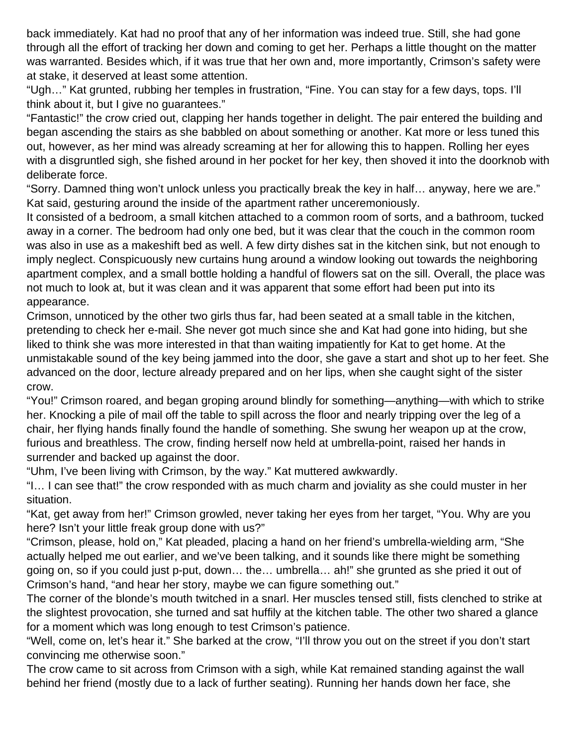back immediately. Kat had no proof that any of her information was indeed true. Still, she had gone through all the effort of tracking her down and coming to get her. Perhaps a little thought on the matter was warranted. Besides which, if it was true that her own and, more importantly, Crimson's safety were at stake, it deserved at least some attention.

"Ugh…" Kat grunted, rubbing her temples in frustration, "Fine. You can stay for a few days, tops. I'll think about it, but I give no guarantees."

"Fantastic!" the crow cried out, clapping her hands together in delight. The pair entered the building and began ascending the stairs as she babbled on about something or another. Kat more or less tuned this out, however, as her mind was already screaming at her for allowing this to happen. Rolling her eyes with a disgruntled sigh, she fished around in her pocket for her key, then shoved it into the doorknob with deliberate force.

"Sorry. Damned thing won't unlock unless you practically break the key in half… anyway, here we are." Kat said, gesturing around the inside of the apartment rather unceremoniously.

It consisted of a bedroom, a small kitchen attached to a common room of sorts, and a bathroom, tucked away in a corner. The bedroom had only one bed, but it was clear that the couch in the common room was also in use as a makeshift bed as well. A few dirty dishes sat in the kitchen sink, but not enough to imply neglect. Conspicuously new curtains hung around a window looking out towards the neighboring apartment complex, and a small bottle holding a handful of flowers sat on the sill. Overall, the place was not much to look at, but it was clean and it was apparent that some effort had been put into its appearance.

Crimson, unnoticed by the other two girls thus far, had been seated at a small table in the kitchen, pretending to check her e-mail. She never got much since she and Kat had gone into hiding, but she liked to think she was more interested in that than waiting impatiently for Kat to get home. At the unmistakable sound of the key being jammed into the door, she gave a start and shot up to her feet. She advanced on the door, lecture already prepared and on her lips, when she caught sight of the sister crow.

"You!" Crimson roared, and began groping around blindly for something—anything—with which to strike her. Knocking a pile of mail off the table to spill across the floor and nearly tripping over the leg of a chair, her flying hands finally found the handle of something. She swung her weapon up at the crow, furious and breathless. The crow, finding herself now held at umbrella-point, raised her hands in surrender and backed up against the door.

"Uhm, I've been living with Crimson, by the way." Kat muttered awkwardly.

"I… I can see that!" the crow responded with as much charm and joviality as she could muster in her situation.

"Kat, get away from her!" Crimson growled, never taking her eyes from her target, "You. Why are you here? Isn't your little freak group done with us?"

"Crimson, please, hold on," Kat pleaded, placing a hand on her friend's umbrella-wielding arm, "She actually helped me out earlier, and we've been talking, and it sounds like there might be something going on, so if you could just p-put, down… the… umbrella… ah!" she grunted as she pried it out of Crimson's hand, "and hear her story, maybe we can figure something out."

The corner of the blonde's mouth twitched in a snarl. Her muscles tensed still, fists clenched to strike at the slightest provocation, she turned and sat huffily at the kitchen table. The other two shared a glance for a moment which was long enough to test Crimson's patience.

"Well, come on, let's hear it." She barked at the crow, "I'll throw you out on the street if you don't start convincing me otherwise soon."

The crow came to sit across from Crimson with a sigh, while Kat remained standing against the wall behind her friend (mostly due to a lack of further seating). Running her hands down her face, she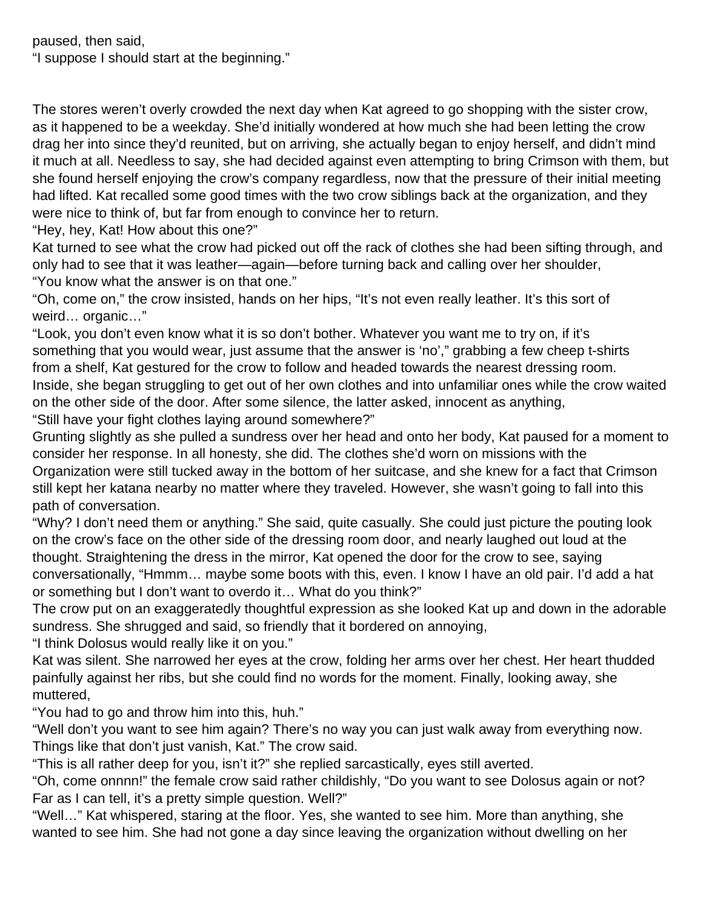paused, then said,
"I suppose I should start at the beginning."

The stores weren't overly crowded the next day when Kat agreed to go shopping with the sister crow, as it happened to be a weekday. She'd initially wondered at how much she had been letting the crow drag her into since they'd reunited, but on arriving, she actually began to enjoy herself, and didn't mind it much at all. Needless to say, she had decided against even attempting to bring Crimson with them, but she found herself enjoying the crow's company regardless, now that the pressure of their initial meeting had lifted. Kat recalled some good times with the two crow siblings back at the organization, and they were nice to think of, but far from enough to convince her to return.

"Hey, hey, Kat! How about this one?"

Kat turned to see what the crow had picked out off the rack of clothes she had been sifting through, and only had to see that it was leather—again—before turning back and calling over her shoulder,

"You know what the answer is on that one."

"Oh, come on," the crow insisted, hands on her hips, "It's not even really leather. It's this sort of weird… organic…"

"Look, you don't even know what it is so don't bother. Whatever you want me to try on, if it's something that you would wear, just assume that the answer is 'no'," grabbing a few cheep t-shirts from a shelf, Kat gestured for the crow to follow and headed towards the nearest dressing room. Inside, she began struggling to get out of her own clothes and into unfamiliar ones while the crow waited on the other side of the door. After some silence, the latter asked, innocent as anything,

"Still have your fight clothes laying around somewhere?"

Grunting slightly as she pulled a sundress over her head and onto her body, Kat paused for a moment to consider her response. In all honesty, she did. The clothes she'd worn on missions with the Organization were still tucked away in the bottom of her suitcase, and she knew for a fact that Crimson still kept her katana nearby no matter where they traveled. However, she wasn't going to fall into this path of conversation.

"Why? I don't need them or anything." She said, quite casually. She could just picture the pouting look on the crow's face on the other side of the dressing room door, and nearly laughed out loud at the thought. Straightening the dress in the mirror, Kat opened the door for the crow to see, saying conversationally, "Hmmm… maybe some boots with this, even. I know I have an old pair. I'd add a hat or something but I don't want to overdo it… What do you think?"

The crow put on an exaggeratedly thoughtful expression as she looked Kat up and down in the adorable sundress. She shrugged and said, so friendly that it bordered on annoying,

"I think Dolosus would really like it on you."

Kat was silent. She narrowed her eyes at the crow, folding her arms over her chest. Her heart thudded painfully against her ribs, but she could find no words for the moment. Finally, looking away, she muttered,

"You had to go and throw him into this, huh."

"Well don't you want to see him again? There's no way you can just walk away from everything now. Things like that don't just vanish, Kat." The crow said.

"This is all rather deep for you, isn't it?" she replied sarcastically, eyes still averted.

"Oh, come onnnn!" the female crow said rather childishly, "Do you want to see Dolosus again or not? Far as I can tell, it's a pretty simple question. Well?"

"Well…" Kat whispered, staring at the floor. Yes, she wanted to see him. More than anything, she wanted to see him. She had not gone a day since leaving the organization without dwelling on her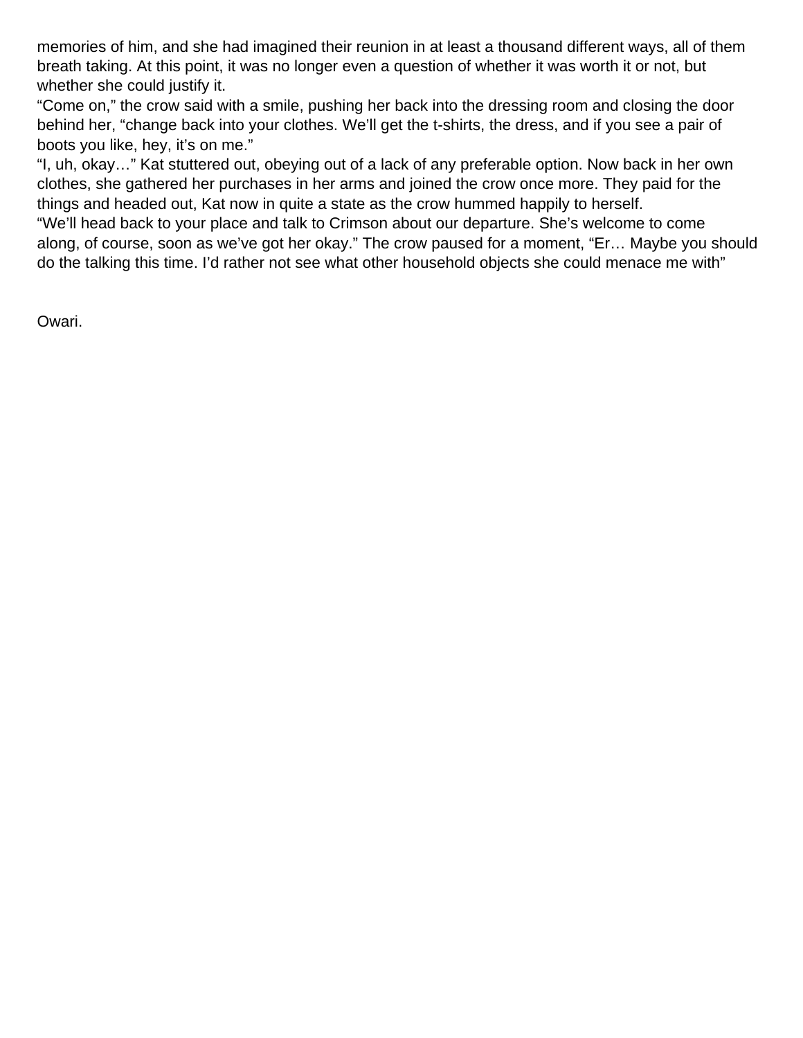memories of him, and she had imagined their reunion in at least a thousand different ways, all of them breath taking. At this point, it was no longer even a question of whether it was worth it or not, but whether she could justify it.

“Come on,” the crow said with a smile, pushing her back into the dressing room and closing the door behind her, “change back into your clothes. We’ll get the t-shirts, the dress, and if you see a pair of boots you like, hey, it’s on me.”

“I, uh, okay…” Kat stuttered out, obeying out of a lack of any preferable option. Now back in her own clothes, she gathered her purchases in her arms and joined the crow once more. They paid for the things and headed out, Kat now in quite a state as the crow hummed happily to herself.

“We’ll head back to your place and talk to Crimson about our departure. She’s welcome to come along, of course, soon as we’ve got her okay.” The crow paused for a moment, “Er… Maybe you should do the talking this time. I’d rather not see what other household objects she could menace me with”

Owari.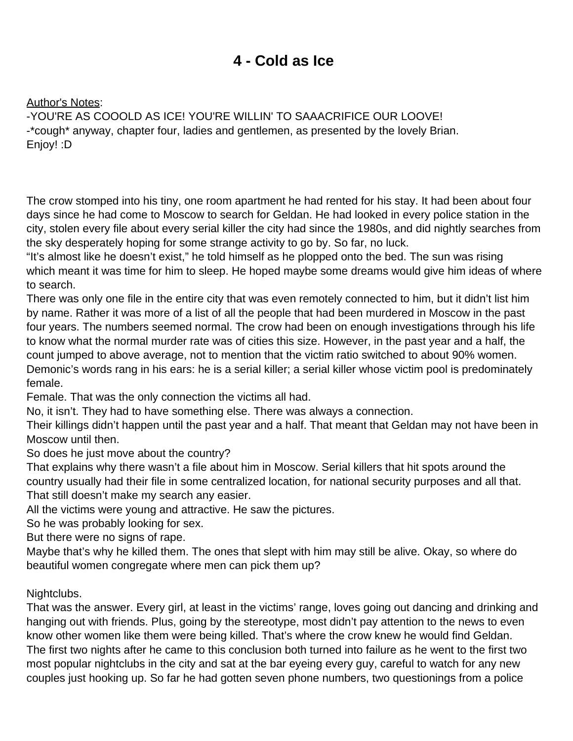# 4 - Cold as Ice

Author's Notes:
-YOU'RE AS COOOLD AS ICE! YOU'RE WILLIN' TO SAAACRIFICE OUR LOOVE!
-*cough* anyway, chapter four, ladies and gentlemen, as presented by the lovely Brian.
Enjoy! :D

The crow stomped into his tiny, one room apartment he had rented for his stay. It had been about four days since he had come to Moscow to search for Geldan. He had looked in every police station in the city, stolen every file about every serial killer the city had since the 1980s, and did nightly searches from the sky desperately hoping for some strange activity to go by. So far, no luck.

"It's almost like he doesn't exist," he told himself as he plopped onto the bed. The sun was rising which meant it was time for him to sleep. He hoped maybe some dreams would give him ideas of where to search.

There was only one file in the entire city that was even remotely connected to him, but it didn't list him by name. Rather it was more of a list of all the people that had been murdered in Moscow in the past four years. The numbers seemed normal. The crow had been on enough investigations through his life to know what the normal murder rate was of cities this size. However, in the past year and a half, the count jumped to above average, not to mention that the victim ratio switched to about 90% women. Demonic's words rang in his ears: he is a serial killer; a serial killer whose victim pool is predominately female.

Female. That was the only connection the victims all had.

No, it isn't. They had to have something else. There was always a connection.

Their killings didn't happen until the past year and a half. That meant that Geldan may not have been in Moscow until then.

So does he just move about the country?

That explains why there wasn't a file about him in Moscow. Serial killers that hit spots around the country usually had their file in some centralized location, for national security purposes and all that.

That still doesn't make my search any easier.

All the victims were young and attractive. He saw the pictures.

So he was probably looking for sex.

But there were no signs of rape.

Maybe that's why he killed them. The ones that slept with him may still be alive. Okay, so where do beautiful women congregate where men can pick them up?

Nightclubs.

That was the answer. Every girl, at least in the victims' range, loves going out dancing and drinking and hanging out with friends. Plus, going by the stereotype, most didn't pay attention to the news to even know other women like them were being killed. That's where the crow knew he would find Geldan.

The first two nights after he came to this conclusion both turned into failure as he went to the first two most popular nightclubs in the city and sat at the bar eyeing every guy, careful to watch for any new couples just hooking up. So far he had gotten seven phone numbers, two questionings from a police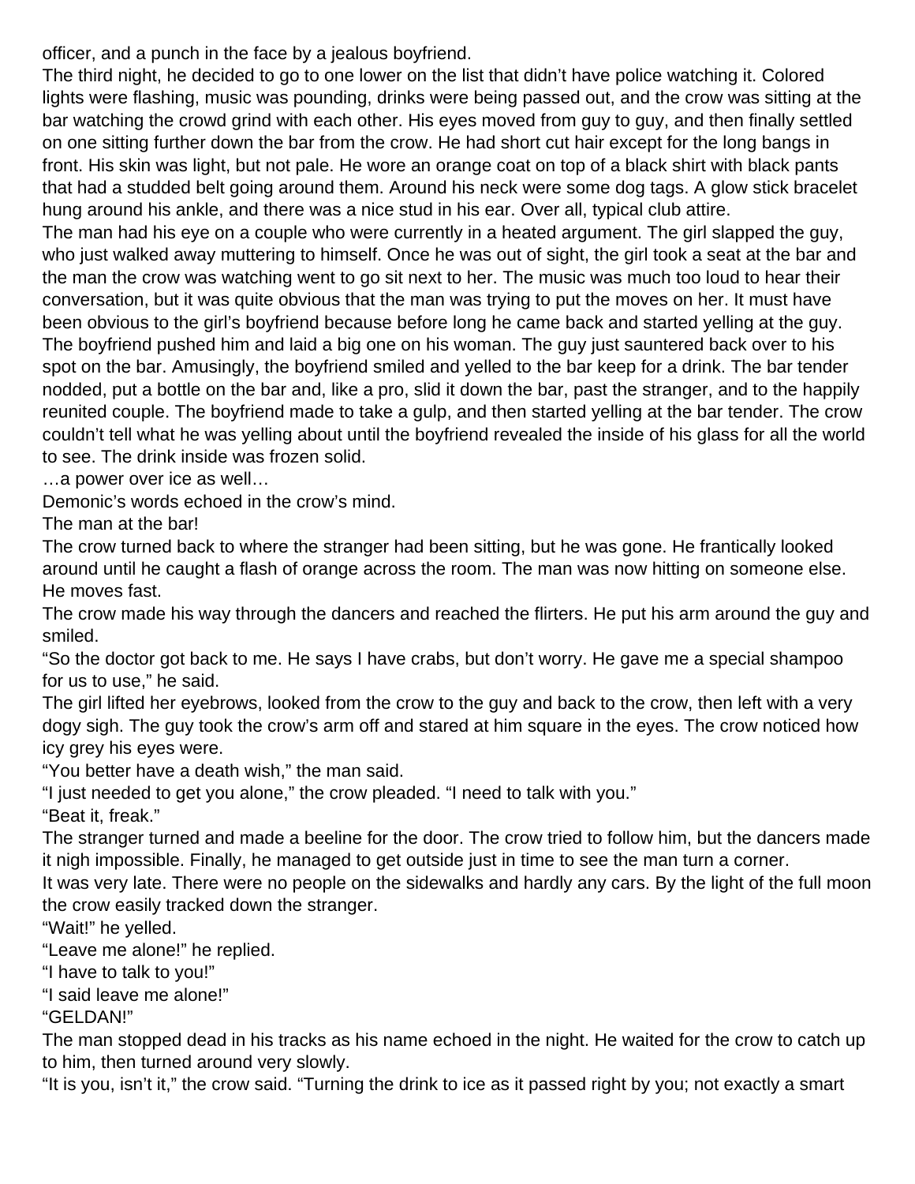officer, and a punch in the face by a jealous boyfriend.

The third night, he decided to go to one lower on the list that didn't have police watching it. Colored lights were flashing, music was pounding, drinks were being passed out, and the crow was sitting at the bar watching the crowd grind with each other. His eyes moved from guy to guy, and then finally settled on one sitting further down the bar from the crow. He had short cut hair except for the long bangs in front. His skin was light, but not pale. He wore an orange coat on top of a black shirt with black pants that had a studded belt going around them. Around his neck were some dog tags. A glow stick bracelet hung around his ankle, and there was a nice stud in his ear. Over all, typical club attire.

The man had his eye on a couple who were currently in a heated argument. The girl slapped the guy, who just walked away muttering to himself. Once he was out of sight, the girl took a seat at the bar and the man the crow was watching went to go sit next to her. The music was much too loud to hear their conversation, but it was quite obvious that the man was trying to put the moves on her. It must have been obvious to the girl's boyfriend because before long he came back and started yelling at the guy. The boyfriend pushed him and laid a big one on his woman. The guy just sauntered back over to his spot on the bar. Amusingly, the boyfriend smiled and yelled to the bar keep for a drink. The bar tender nodded, put a bottle on the bar and, like a pro, slid it down the bar, past the stranger, and to the happily reunited couple. The boyfriend made to take a gulp, and then started yelling at the bar tender. The crow couldn't tell what he was yelling about until the boyfriend revealed the inside of his glass for all the world to see. The drink inside was frozen solid.

…a power over ice as well…

Demonic's words echoed in the crow's mind.

The man at the bar!

The crow turned back to where the stranger had been sitting, but he was gone. He frantically looked around until he caught a flash of orange across the room. The man was now hitting on someone else.

He moves fast.

The crow made his way through the dancers and reached the flirters. He put his arm around the guy and smiled.

"So the doctor got back to me. He says I have crabs, but don't worry. He gave me a special shampoo for us to use," he said.

The girl lifted her eyebrows, looked from the crow to the guy and back to the crow, then left with a very dogy sigh. The guy took the crow's arm off and stared at him square in the eyes. The crow noticed how icy grey his eyes were.

"You better have a death wish," the man said.

"I just needed to get you alone," the crow pleaded. "I need to talk with you."

"Beat it, freak."

The stranger turned and made a beeline for the door. The crow tried to follow him, but the dancers made it nigh impossible. Finally, he managed to get outside just in time to see the man turn a corner.

It was very late. There were no people on the sidewalks and hardly any cars. By the light of the full moon the crow easily tracked down the stranger.

"Wait!" he yelled.

"Leave me alone!" he replied.

"I have to talk to you!"

"I said leave me alone!"

"GELDAN!"

The man stopped dead in his tracks as his name echoed in the night. He waited for the crow to catch up to him, then turned around very slowly.

"It is you, isn't it," the crow said. "Turning the drink to ice as it passed right by you; not exactly a smart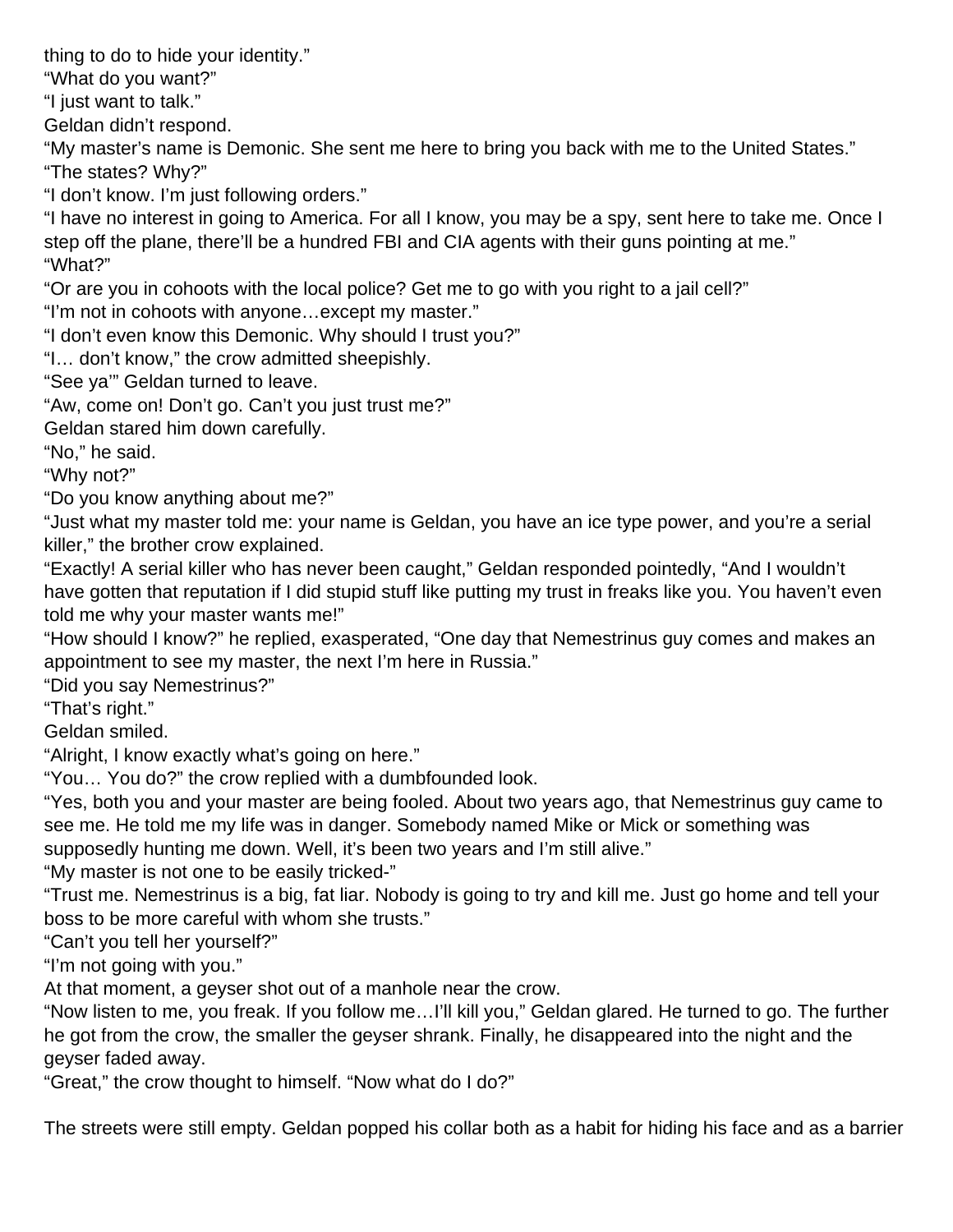thing to do to hide your identity."

"What do you want?"

"I just want to talk."

Geldan didn't respond.

"My master's name is Demonic. She sent me here to bring you back with me to the United States."

"The states? Why?"

"I don't know. I'm just following orders."

"I have no interest in going to America. For all I know, you may be a spy, sent here to take me. Once I step off the plane, there'll be a hundred FBI and CIA agents with their guns pointing at me."

"What?"

"Or are you in cohoots with the local police? Get me to go with you right to a jail cell?"

"I'm not in cohoots with anyone…except my master."

"I don't even know this Demonic. Why should I trust you?"

"I… don't know," the crow admitted sheepishly.

"See ya'" Geldan turned to leave.

"Aw, come on! Don't go. Can't you just trust me?"

Geldan stared him down carefully.

"No," he said.

"Why not?"

"Do you know anything about me?"

"Just what my master told me: your name is Geldan, you have an ice type power, and you're a serial killer," the brother crow explained.

"Exactly! A serial killer who has never been caught," Geldan responded pointedly, "And I wouldn't have gotten that reputation if I did stupid stuff like putting my trust in freaks like you. You haven't even told me why your master wants me!"

"How should I know?" he replied, exasperated, "One day that Nemestrinus guy comes and makes an appointment to see my master, the next I'm here in Russia."

"Did you say Nemestrinus?"

"That's right."

Geldan smiled.

"Alright, I know exactly what's going on here."

"You… You do?" the crow replied with a dumbfounded look.

"Yes, both you and your master are being fooled. About two years ago, that Nemestrinus guy came to see me. He told me my life was in danger. Somebody named Mike or Mick or something was supposedly hunting me down. Well, it's been two years and I'm still alive."

"My master is not one to be easily tricked-"

"Trust me. Nemestrinus is a big, fat liar. Nobody is going to try and kill me. Just go home and tell your boss to be more careful with whom she trusts."

"Can't you tell her yourself?"

"I'm not going with you."

At that moment, a geyser shot out of a manhole near the crow.

"Now listen to me, you freak. If you follow me…I'll kill you," Geldan glared. He turned to go. The further he got from the crow, the smaller the geyser shrank. Finally, he disappeared into the night and the geyser faded away.

"Great," the crow thought to himself. "Now what do I do?"

The streets were still empty. Geldan popped his collar both as a habit for hiding his face and as a barrier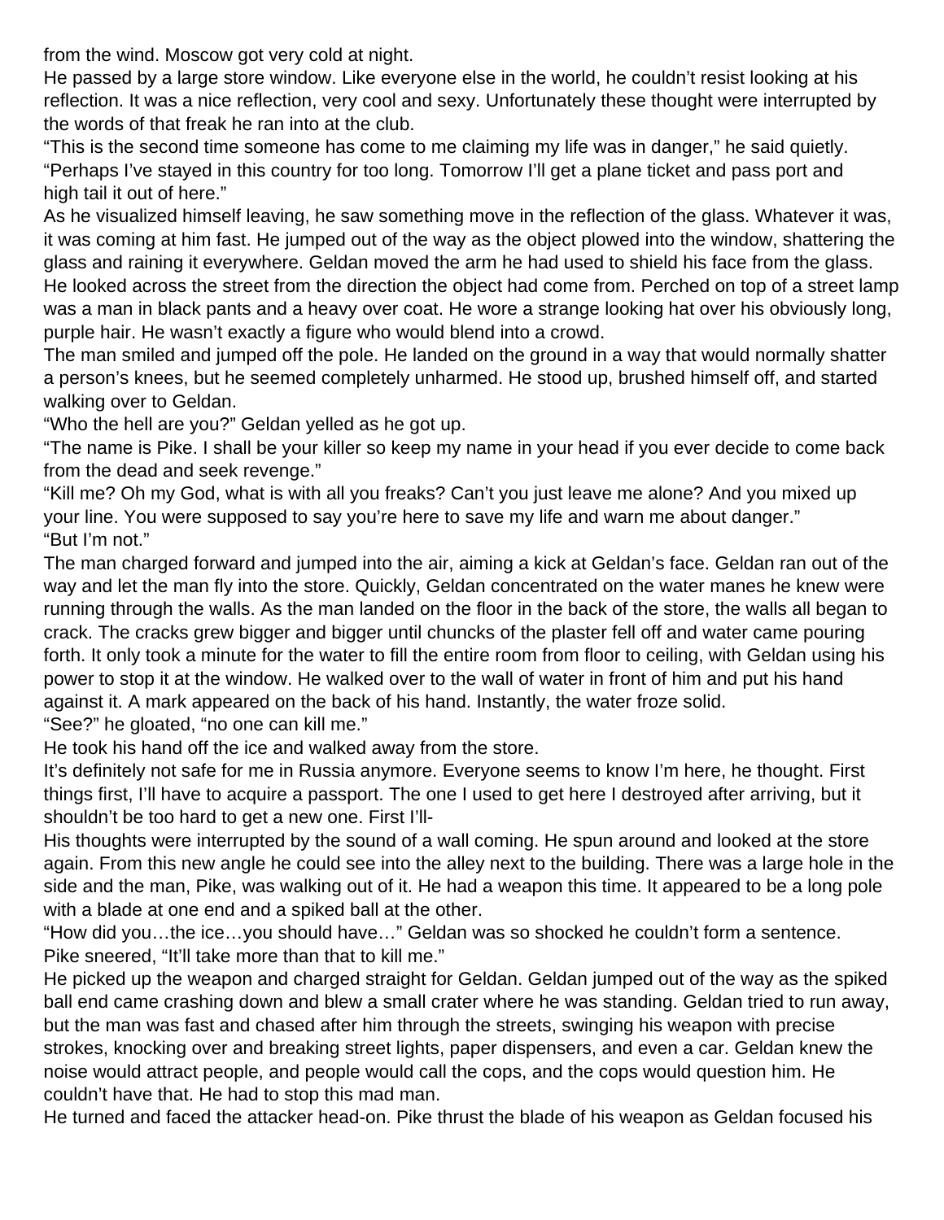from the wind. Moscow got very cold at night.

He passed by a large store window. Like everyone else in the world, he couldn't resist looking at his reflection. It was a nice reflection, very cool and sexy. Unfortunately these thought were interrupted by the words of that freak he ran into at the club.

"This is the second time someone has come to me claiming my life was in danger," he said quietly. "Perhaps I've stayed in this country for too long. Tomorrow I'll get a plane ticket and pass port and high tail it out of here."

As he visualized himself leaving, he saw something move in the reflection of the glass. Whatever it was, it was coming at him fast. He jumped out of the way as the object plowed into the window, shattering the glass and raining it everywhere. Geldan moved the arm he had used to shield his face from the glass. He looked across the street from the direction the object had come from. Perched on top of a street lamp was a man in black pants and a heavy over coat. He wore a strange looking hat over his obviously long, purple hair. He wasn't exactly a figure who would blend into a crowd.

The man smiled and jumped off the pole. He landed on the ground in a way that would normally shatter a person's knees, but he seemed completely unharmed. He stood up, brushed himself off, and started walking over to Geldan.

"Who the hell are you?" Geldan yelled as he got up.

"The name is Pike. I shall be your killer so keep my name in your head if you ever decide to come back from the dead and seek revenge."

"Kill me? Oh my God, what is with all you freaks? Can't you just leave me alone? And you mixed up your line. You were supposed to say you're here to save my life and warn me about danger."

"But I'm not."

The man charged forward and jumped into the air, aiming a kick at Geldan's face. Geldan ran out of the way and let the man fly into the store. Quickly, Geldan concentrated on the water manes he knew were running through the walls. As the man landed on the floor in the back of the store, the walls all began to crack. The cracks grew bigger and bigger until chuncks of the plaster fell off and water came pouring forth. It only took a minute for the water to fill the entire room from floor to ceiling, with Geldan using his power to stop it at the window. He walked over to the wall of water in front of him and put his hand against it. A mark appeared on the back of his hand. Instantly, the water froze solid.

"See?" he gloated, "no one can kill me."

He took his hand off the ice and walked away from the store.

It's definitely not safe for me in Russia anymore. Everyone seems to know I'm here, he thought. First things first, I'll have to acquire a passport. The one I used to get here I destroyed after arriving, but it shouldn't be too hard to get a new one. First I'll-

His thoughts were interrupted by the sound of a wall coming. He spun around and looked at the store again. From this new angle he could see into the alley next to the building. There was a large hole in the side and the man, Pike, was walking out of it. He had a weapon this time. It appeared to be a long pole with a blade at one end and a spiked ball at the other.

"How did you…the ice…you should have…" Geldan was so shocked he couldn't form a sentence.

Pike sneered, "It'll take more than that to kill me."

He picked up the weapon and charged straight for Geldan. Geldan jumped out of the way as the spiked ball end came crashing down and blew a small crater where he was standing. Geldan tried to run away, but the man was fast and chased after him through the streets, swinging his weapon with precise strokes, knocking over and breaking street lights, paper dispensers, and even a car. Geldan knew the noise would attract people, and people would call the cops, and the cops would question him. He couldn't have that. He had to stop this mad man.

He turned and faced the attacker head-on. Pike thrust the blade of his weapon as Geldan focused his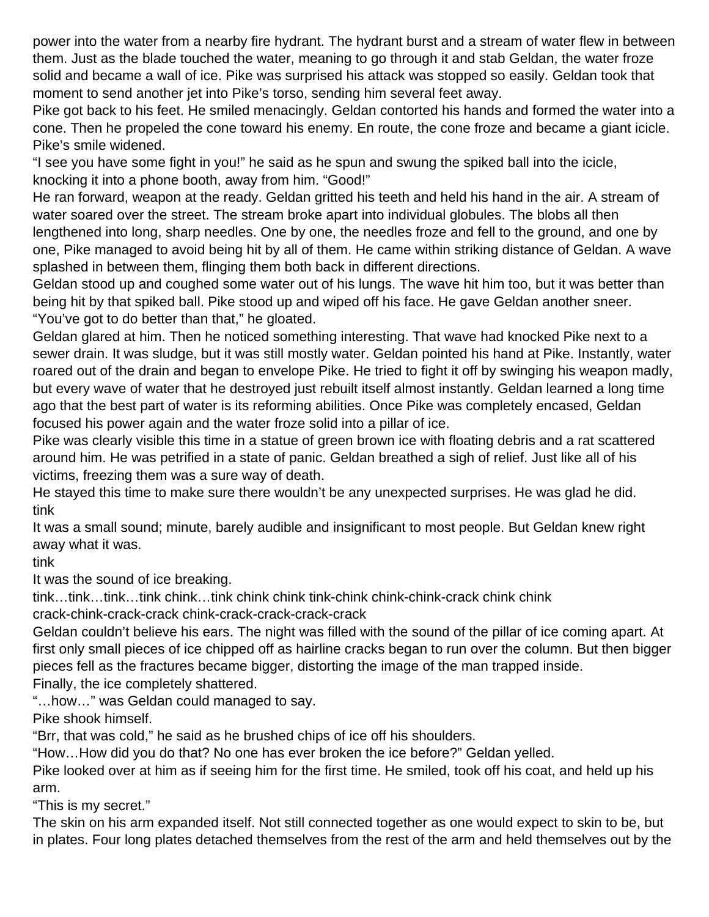power into the water from a nearby fire hydrant. The hydrant burst and a stream of water flew in between them. Just as the blade touched the water, meaning to go through it and stab Geldan, the water froze solid and became a wall of ice. Pike was surprised his attack was stopped so easily. Geldan took that moment to send another jet into Pike's torso, sending him several feet away.

Pike got back to his feet. He smiled menacingly. Geldan contorted his hands and formed the water into a cone. Then he propeled the cone toward his enemy. En route, the cone froze and became a giant icicle. Pike's smile widened.

"I see you have some fight in you!" he said as he spun and swung the spiked ball into the icicle, knocking it into a phone booth, away from him. "Good!"

He ran forward, weapon at the ready. Geldan gritted his teeth and held his hand in the air. A stream of water soared over the street. The stream broke apart into individual globules. The blobs all then lengthened into long, sharp needles. One by one, the needles froze and fell to the ground, and one by one, Pike managed to avoid being hit by all of them. He came within striking distance of Geldan. A wave splashed in between them, flinging them both back in different directions.

Geldan stood up and coughed some water out of his lungs. The wave hit him too, but it was better than being hit by that spiked ball. Pike stood up and wiped off his face. He gave Geldan another sneer.

"You've got to do better than that," he gloated.

Geldan glared at him. Then he noticed something interesting. That wave had knocked Pike next to a sewer drain. It was sludge, but it was still mostly water. Geldan pointed his hand at Pike. Instantly, water roared out of the drain and began to envelope Pike. He tried to fight it off by swinging his weapon madly, but every wave of water that he destroyed just rebuilt itself almost instantly. Geldan learned a long time ago that the best part of water is its reforming abilities. Once Pike was completely encased, Geldan focused his power again and the water froze solid into a pillar of ice.

Pike was clearly visible this time in a statue of green brown ice with floating debris and a rat scattered around him. He was petrified in a state of panic. Geldan breathed a sigh of relief. Just like all of his victims, freezing them was a sure way of death.

He stayed this time to make sure there wouldn't be any unexpected surprises. He was glad he did.

tink

It was a small sound; minute, barely audible and insignificant to most people. But Geldan knew right away what it was.

tink

It was the sound of ice breaking.

tink…tink…tink…tink chink…tink chink chink tink-chink chink-chink-crack chink chink crack-chink-crack-crack chink-crack-crack-crack-crack

Geldan couldn't believe his ears. The night was filled with the sound of the pillar of ice coming apart. At first only small pieces of ice chipped off as hairline cracks began to run over the column. But then bigger pieces fell as the fractures became bigger, distorting the image of the man trapped inside.

Finally, the ice completely shattered.

"…how…" was Geldan could managed to say.

Pike shook himself.

"Brr, that was cold," he said as he brushed chips of ice off his shoulders.

"How…How did you do that? No one has ever broken the ice before?" Geldan yelled.

Pike looked over at him as if seeing him for the first time. He smiled, took off his coat, and held up his arm.

"This is my secret."

The skin on his arm expanded itself. Not still connected together as one would expect to skin to be, but in plates. Four long plates detached themselves from the rest of the arm and held themselves out by the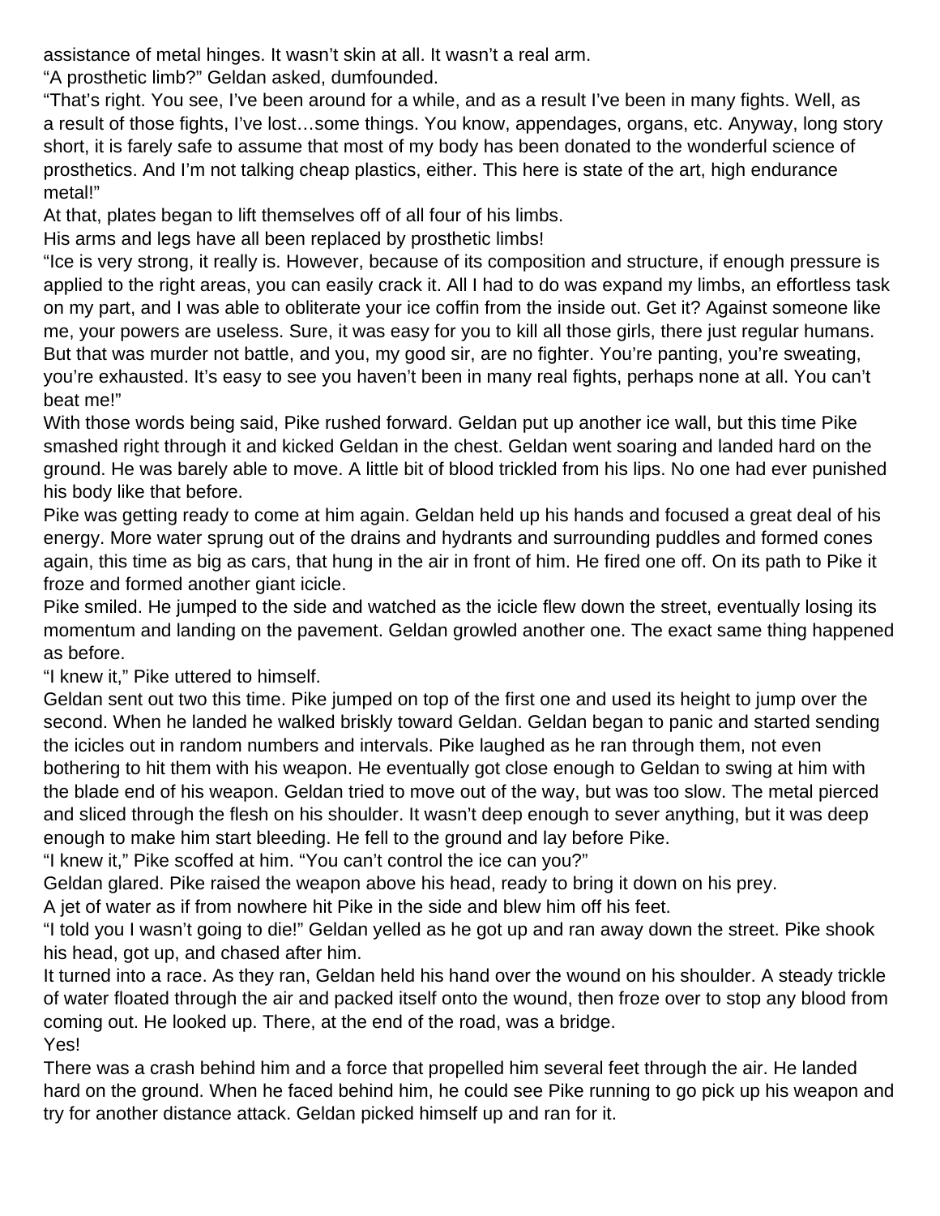assistance of metal hinges. It wasn't skin at all. It wasn't a real arm.

"A prosthetic limb?" Geldan asked, dumfounded.

"That's right. You see, I've been around for a while, and as a result I've been in many fights. Well, as a result of those fights, I've lost…some things. You know, appendages, organs, etc. Anyway, long story short, it is farely safe to assume that most of my body has been donated to the wonderful science of prosthetics. And I'm not talking cheap plastics, either. This here is state of the art, high endurance metal!"

At that, plates began to lift themselves off of all four of his limbs.

His arms and legs have all been replaced by prosthetic limbs!

"Ice is very strong, it really is. However, because of its composition and structure, if enough pressure is applied to the right areas, you can easily crack it. All I had to do was expand my limbs, an effortless task on my part, and I was able to obliterate your ice coffin from the inside out. Get it? Against someone like me, your powers are useless. Sure, it was easy for you to kill all those girls, there just regular humans. But that was murder not battle, and you, my good sir, are no fighter. You're panting, you're sweating, you're exhausted. It's easy to see you haven't been in many real fights, perhaps none at all. You can't beat me!"

With those words being said, Pike rushed forward. Geldan put up another ice wall, but this time Pike smashed right through it and kicked Geldan in the chest. Geldan went soaring and landed hard on the ground. He was barely able to move. A little bit of blood trickled from his lips. No one had ever punished his body like that before.

Pike was getting ready to come at him again. Geldan held up his hands and focused a great deal of his energy. More water sprung out of the drains and hydrants and surrounding puddles and formed cones again, this time as big as cars, that hung in the air in front of him. He fired one off. On its path to Pike it froze and formed another giant icicle.

Pike smiled. He jumped to the side and watched as the icicle flew down the street, eventually losing its momentum and landing on the pavement. Geldan growled another one. The exact same thing happened as before.

"I knew it," Pike uttered to himself.

Geldan sent out two this time. Pike jumped on top of the first one and used its height to jump over the second. When he landed he walked briskly toward Geldan. Geldan began to panic and started sending the icicles out in random numbers and intervals. Pike laughed as he ran through them, not even bothering to hit them with his weapon. He eventually got close enough to Geldan to swing at him with the blade end of his weapon. Geldan tried to move out of the way, but was too slow. The metal pierced and sliced through the flesh on his shoulder. It wasn't deep enough to sever anything, but it was deep enough to make him start bleeding. He fell to the ground and lay before Pike.

"I knew it," Pike scoffed at him. "You can't control the ice can you?"

Geldan glared. Pike raised the weapon above his head, ready to bring it down on his prey.

A jet of water as if from nowhere hit Pike in the side and blew him off his feet.

"I told you I wasn't going to die!" Geldan yelled as he got up and ran away down the street. Pike shook his head, got up, and chased after him.

It turned into a race. As they ran, Geldan held his hand over the wound on his shoulder. A steady trickle of water floated through the air and packed itself onto the wound, then froze over to stop any blood from coming out. He looked up. There, at the end of the road, was a bridge.

Yes!

There was a crash behind him and a force that propelled him several feet through the air. He landed hard on the ground. When he faced behind him, he could see Pike running to go pick up his weapon and try for another distance attack. Geldan picked himself up and ran for it.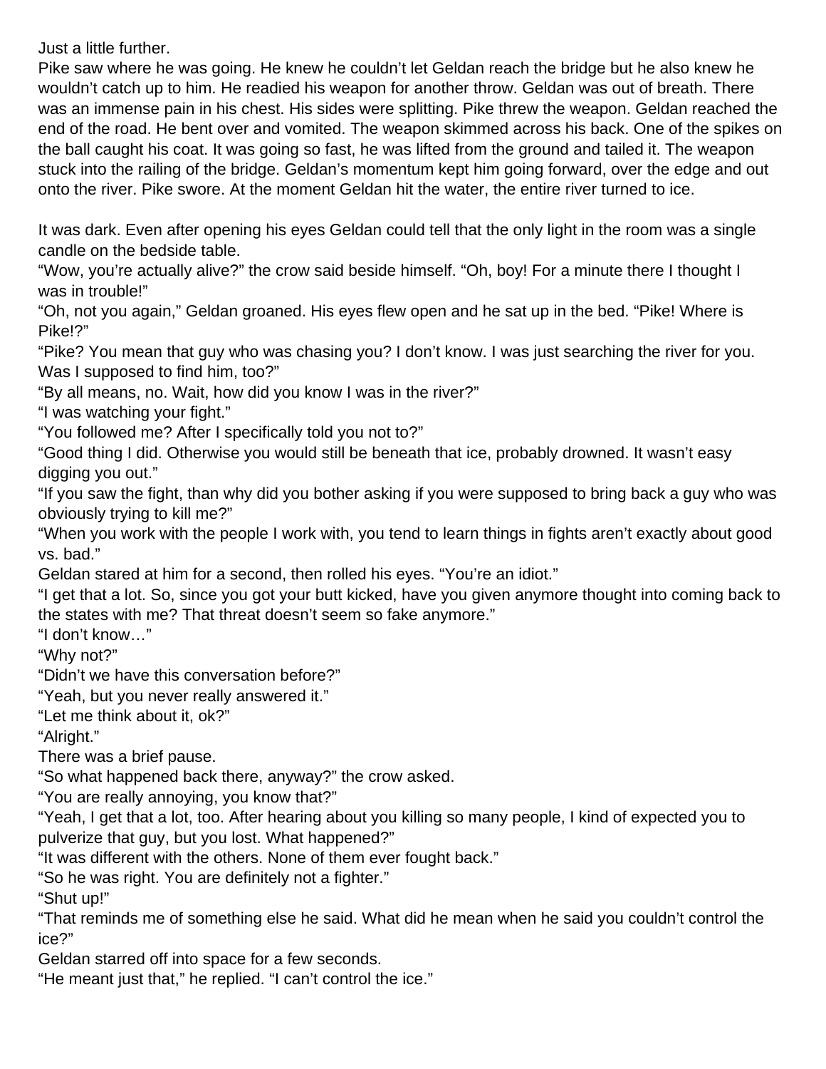Just a little further.

Pike saw where he was going. He knew he couldn't let Geldan reach the bridge but he also knew he wouldn't catch up to him. He readied his weapon for another throw. Geldan was out of breath. There was an immense pain in his chest. His sides were splitting. Pike threw the weapon. Geldan reached the end of the road. He bent over and vomited. The weapon skimmed across his back. One of the spikes on the ball caught his coat. It was going so fast, he was lifted from the ground and tailed it. The weapon stuck into the railing of the bridge. Geldan's momentum kept him going forward, over the edge and out onto the river. Pike swore. At the moment Geldan hit the water, the entire river turned to ice.

It was dark. Even after opening his eyes Geldan could tell that the only light in the room was a single candle on the bedside table.

"Wow, you're actually alive?" the crow said beside himself. "Oh, boy! For a minute there I thought I was in trouble!"

"Oh, not you again," Geldan groaned. His eyes flew open and he sat up in the bed. "Pike! Where is Pike!?"

"Pike? You mean that guy who was chasing you? I don't know. I was just searching the river for you. Was I supposed to find him, too?"

"By all means, no. Wait, how did you know I was in the river?"

"I was watching your fight."

"You followed me? After I specifically told you not to?"

"Good thing I did. Otherwise you would still be beneath that ice, probably drowned. It wasn't easy digging you out."

"If you saw the fight, than why did you bother asking if you were supposed to bring back a guy who was obviously trying to kill me?"

"When you work with the people I work with, you tend to learn things in fights aren't exactly about good vs. bad."

Geldan stared at him for a second, then rolled his eyes. "You're an idiot."

"I get that a lot. So, since you got your butt kicked, have you given anymore thought into coming back to the states with me? That threat doesn't seem so fake anymore."

"I don't know…"

"Why not?"

"Didn't we have this conversation before?"

"Yeah, but you never really answered it."

"Let me think about it, ok?"

"Alright."

There was a brief pause.

"So what happened back there, anyway?" the crow asked.

"You are really annoying, you know that?"

"Yeah, I get that a lot, too. After hearing about you killing so many people, I kind of expected you to pulverize that guy, but you lost. What happened?"

"It was different with the others. None of them ever fought back."

"So he was right. You are definitely not a fighter."

"Shut up!"

"That reminds me of something else he said. What did he mean when he said you couldn't control the ice?"

Geldan starred off into space for a few seconds.

"He meant just that," he replied. "I can't control the ice."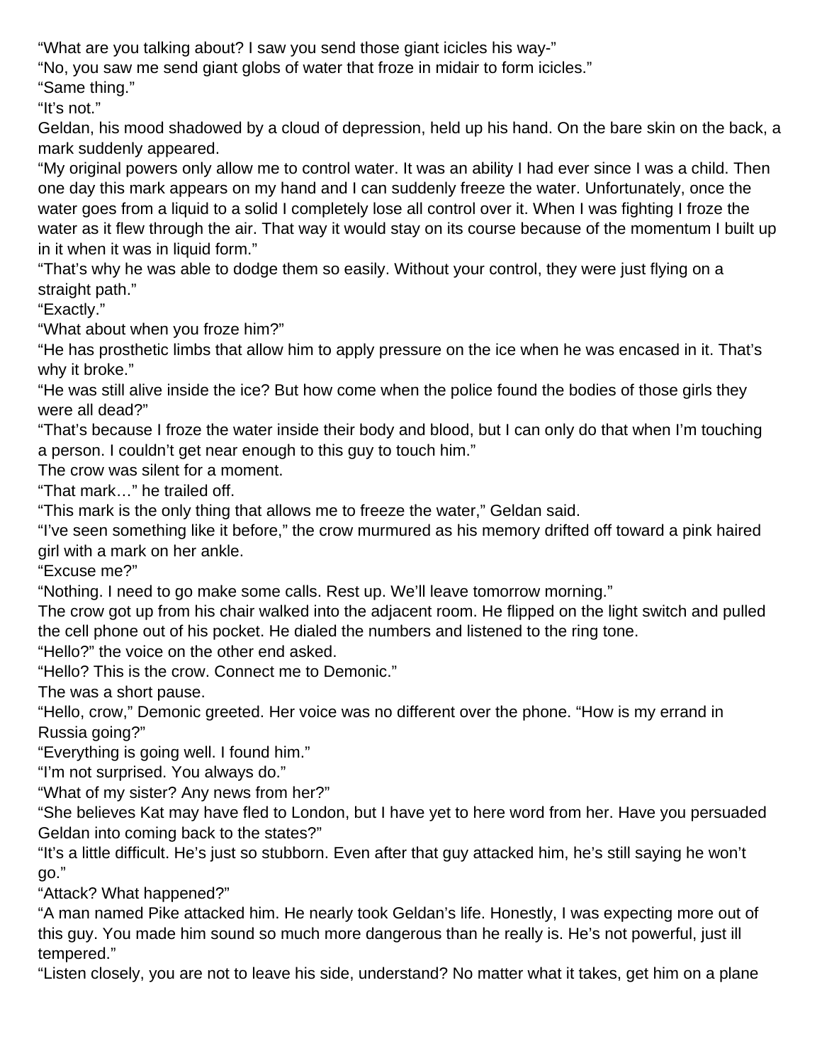"What are you talking about? I saw you send those giant icicles his way-"

"No, you saw me send giant globs of water that froze in midair to form icicles."

"Same thing."

"It's not."

Geldan, his mood shadowed by a cloud of depression, held up his hand. On the bare skin on the back, a mark suddenly appeared.

"My original powers only allow me to control water. It was an ability I had ever since I was a child. Then one day this mark appears on my hand and I can suddenly freeze the water. Unfortunately, once the water goes from a liquid to a solid I completely lose all control over it. When I was fighting I froze the water as it flew through the air. That way it would stay on its course because of the momentum I built up in it when it was in liquid form."

"That's why he was able to dodge them so easily. Without your control, they were just flying on a straight path."

"Exactly."

"What about when you froze him?"

"He has prosthetic limbs that allow him to apply pressure on the ice when he was encased in it. That's why it broke."

"He was still alive inside the ice? But how come when the police found the bodies of those girls they were all dead?"

"That's because I froze the water inside their body and blood, but I can only do that when I'm touching a person. I couldn't get near enough to this guy to touch him."

The crow was silent for a moment.

"That mark…" he trailed off.

"This mark is the only thing that allows me to freeze the water," Geldan said.

"I've seen something like it before," the crow murmured as his memory drifted off toward a pink haired girl with a mark on her ankle.

"Excuse me?"

"Nothing. I need to go make some calls. Rest up. We'll leave tomorrow morning."

The crow got up from his chair walked into the adjacent room. He flipped on the light switch and pulled the cell phone out of his pocket. He dialed the numbers and listened to the ring tone.

"Hello?" the voice on the other end asked.

"Hello? This is the crow. Connect me to Demonic."

The was a short pause.

"Hello, crow," Demonic greeted. Her voice was no different over the phone. "How is my errand in Russia going?"

"Everything is going well. I found him."

"I'm not surprised. You always do."

"What of my sister? Any news from her?"

"She believes Kat may have fled to London, but I have yet to here word from her. Have you persuaded Geldan into coming back to the states?"

"It's a little difficult. He's just so stubborn. Even after that guy attacked him, he's still saying he won't go."

"Attack? What happened?"

"A man named Pike attacked him. He nearly took Geldan's life. Honestly, I was expecting more out of this guy. You made him sound so much more dangerous than he really is. He's not powerful, just ill tempered."

"Listen closely, you are not to leave his side, understand? No matter what it takes, get him on a plane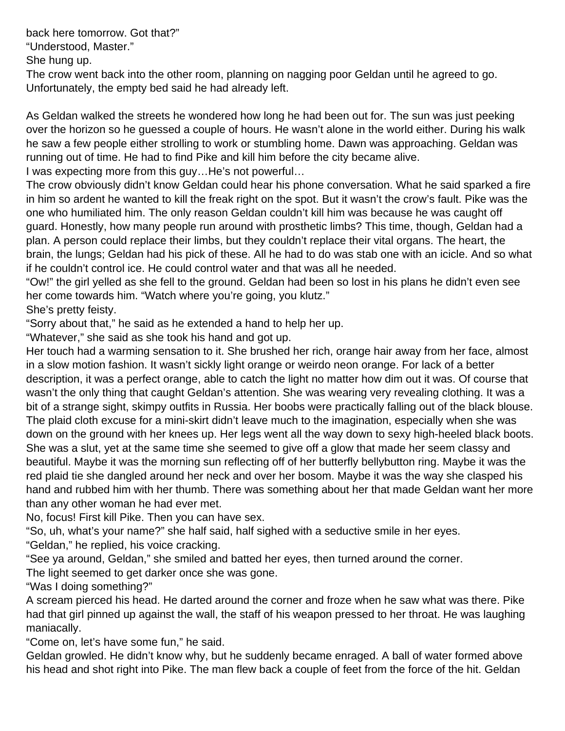back here tomorrow. Got that?"

"Understood, Master."

She hung up.

The crow went back into the other room, planning on nagging poor Geldan until he agreed to go. Unfortunately, the empty bed said he had already left.

As Geldan walked the streets he wondered how long he had been out for. The sun was just peeking over the horizon so he guessed a couple of hours. He wasn't alone in the world either. During his walk he saw a few people either strolling to work or stumbling home. Dawn was approaching. Geldan was running out of time. He had to find Pike and kill him before the city became alive.

I was expecting more from this guy…He's not powerful…

The crow obviously didn't know Geldan could hear his phone conversation. What he said sparked a fire in him so ardent he wanted to kill the freak right on the spot. But it wasn't the crow's fault. Pike was the one who humiliated him. The only reason Geldan couldn't kill him was because he was caught off guard. Honestly, how many people run around with prosthetic limbs? This time, though, Geldan had a plan. A person could replace their limbs, but they couldn't replace their vital organs. The heart, the brain, the lungs; Geldan had his pick of these. All he had to do was stab one with an icicle. And so what if he couldn't control ice. He could control water and that was all he needed.

"Ow!" the girl yelled as she fell to the ground. Geldan had been so lost in his plans he didn't even see her come towards him. "Watch where you're going, you klutz."

She's pretty feisty.

"Sorry about that," he said as he extended a hand to help her up.

"Whatever," she said as she took his hand and got up.

Her touch had a warming sensation to it. She brushed her rich, orange hair away from her face, almost in a slow motion fashion. It wasn't sickly light orange or weirdo neon orange. For lack of a better description, it was a perfect orange, able to catch the light no matter how dim out it was. Of course that wasn't the only thing that caught Geldan's attention. She was wearing very revealing clothing. It was a bit of a strange sight, skimpy outfits in Russia. Her boobs were practically falling out of the black blouse. The plaid cloth excuse for a mini-skirt didn't leave much to the imagination, especially when she was down on the ground with her knees up. Her legs went all the way down to sexy high-heeled black boots. She was a slut, yet at the same time she seemed to give off a glow that made her seem classy and beautiful. Maybe it was the morning sun reflecting off of her butterfly bellybutton ring. Maybe it was the red plaid tie she dangled around her neck and over her bosom. Maybe it was the way she clasped his hand and rubbed him with her thumb. There was something about her that made Geldan want her more than any other woman he had ever met.

No, focus! First kill Pike. Then you can have sex.

"So, uh, what's your name?" she half said, half sighed with a seductive smile in her eyes.

"Geldan," he replied, his voice cracking.

"See ya around, Geldan," she smiled and batted her eyes, then turned around the corner.

The light seemed to get darker once she was gone.

"Was I doing something?"

A scream pierced his head. He darted around the corner and froze when he saw what was there. Pike had that girl pinned up against the wall, the staff of his weapon pressed to her throat. He was laughing maniacally.

"Come on, let's have some fun," he said.

Geldan growled. He didn't know why, but he suddenly became enraged. A ball of water formed above his head and shot right into Pike. The man flew back a couple of feet from the force of the hit. Geldan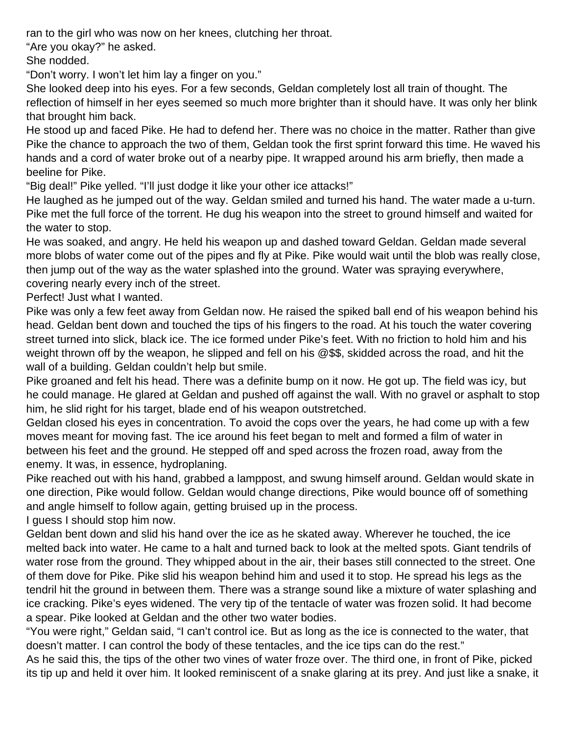ran to the girl who was now on her knees, clutching her throat.

"Are you okay?" he asked.

She nodded.

"Don't worry. I won't let him lay a finger on you."

She looked deep into his eyes. For a few seconds, Geldan completely lost all train of thought. The reflection of himself in her eyes seemed so much more brighter than it should have. It was only her blink that brought him back.

He stood up and faced Pike. He had to defend her. There was no choice in the matter. Rather than give Pike the chance to approach the two of them, Geldan took the first sprint forward this time. He waved his hands and a cord of water broke out of a nearby pipe. It wrapped around his arm briefly, then made a beeline for Pike.

"Big deal!" Pike yelled. "I'll just dodge it like your other ice attacks!"

He laughed as he jumped out of the way. Geldan smiled and turned his hand. The water made a u-turn. Pike met the full force of the torrent. He dug his weapon into the street to ground himself and waited for the water to stop.

He was soaked, and angry. He held his weapon up and dashed toward Geldan. Geldan made several more blobs of water come out of the pipes and fly at Pike. Pike would wait until the blob was really close, then jump out of the way as the water splashed into the ground. Water was spraying everywhere, covering nearly every inch of the street.

Perfect! Just what I wanted.

Pike was only a few feet away from Geldan now. He raised the spiked ball end of his weapon behind his head. Geldan bent down and touched the tips of his fingers to the road. At his touch the water covering street turned into slick, black ice. The ice formed under Pike's feet. With no friction to hold him and his weight thrown off by the weapon, he slipped and fell on his @$$, skidded across the road, and hit the wall of a building. Geldan couldn't help but smile.

Pike groaned and felt his head. There was a definite bump on it now. He got up. The field was icy, but he could manage. He glared at Geldan and pushed off against the wall. With no gravel or asphalt to stop him, he slid right for his target, blade end of his weapon outstretched.

Geldan closed his eyes in concentration. To avoid the cops over the years, he had come up with a few moves meant for moving fast. The ice around his feet began to melt and formed a film of water in between his feet and the ground. He stepped off and sped across the frozen road, away from the enemy. It was, in essence, hydroplaning.

Pike reached out with his hand, grabbed a lamppost, and swung himself around. Geldan would skate in one direction, Pike would follow. Geldan would change directions, Pike would bounce off of something and angle himself to follow again, getting bruised up in the process.

I guess I should stop him now.

Geldan bent down and slid his hand over the ice as he skated away. Wherever he touched, the ice melted back into water. He came to a halt and turned back to look at the melted spots. Giant tendrils of water rose from the ground. They whipped about in the air, their bases still connected to the street. One of them dove for Pike. Pike slid his weapon behind him and used it to stop. He spread his legs as the tendril hit the ground in between them. There was a strange sound like a mixture of water splashing and ice cracking. Pike's eyes widened. The very tip of the tentacle of water was frozen solid. It had become a spear. Pike looked at Geldan and the other two water bodies.

"You were right," Geldan said, "I can't control ice. But as long as the ice is connected to the water, that doesn't matter. I can control the body of these tentacles, and the ice tips can do the rest."

As he said this, the tips of the other two vines of water froze over. The third one, in front of Pike, picked its tip up and held it over him. It looked reminiscent of a snake glaring at its prey. And just like a snake, it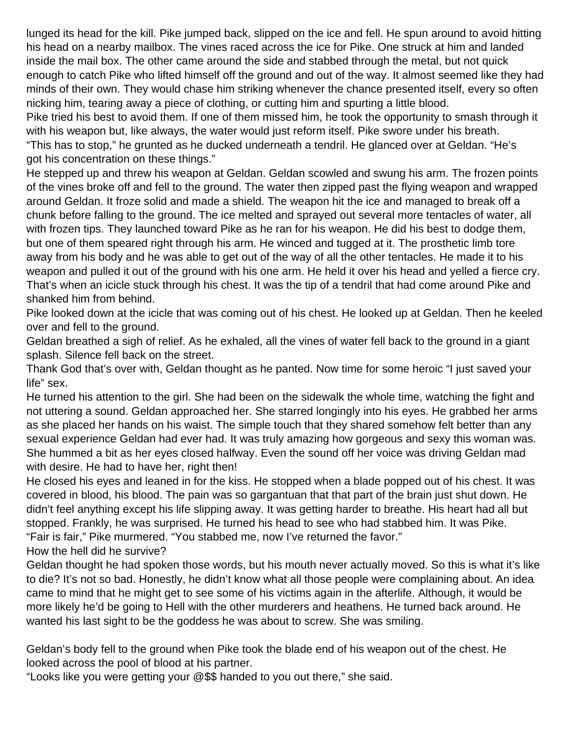lunged its head for the kill. Pike jumped back, slipped on the ice and fell. He spun around to avoid hitting his head on a nearby mailbox. The vines raced across the ice for Pike. One struck at him and landed inside the mail box. The other came around the side and stabbed through the metal, but not quick enough to catch Pike who lifted himself off the ground and out of the way. It almost seemed like they had minds of their own. They would chase him striking whenever the chance presented itself, every so often nicking him, tearing away a piece of clothing, or cutting him and spurting a little blood.

Pike tried his best to avoid them. If one of them missed him, he took the opportunity to smash through it with his weapon but, like always, the water would just reform itself. Pike swore under his breath.

"This has to stop," he grunted as he ducked underneath a tendril. He glanced over at Geldan. "He's got his concentration on these things."

He stepped up and threw his weapon at Geldan. Geldan scowled and swung his arm. The frozen points of the vines broke off and fell to the ground. The water then zipped past the flying weapon and wrapped around Geldan. It froze solid and made a shield. The weapon hit the ice and managed to break off a chunk before falling to the ground. The ice melted and sprayed out several more tentacles of water, all with frozen tips. They launched toward Pike as he ran for his weapon. He did his best to dodge them, but one of them speared right through his arm. He winced and tugged at it. The prosthetic limb tore away from his body and he was able to get out of the way of all the other tentacles. He made it to his weapon and pulled it out of the ground with his one arm. He held it over his head and yelled a fierce cry. That's when an icicle stuck through his chest. It was the tip of a tendril that had come around Pike and shanked him from behind.

Pike looked down at the icicle that was coming out of his chest. He looked up at Geldan. Then he keeled over and fell to the ground.

Geldan breathed a sigh of relief. As he exhaled, all the vines of water fell back to the ground in a giant splash. Silence fell back on the street.

Thank God that's over with, Geldan thought as he panted. Now time for some heroic "I just saved your life" sex.

He turned his attention to the girl. She had been on the sidewalk the whole time, watching the fight and not uttering a sound. Geldan approached her. She starred longingly into his eyes. He grabbed her arms as she placed her hands on his waist. The simple touch that they shared somehow felt better than any sexual experience Geldan had ever had. It was truly amazing how gorgeous and sexy this woman was. She hummed a bit as her eyes closed halfway. Even the sound off her voice was driving Geldan mad with desire. He had to have her, right then!

He closed his eyes and leaned in for the kiss. He stopped when a blade popped out of his chest. It was covered in blood, his blood. The pain was so gargantuan that that part of the brain just shut down. He didn't feel anything except his life slipping away. It was getting harder to breathe. His heart had all but stopped. Frankly, he was surprised. He turned his head to see who had stabbed him. It was Pike.

"Fair is fair," Pike murmered. "You stabbed me, now I've returned the favor."

How the hell did he survive?

Geldan thought he had spoken those words, but his mouth never actually moved. So this is what it's like to die? It's not so bad. Honestly, he didn't know what all those people were complaining about. An idea came to mind that he might get to see some of his victims again in the afterlife. Although, it would be more likely he'd be going to Hell with the other murderers and heathens. He turned back around. He wanted his last sight to be the goddess he was about to screw. She was smiling.

Geldan's body fell to the ground when Pike took the blade end of his weapon out of the chest. He looked across the pool of blood at his partner.

"Looks like you were getting your @$$ handed to you out there," she said.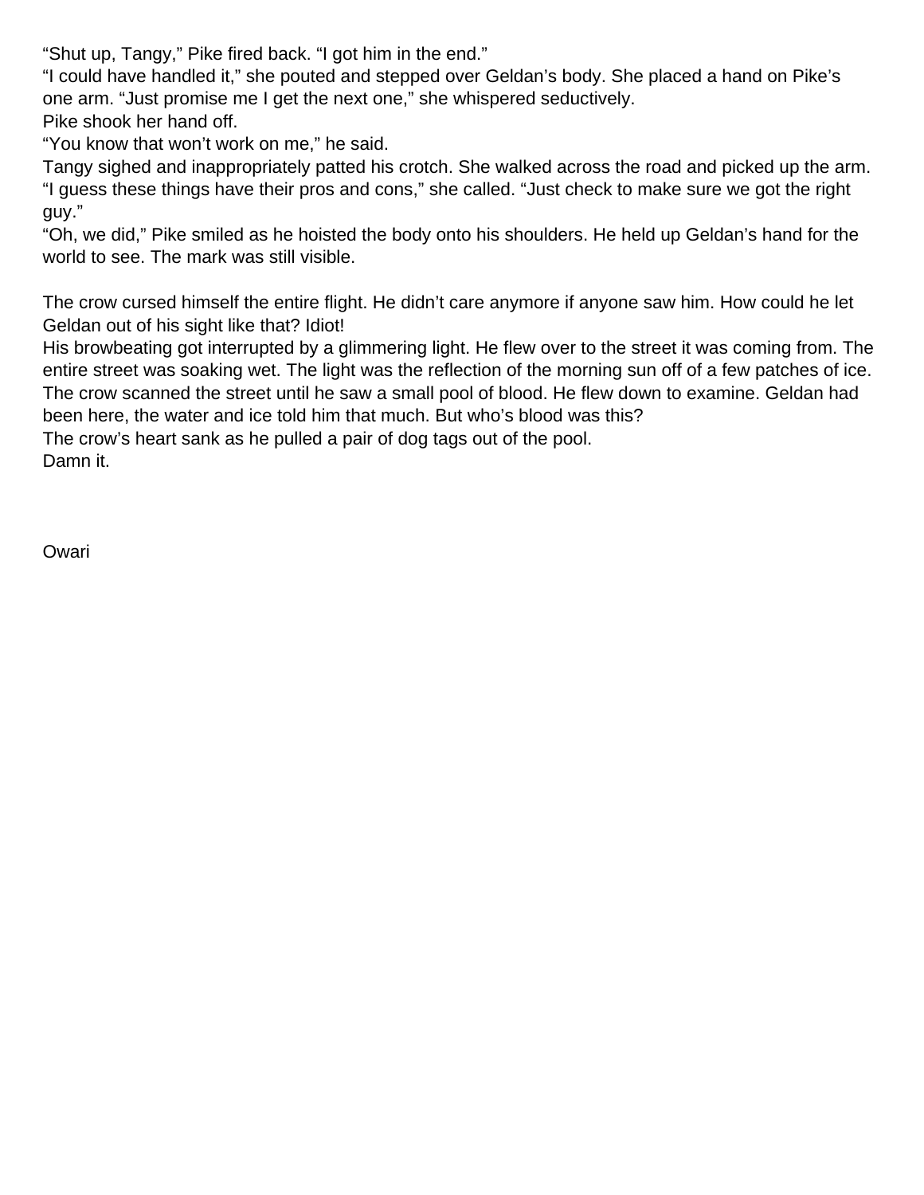“Shut up, Tangy,” Pike fired back. “I got him in the end.”
“I could have handled it,” she pouted and stepped over Geldan’s body. She placed a hand on Pike’s one arm. “Just promise me I get the next one,” she whispered seductively.
Pike shook her hand off.
“You know that won’t work on me,” he said.
Tangy sighed and inappropriately patted his crotch. She walked across the road and picked up the arm. “I guess these things have their pros and cons,” she called. “Just check to make sure we got the right guy.”
“Oh, we did,” Pike smiled as he hoisted the body onto his shoulders. He held up Geldan’s hand for the world to see. The mark was still visible.

The crow cursed himself the entire flight. He didn’t care anymore if anyone saw him. How could he let Geldan out of his sight like that? Idiot!
His browbeating got interrupted by a glimmering light. He flew over to the street it was coming from. The entire street was soaking wet. The light was the reflection of the morning sun off of a few patches of ice. The crow scanned the street until he saw a small pool of blood. He flew down to examine. Geldan had been here, the water and ice told him that much. But who’s blood was this?
The crow’s heart sank as he pulled a pair of dog tags out of the pool.
Damn it.

Owari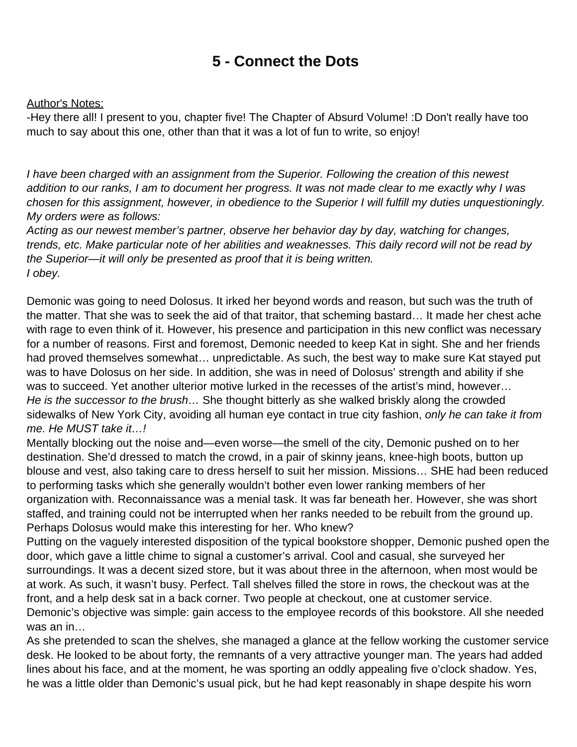# 5 - Connect the Dots

Author's Notes:
-Hey there all! I present to you, chapter five! The Chapter of Absurd Volume! :D Don't really have too much to say about this one, other than that it was a lot of fun to write, so enjoy!

*I have been charged with an assignment from the Superior. Following the creation of this newest addition to our ranks, I am to document her progress. It was not made clear to me exactly why I was chosen for this assignment, however, in obedience to the Superior I will fulfill my duties unquestioningly. My orders were as follows:*
*Acting as our newest member's partner, observe her behavior day by day, watching for changes, trends, etc. Make particular note of her abilities and weaknesses. This daily record will not be read by the Superior—it will only be presented as proof that it is being written.*
*I obey.*

Demonic was going to need Dolosus. It irked her beyond words and reason, but such was the truth of the matter. That she was to seek the aid of that traitor, that scheming bastard… It made her chest ache with rage to even think of it. However, his presence and participation in this new conflict was necessary for a number of reasons. First and foremost, Demonic needed to keep Kat in sight. She and her friends had proved themselves somewhat… unpredictable. As such, the best way to make sure Kat stayed put was to have Dolosus on her side. In addition, she was in need of Dolosus' strength and ability if she was to succeed. Yet another ulterior motive lurked in the recesses of the artist's mind, however…
*He is the successor to the brush…* She thought bitterly as she walked briskly along the crowded sidewalks of New York City, avoiding all human eye contact in true city fashion, *only he can take it from me. He MUST take it…!*
Mentally blocking out the noise and—even worse—the smell of the city, Demonic pushed on to her destination. She'd dressed to match the crowd, in a pair of skinny jeans, knee-high boots, button up blouse and vest, also taking care to dress herself to suit her mission. Missions… SHE had been reduced to performing tasks which she generally wouldn't bother even lower ranking members of her organization with. Reconnaissance was a menial task. It was far beneath her. However, she was short staffed, and training could not be interrupted when her ranks needed to be rebuilt from the ground up. Perhaps Dolosus would make this interesting for her. Who knew?
Putting on the vaguely interested disposition of the typical bookstore shopper, Demonic pushed open the door, which gave a little chime to signal a customer's arrival. Cool and casual, she surveyed her surroundings. It was a decent sized store, but it was about three in the afternoon, when most would be at work. As such, it wasn't busy. Perfect. Tall shelves filled the store in rows, the checkout was at the front, and a help desk sat in a back corner. Two people at checkout, one at customer service. Demonic's objective was simple: gain access to the employee records of this bookstore. All she needed was an in…
As she pretended to scan the shelves, she managed a glance at the fellow working the customer service desk. He looked to be about forty, the remnants of a very attractive younger man. The years had added lines about his face, and at the moment, he was sporting an oddly appealing five o'clock shadow. Yes, he was a little older than Demonic's usual pick, but he had kept reasonably in shape despite his worn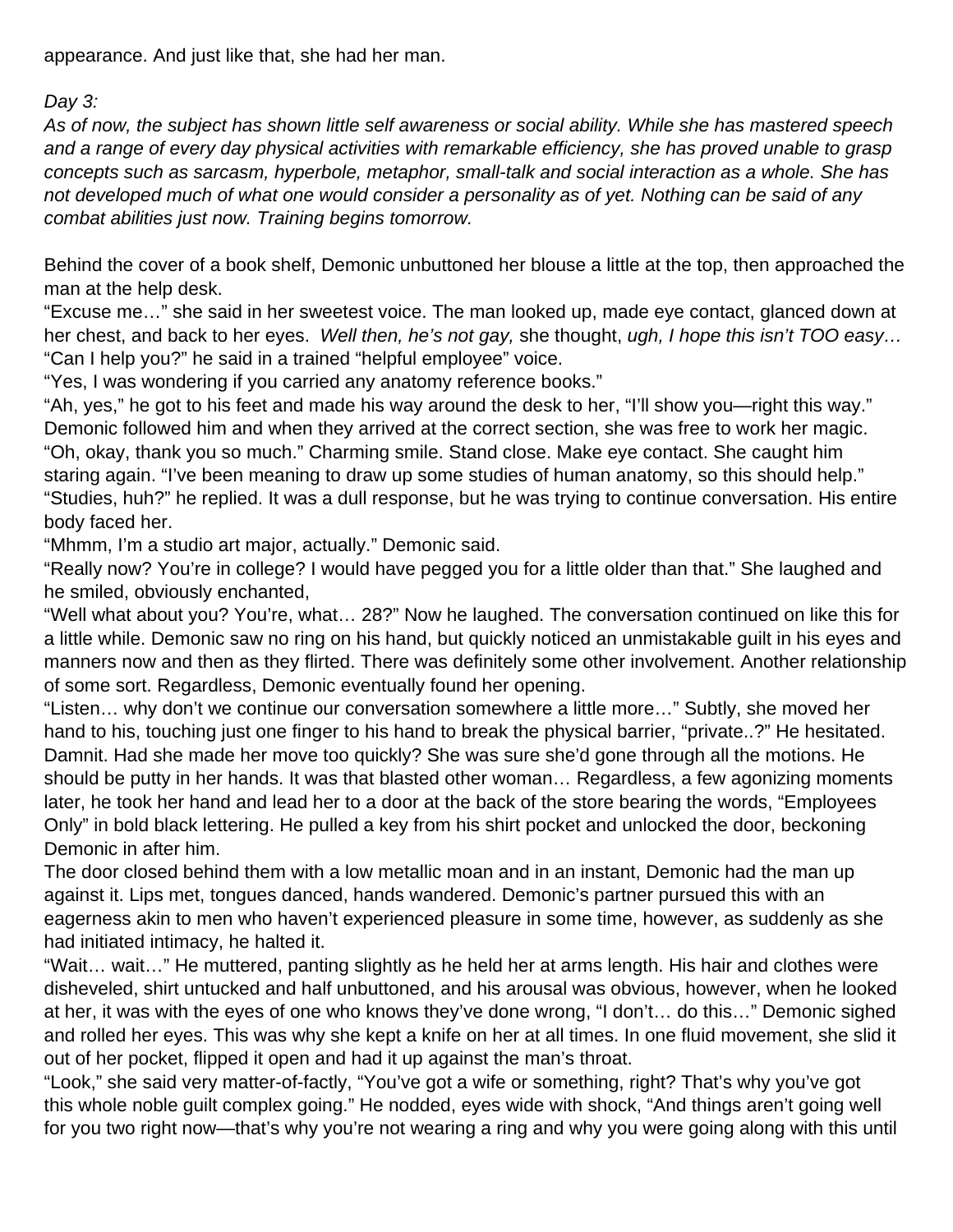appearance. And just like that, she had her man.

*Day 3:*

*As of now, the subject has shown little self awareness or social ability. While she has mastered speech and a range of every day physical activities with remarkable efficiency, she has proved unable to grasp concepts such as sarcasm, hyperbole, metaphor, small-talk and social interaction as a whole. She has not developed much of what one would consider a personality as of yet. Nothing can be said of any combat abilities just now. Training begins tomorrow.*

Behind the cover of a book shelf, Demonic unbuttoned her blouse a little at the top, then approached the man at the help desk.

"Excuse me…" she said in her sweetest voice. The man looked up, made eye contact, glanced down at her chest, and back to her eyes. *Well then, he's not gay,* she thought, *ugh, I hope this isn't TOO easy…*

"Can I help you?" he said in a trained "helpful employee" voice.

"Yes, I was wondering if you carried any anatomy reference books."

"Ah, yes," he got to his feet and made his way around the desk to her, "I'll show you—right this way." Demonic followed him and when they arrived at the correct section, she was free to work her magic.

"Oh, okay, thank you so much." Charming smile. Stand close. Make eye contact. She caught him staring again. "I've been meaning to draw up some studies of human anatomy, so this should help."

"Studies, huh?" he replied. It was a dull response, but he was trying to continue conversation. His entire body faced her.

"Mhmm, I'm a studio art major, actually." Demonic said.

"Really now? You're in college? I would have pegged you for a little older than that." She laughed and he smiled, obviously enchanted,

"Well what about you? You're, what… 28?" Now he laughed. The conversation continued on like this for a little while. Demonic saw no ring on his hand, but quickly noticed an unmistakable guilt in his eyes and manners now and then as they flirted. There was definitely some other involvement. Another relationship of some sort. Regardless, Demonic eventually found her opening.

"Listen… why don't we continue our conversation somewhere a little more…" Subtly, she moved her hand to his, touching just one finger to his hand to break the physical barrier, "private..?" He hesitated. Damnit. Had she made her move too quickly? She was sure she'd gone through all the motions. He should be putty in her hands. It was that blasted other woman… Regardless, a few agonizing moments later, he took her hand and lead her to a door at the back of the store bearing the words, "Employees Only" in bold black lettering. He pulled a key from his shirt pocket and unlocked the door, beckoning Demonic in after him.

The door closed behind them with a low metallic moan and in an instant, Demonic had the man up against it. Lips met, tongues danced, hands wandered. Demonic's partner pursued this with an eagerness akin to men who haven't experienced pleasure in some time, however, as suddenly as she had initiated intimacy, he halted it.

"Wait… wait…" He muttered, panting slightly as he held her at arms length. His hair and clothes were disheveled, shirt untucked and half unbuttoned, and his arousal was obvious, however, when he looked at her, it was with the eyes of one who knows they've done wrong, "I don't… do this…" Demonic sighed and rolled her eyes. This was why she kept a knife on her at all times. In one fluid movement, she slid it out of her pocket, flipped it open and had it up against the man's throat.

"Look," she said very matter-of-factly, "You've got a wife or something, right? That's why you've got this whole noble guilt complex going." He nodded, eyes wide with shock, "And things aren't going well for you two right now—that's why you're not wearing a ring and why you were going along with this until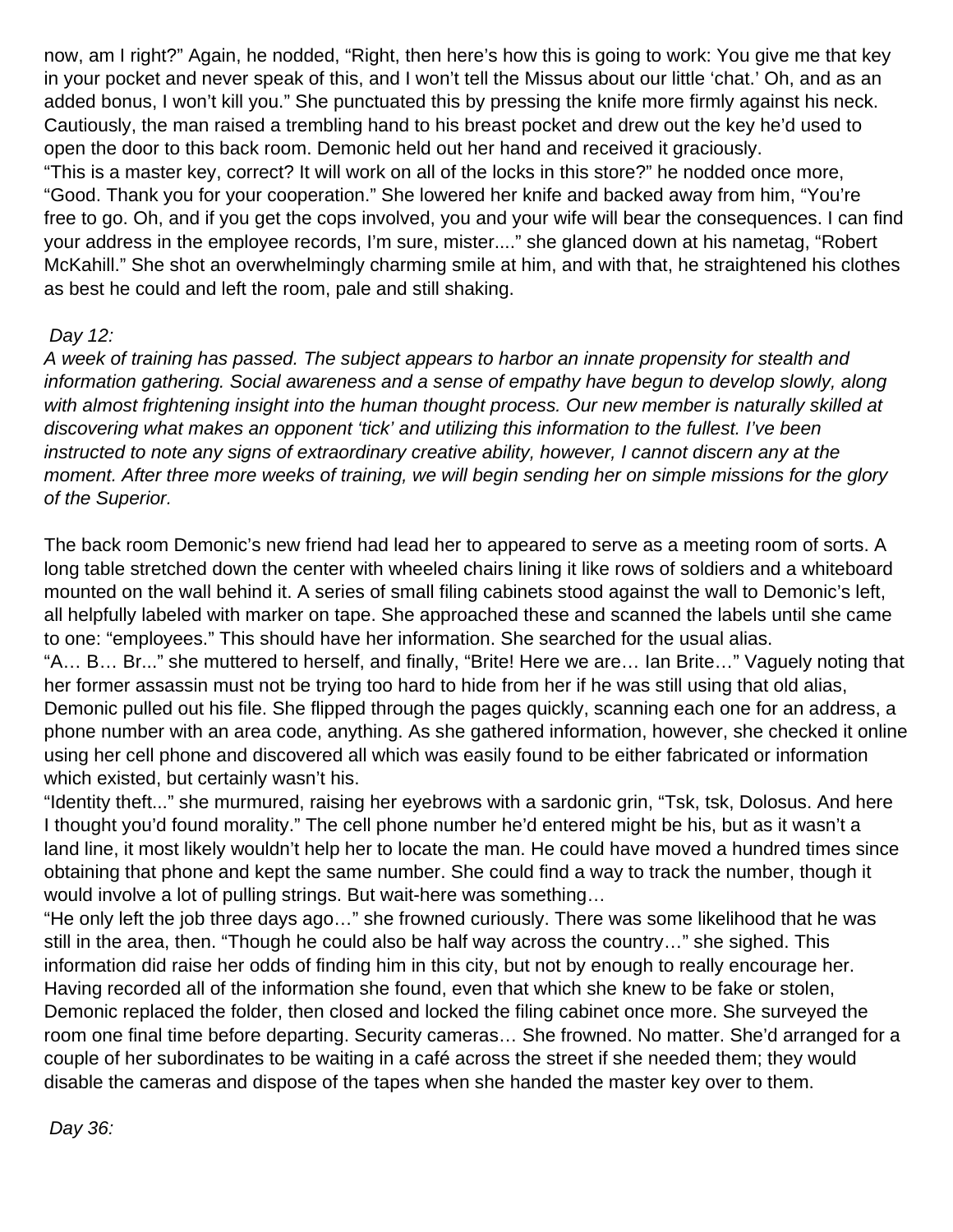now, am I right?" Again, he nodded, "Right, then here's how this is going to work: You give me that key in your pocket and never speak of this, and I won't tell the Missus about our little 'chat.' Oh, and as an added bonus, I won't kill you." She punctuated this by pressing the knife more firmly against his neck. Cautiously, the man raised a trembling hand to his breast pocket and drew out the key he'd used to open the door to this back room. Demonic held out her hand and received it graciously.
"This is a master key, correct? It will work on all of the locks in this store?" he nodded once more, "Good. Thank you for your cooperation." She lowered her knife and backed away from him, "You're free to go. Oh, and if you get the cops involved, you and your wife will bear the consequences. I can find your address in the employee records, I'm sure, mister...." she glanced down at his nametag, "Robert McKahill." She shot an overwhelmingly charming smile at him, and with that, he straightened his clothes as best he could and left the room, pale and still shaking.

*Day 12:*
*A week of training has passed. The subject appears to harbor an innate propensity for stealth and information gathering. Social awareness and a sense of empathy have begun to develop slowly, along with almost frightening insight into the human thought process. Our new member is naturally skilled at discovering what makes an opponent 'tick' and utilizing this information to the fullest. I've been instructed to note any signs of extraordinary creative ability, however, I cannot discern any at the moment. After three more weeks of training, we will begin sending her on simple missions for the glory of the Superior.*

The back room Demonic's new friend had lead her to appeared to serve as a meeting room of sorts. A long table stretched down the center with wheeled chairs lining it like rows of soldiers and a whiteboard mounted on the wall behind it. A series of small filing cabinets stood against the wall to Demonic's left, all helpfully labeled with marker on tape. She approached these and scanned the labels until she came to one: "employees." This should have her information. She searched for the usual alias.
"A… B… Br..." she muttered to herself, and finally, "Brite! Here we are… Ian Brite…" Vaguely noting that her former assassin must not be trying too hard to hide from her if he was still using that old alias, Demonic pulled out his file. She flipped through the pages quickly, scanning each one for an address, a phone number with an area code, anything. As she gathered information, however, she checked it online using her cell phone and discovered all which was easily found to be either fabricated or information which existed, but certainly wasn't his.
"Identity theft..." she murmured, raising her eyebrows with a sardonic grin, "Tsk, tsk, Dolosus. And here I thought you'd found morality." The cell phone number he'd entered might be his, but as it wasn't a land line, it most likely wouldn't help her to locate the man. He could have moved a hundred times since obtaining that phone and kept the same number. She could find a way to track the number, though it would involve a lot of pulling strings. But wait-here was something…
"He only left the job three days ago…" she frowned curiously. There was some likelihood that he was still in the area, then. "Though he could also be half way across the country…" she sighed. This information did raise her odds of finding him in this city, but not by enough to really encourage her. Having recorded all of the information she found, even that which she knew to be fake or stolen, Demonic replaced the folder, then closed and locked the filing cabinet once more. She surveyed the room one final time before departing. Security cameras… She frowned. No matter. She'd arranged for a couple of her subordinates to be waiting in a café across the street if she needed them; they would disable the cameras and dispose of the tapes when she handed the master key over to them.

*Day 36:*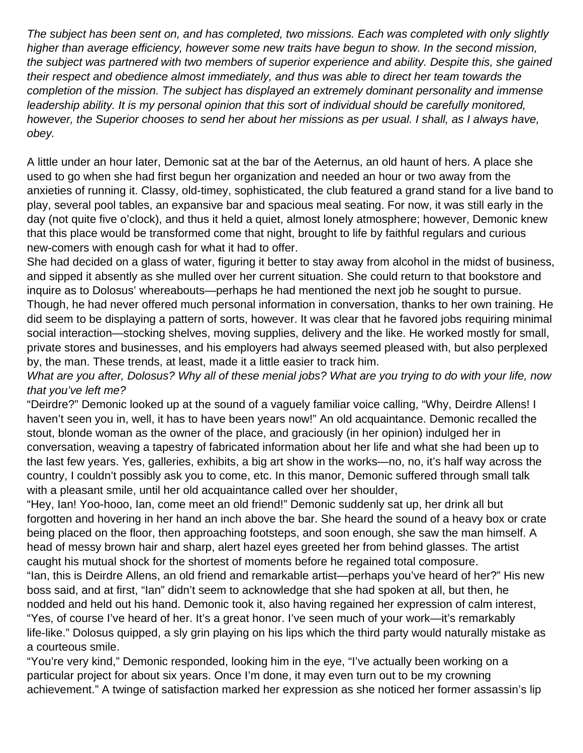*The subject has been sent on, and has completed, two missions. Each was completed with only slightly higher than average efficiency, however some new traits have begun to show. In the second mission, the subject was partnered with two members of superior experience and ability. Despite this, she gained their respect and obedience almost immediately, and thus was able to direct her team towards the completion of the mission. The subject has displayed an extremely dominant personality and immense leadership ability. It is my personal opinion that this sort of individual should be carefully monitored, however, the Superior chooses to send her about her missions as per usual. I shall, as I always have, obey.*

A little under an hour later, Demonic sat at the bar of the Aeternus, an old haunt of hers. A place she used to go when she had first begun her organization and needed an hour or two away from the anxieties of running it. Classy, old-timey, sophisticated, the club featured a grand stand for a live band to play, several pool tables, an expansive bar and spacious meal seating. For now, it was still early in the day (not quite five o'clock), and thus it held a quiet, almost lonely atmosphere; however, Demonic knew that this place would be transformed come that night, brought to life by faithful regulars and curious new-comers with enough cash for what it had to offer.

She had decided on a glass of water, figuring it better to stay away from alcohol in the midst of business, and sipped it absently as she mulled over her current situation. She could return to that bookstore and inquire as to Dolosus' whereabouts—perhaps he had mentioned the next job he sought to pursue. Though, he had never offered much personal information in conversation, thanks to her own training. He did seem to be displaying a pattern of sorts, however. It was clear that he favored jobs requiring minimal social interaction—stocking shelves, moving supplies, delivery and the like. He worked mostly for small, private stores and businesses, and his employers had always seemed pleased with, but also perplexed by, the man. These trends, at least, made it a little easier to track him.

*What are you after, Dolosus? Why all of these menial jobs? What are you trying to do with your life, now that you've left me?*

"Deirdre?" Demonic looked up at the sound of a vaguely familiar voice calling, "Why, Deirdre Allens! I haven't seen you in, well, it has to have been years now!" An old acquaintance. Demonic recalled the stout, blonde woman as the owner of the place, and graciously (in her opinion) indulged her in conversation, weaving a tapestry of fabricated information about her life and what she had been up to the last few years. Yes, galleries, exhibits, a big art show in the works—no, no, it's half way across the country, I couldn't possibly ask you to come, etc. In this manor, Demonic suffered through small talk with a pleasant smile, until her old acquaintance called over her shoulder,

"Hey, Ian! Yoo-hooo, Ian, come meet an old friend!" Demonic suddenly sat up, her drink all but forgotten and hovering in her hand an inch above the bar. She heard the sound of a heavy box or crate being placed on the floor, then approaching footsteps, and soon enough, she saw the man himself. A head of messy brown hair and sharp, alert hazel eyes greeted her from behind glasses. The artist caught his mutual shock for the shortest of moments before he regained total composure.

"Ian, this is Deirdre Allens, an old friend and remarkable artist—perhaps you've heard of her?" His new boss said, and at first, "Ian" didn't seem to acknowledge that she had spoken at all, but then, he nodded and held out his hand. Demonic took it, also having regained her expression of calm interest, "Yes, of course I've heard of her. It's a great honor. I've seen much of your work—it's remarkably life-like." Dolosus quipped, a sly grin playing on his lips which the third party would naturally mistake as a courteous smile.

"You're very kind," Demonic responded, looking him in the eye, "I've actually been working on a particular project for about six years. Once I'm done, it may even turn out to be my crowning achievement." A twinge of satisfaction marked her expression as she noticed her former assassin's lip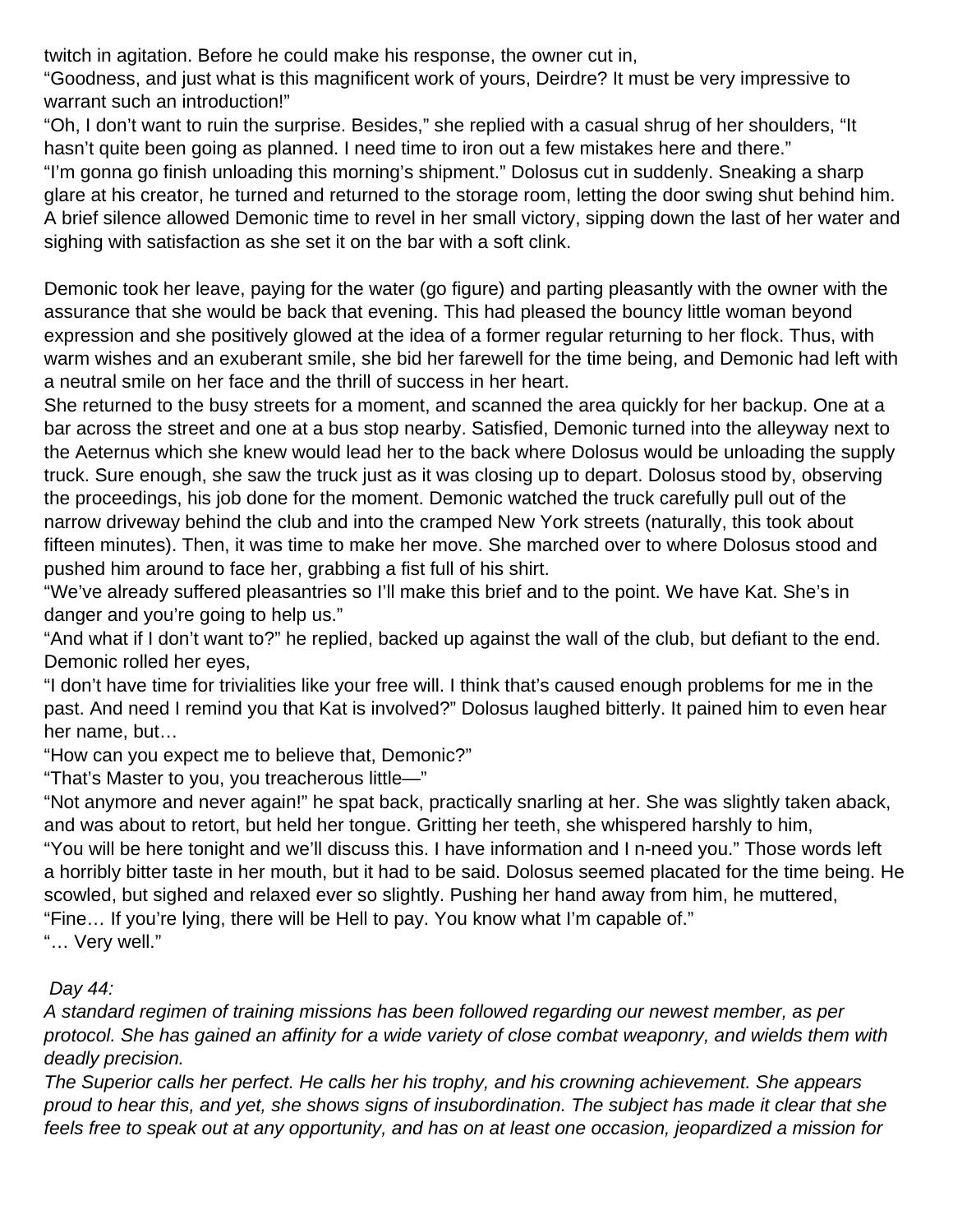twitch in agitation. Before he could make his response, the owner cut in,
"Goodness, and just what is this magnificent work of yours, Deirdre? It must be very impressive to warrant such an introduction!"
"Oh, I don't want to ruin the surprise. Besides," she replied with a casual shrug of her shoulders, "It hasn't quite been going as planned. I need time to iron out a few mistakes here and there."
"I'm gonna go finish unloading this morning's shipment." Dolosus cut in suddenly. Sneaking a sharp glare at his creator, he turned and returned to the storage room, letting the door swing shut behind him. A brief silence allowed Demonic time to revel in her small victory, sipping down the last of her water and sighing with satisfaction as she set it on the bar with a soft clink.

Demonic took her leave, paying for the water (go figure) and parting pleasantly with the owner with the assurance that she would be back that evening. This had pleased the bouncy little woman beyond expression and she positively glowed at the idea of a former regular returning to her flock. Thus, with warm wishes and an exuberant smile, she bid her farewell for the time being, and Demonic had left with a neutral smile on her face and the thrill of success in her heart.
She returned to the busy streets for a moment, and scanned the area quickly for her backup. One at a bar across the street and one at a bus stop nearby. Satisfied, Demonic turned into the alleyway next to the Aeternus which she knew would lead her to the back where Dolosus would be unloading the supply truck. Sure enough, she saw the truck just as it was closing up to depart. Dolosus stood by, observing the proceedings, his job done for the moment. Demonic watched the truck carefully pull out of the narrow driveway behind the club and into the cramped New York streets (naturally, this took about fifteen minutes). Then, it was time to make her move. She marched over to where Dolosus stood and pushed him around to face her, grabbing a fist full of his shirt.
"We've already suffered pleasantries so I'll make this brief and to the point. We have Kat. She's in danger and you're going to help us."
"And what if I don't want to?" he replied, backed up against the wall of the club, but defiant to the end. Demonic rolled her eyes,
"I don't have time for trivialities like your free will. I think that's caused enough problems for me in the past. And need I remind you that Kat is involved?" Dolosus laughed bitterly. It pained him to even hear her name, but…
"How can you expect me to believe that, Demonic?"
"That's Master to you, you treacherous little—"
"Not anymore and never again!" he spat back, practically snarling at her. She was slightly taken aback, and was about to retort, but held her tongue. Gritting her teeth, she whispered harshly to him,
"You will be here tonight and we'll discuss this. I have information and I n-need you." Those words left a horribly bitter taste in her mouth, but it had to be said. Dolosus seemed placated for the time being. He scowled, but sighed and relaxed ever so slightly. Pushing her hand away from him, he muttered,
"Fine… If you're lying, there will be Hell to pay. You know what I'm capable of."
"… Very well."

*Day 44:*
*A standard regimen of training missions has been followed regarding our newest member, as per protocol. She has gained an affinity for a wide variety of close combat weaponry, and wields them with deadly precision.*
*The Superior calls her perfect. He calls her his trophy, and his crowning achievement. She appears proud to hear this, and yet, she shows signs of insubordination. The subject has made it clear that she feels free to speak out at any opportunity, and has on at least one occasion, jeopardized a mission for*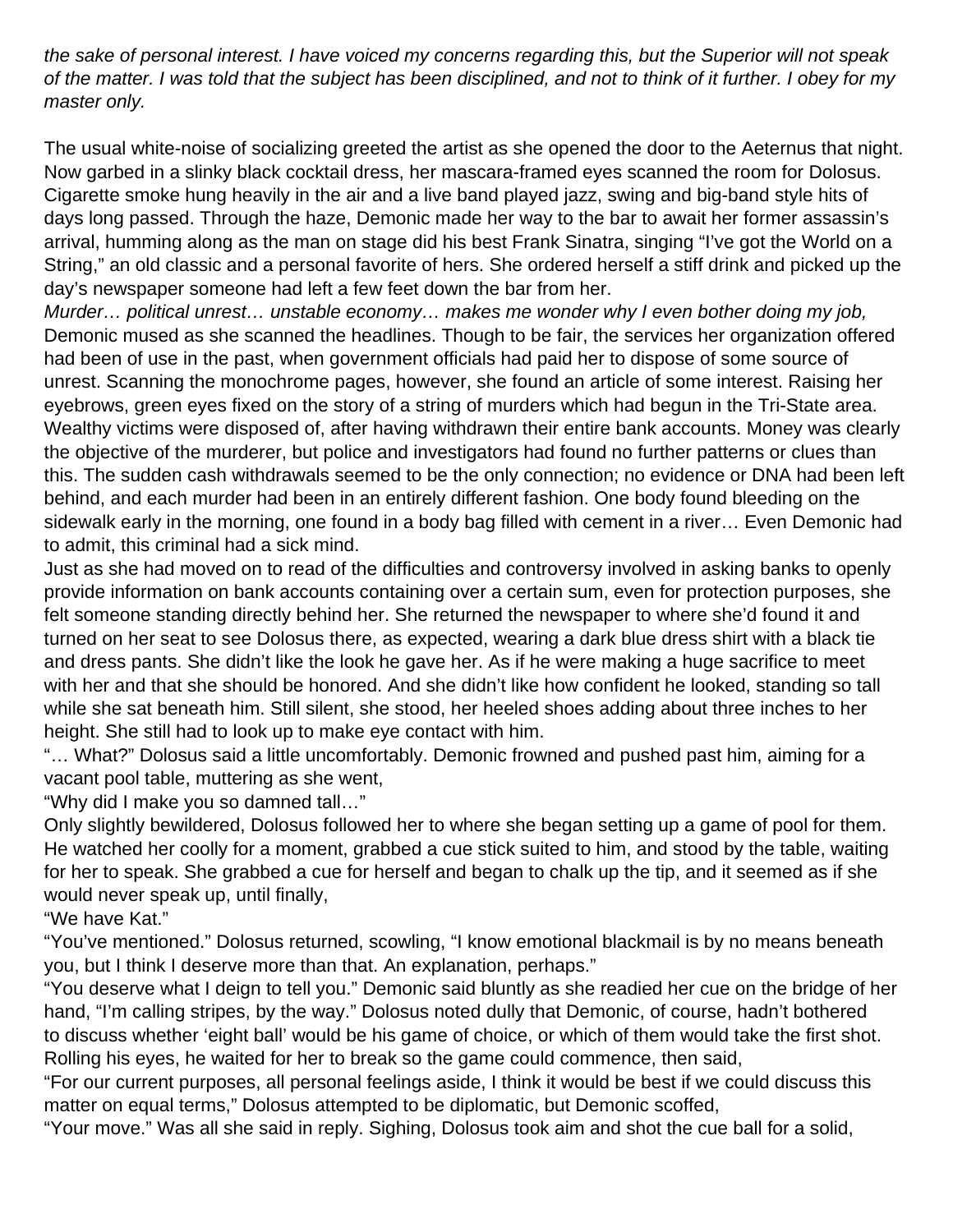*the sake of personal interest. I have voiced my concerns regarding this, but the Superior will not speak of the matter. I was told that the subject has been disciplined, and not to think of it further. I obey for my master only.*

The usual white-noise of socializing greeted the artist as she opened the door to the Aeternus that night. Now garbed in a slinky black cocktail dress, her mascara-framed eyes scanned the room for Dolosus. Cigarette smoke hung heavily in the air and a live band played jazz, swing and big-band style hits of days long passed. Through the haze, Demonic made her way to the bar to await her former assassin's arrival, humming along as the man on stage did his best Frank Sinatra, singing "I've got the World on a String," an old classic and a personal favorite of hers. She ordered herself a stiff drink and picked up the day's newspaper someone had left a few feet down the bar from her.

*Murder… political unrest… unstable economy… makes me wonder why I even bother doing my job,* Demonic mused as she scanned the headlines. Though to be fair, the services her organization offered had been of use in the past, when government officials had paid her to dispose of some source of unrest. Scanning the monochrome pages, however, she found an article of some interest. Raising her eyebrows, green eyes fixed on the story of a string of murders which had begun in the Tri-State area. Wealthy victims were disposed of, after having withdrawn their entire bank accounts. Money was clearly the objective of the murderer, but police and investigators had found no further patterns or clues than this. The sudden cash withdrawals seemed to be the only connection; no evidence or DNA had been left behind, and each murder had been in an entirely different fashion. One body found bleeding on the sidewalk early in the morning, one found in a body bag filled with cement in a river… Even Demonic had to admit, this criminal had a sick mind.

Just as she had moved on to read of the difficulties and controversy involved in asking banks to openly provide information on bank accounts containing over a certain sum, even for protection purposes, she felt someone standing directly behind her. She returned the newspaper to where she'd found it and turned on her seat to see Dolosus there, as expected, wearing a dark blue dress shirt with a black tie and dress pants. She didn't like the look he gave her. As if he were making a huge sacrifice to meet with her and that she should be honored. And she didn't like how confident he looked, standing so tall while she sat beneath him. Still silent, she stood, her heeled shoes adding about three inches to her height. She still had to look up to make eye contact with him.

"… What?" Dolosus said a little uncomfortably. Demonic frowned and pushed past him, aiming for a vacant pool table, muttering as she went,

"Why did I make you so damned tall…"

Only slightly bewildered, Dolosus followed her to where she began setting up a game of pool for them. He watched her coolly for a moment, grabbed a cue stick suited to him, and stood by the table, waiting for her to speak. She grabbed a cue for herself and began to chalk up the tip, and it seemed as if she would never speak up, until finally,

"We have Kat."

"You've mentioned." Dolosus returned, scowling, "I know emotional blackmail is by no means beneath you, but I think I deserve more than that. An explanation, perhaps."

"You deserve what I deign to tell you." Demonic said bluntly as she readied her cue on the bridge of her hand, "I'm calling stripes, by the way." Dolosus noted dully that Demonic, of course, hadn't bothered to discuss whether 'eight ball' would be his game of choice, or which of them would take the first shot. Rolling his eyes, he waited for her to break so the game could commence, then said,

"For our current purposes, all personal feelings aside, I think it would be best if we could discuss this matter on equal terms," Dolosus attempted to be diplomatic, but Demonic scoffed,

"Your move." Was all she said in reply. Sighing, Dolosus took aim and shot the cue ball for a solid,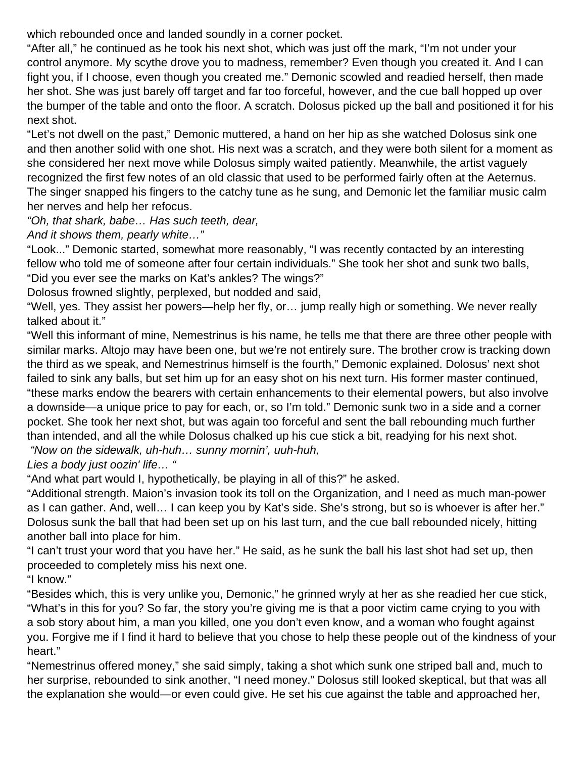which rebounded once and landed soundly in a corner pocket.

"After all," he continued as he took his next shot, which was just off the mark, "I'm not under your control anymore. My scythe drove you to madness, remember? Even though you created it. And I can fight you, if I choose, even though you created me." Demonic scowled and readied herself, then made her shot. She was just barely off target and far too forceful, however, and the cue ball hopped up over the bumper of the table and onto the floor. A scratch. Dolosus picked up the ball and positioned it for his next shot.

"Let's not dwell on the past," Demonic muttered, a hand on her hip as she watched Dolosus sink one and then another solid with one shot. His next was a scratch, and they were both silent for a moment as she considered her next move while Dolosus simply waited patiently. Meanwhile, the artist vaguely recognized the first few notes of an old classic that used to be performed fairly often at the Aeternus. The singer snapped his fingers to the catchy tune as he sung, and Demonic let the familiar music calm her nerves and help her refocus.

*"Oh, that shark, babe… Has such teeth, dear,*
*And it shows them, pearly white…"*

"Look..." Demonic started, somewhat more reasonably, "I was recently contacted by an interesting fellow who told me of someone after four certain individuals." She took her shot and sunk two balls, "Did you ever see the marks on Kat's ankles? The wings?"

Dolosus frowned slightly, perplexed, but nodded and said,

"Well, yes. They assist her powers—help her fly, or… jump really high or something. We never really talked about it."

"Well this informant of mine, Nemestrinus is his name, he tells me that there are three other people with similar marks. Altojo may have been one, but we're not entirely sure. The brother crow is tracking down the third as we speak, and Nemestrinus himself is the fourth," Demonic explained. Dolosus' next shot failed to sink any balls, but set him up for an easy shot on his next turn. His former master continued, "these marks endow the bearers with certain enhancements to their elemental powers, but also involve a downside—a unique price to pay for each, or, so I'm told." Demonic sunk two in a side and a corner pocket. She took her next shot, but was again too forceful and sent the ball rebounding much further than intended, and all the while Dolosus chalked up his cue stick a bit, readying for his next shot.

*"Now on the sidewalk, uh-huh… sunny mornin', uuh-huh,*
*Lies a body just oozin' life… "*

"And what part would I, hypothetically, be playing in all of this?" he asked.

"Additional strength. Maion's invasion took its toll on the Organization, and I need as much man-power as I can gather. And, well… I can keep you by Kat's side. She's strong, but so is whoever is after her." Dolosus sunk the ball that had been set up on his last turn, and the cue ball rebounded nicely, hitting another ball into place for him.

"I can't trust your word that you have her." He said, as he sunk the ball his last shot had set up, then proceeded to completely miss his next one.

"I know."

"Besides which, this is very unlike you, Demonic," he grinned wryly at her as she readied her cue stick, "What's in this for you? So far, the story you're giving me is that a poor victim came crying to you with a sob story about him, a man you killed, one you don't even know, and a woman who fought against you. Forgive me if I find it hard to believe that you chose to help these people out of the kindness of your heart."

"Nemestrinus offered money," she said simply, taking a shot which sunk one striped ball and, much to her surprise, rebounded to sink another, "I need money." Dolosus still looked skeptical, but that was all the explanation she would—or even could give. He set his cue against the table and approached her,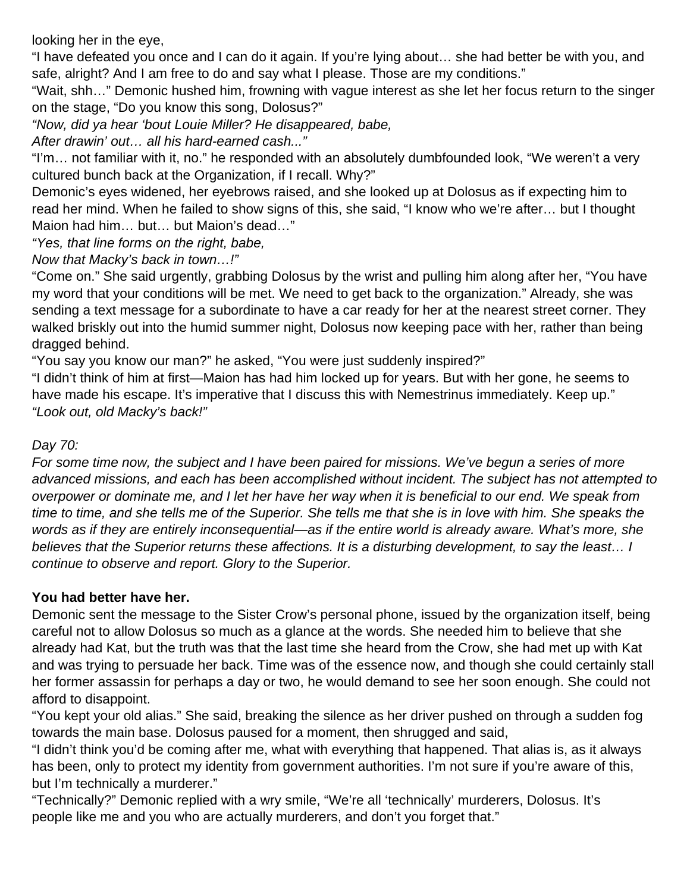looking her in the eye,

"I have defeated you once and I can do it again. If you're lying about… she had better be with you, and safe, alright? And I am free to do and say what I please. Those are my conditions."

"Wait, shh…" Demonic hushed him, frowning with vague interest as she let her focus return to the singer on the stage, "Do you know this song, Dolosus?"

*"Now, did ya hear 'bout Louie Miller? He disappeared, babe,*
*After drawin' out… all his hard-earned cash..."*

"I'm… not familiar with it, no." he responded with an absolutely dumbfounded look, "We weren't a very cultured bunch back at the Organization, if I recall. Why?"

Demonic's eyes widened, her eyebrows raised, and she looked up at Dolosus as if expecting him to read her mind. When he failed to show signs of this, she said, "I know who we're after… but I thought Maion had him… but… but Maion's dead…"

*"Yes, that line forms on the right, babe,*
*Now that Macky's back in town…!"*

"Come on." She said urgently, grabbing Dolosus by the wrist and pulling him along after her, "You have my word that your conditions will be met. We need to get back to the organization." Already, she was sending a text message for a subordinate to have a car ready for her at the nearest street corner. They walked briskly out into the humid summer night, Dolosus now keeping pace with her, rather than being dragged behind.

"You say you know our man?" he asked, "You were just suddenly inspired?"

"I didn't think of him at first—Maion has had him locked up for years. But with her gone, he seems to have made his escape. It's imperative that I discuss this with Nemestrinus immediately. Keep up."

*"Look out, old Macky's back!"*

*Day 70:*
*For some time now, the subject and I have been paired for missions. We've begun a series of more advanced missions, and each has been accomplished without incident. The subject has not attempted to overpower or dominate me, and I let her have her way when it is beneficial to our end. We speak from time to time, and she tells me of the Superior. She tells me that she is in love with him. She speaks the words as if they are entirely inconsequential—as if the entire world is already aware. What's more, she believes that the Superior returns these affections. It is a disturbing development, to say the least… I continue to observe and report. Glory to the Superior.*

**You had better have her.**

Demonic sent the message to the Sister Crow's personal phone, issued by the organization itself, being careful not to allow Dolosus so much as a glance at the words. She needed him to believe that she already had Kat, but the truth was that the last time she heard from the Crow, she had met up with Kat and was trying to persuade her back. Time was of the essence now, and though she could certainly stall her former assassin for perhaps a day or two, he would demand to see her soon enough. She could not afford to disappoint.

"You kept your old alias." She said, breaking the silence as her driver pushed on through a sudden fog towards the main base. Dolosus paused for a moment, then shrugged and said,

"I didn't think you'd be coming after me, what with everything that happened. That alias is, as it always has been, only to protect my identity from government authorities. I'm not sure if you're aware of this, but I'm technically a murderer."

"Technically?" Demonic replied with a wry smile, "We're all 'technically' murderers, Dolosus. It's people like me and you who are actually murderers, and don't you forget that."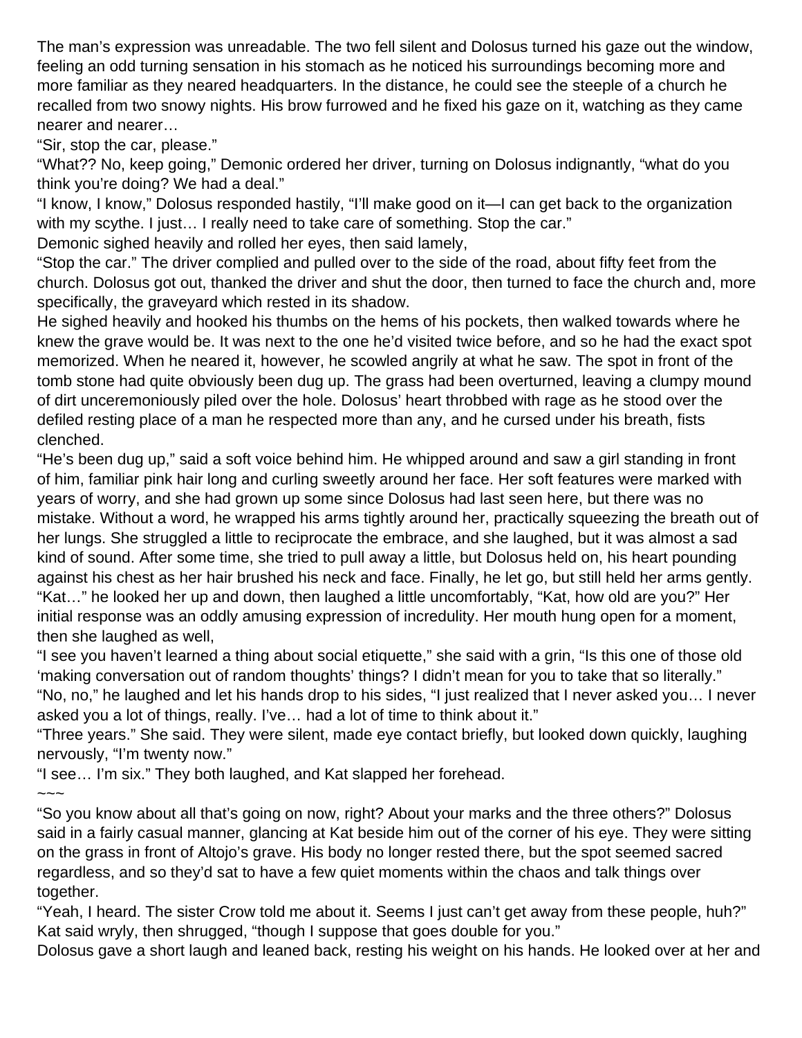The man's expression was unreadable. The two fell silent and Dolosus turned his gaze out the window, feeling an odd turning sensation in his stomach as he noticed his surroundings becoming more and more familiar as they neared headquarters. In the distance, he could see the steeple of a church he recalled from two snowy nights. His brow furrowed and he fixed his gaze on it, watching as they came nearer and nearer…

"Sir, stop the car, please."

"What?? No, keep going," Demonic ordered her driver, turning on Dolosus indignantly, "what do you think you're doing? We had a deal."

"I know, I know," Dolosus responded hastily, "I'll make good on it—I can get back to the organization with my scythe. I just… I really need to take care of something. Stop the car."

Demonic sighed heavily and rolled her eyes, then said lamely,

"Stop the car." The driver complied and pulled over to the side of the road, about fifty feet from the church. Dolosus got out, thanked the driver and shut the door, then turned to face the church and, more specifically, the graveyard which rested in its shadow.

He sighed heavily and hooked his thumbs on the hems of his pockets, then walked towards where he knew the grave would be. It was next to the one he'd visited twice before, and so he had the exact spot memorized. When he neared it, however, he scowled angrily at what he saw. The spot in front of the tomb stone had quite obviously been dug up. The grass had been overturned, leaving a clumpy mound of dirt unceremoniously piled over the hole. Dolosus' heart throbbed with rage as he stood over the defiled resting place of a man he respected more than any, and he cursed under his breath, fists clenched.

"He's been dug up," said a soft voice behind him. He whipped around and saw a girl standing in front of him, familiar pink hair long and curling sweetly around her face. Her soft features were marked with years of worry, and she had grown up some since Dolosus had last seen here, but there was no mistake. Without a word, he wrapped his arms tightly around her, practically squeezing the breath out of her lungs. She struggled a little to reciprocate the embrace, and she laughed, but it was almost a sad kind of sound. After some time, she tried to pull away a little, but Dolosus held on, his heart pounding against his chest as her hair brushed his neck and face. Finally, he let go, but still held her arms gently.

"Kat…" he looked her up and down, then laughed a little uncomfortably, "Kat, how old are you?" Her initial response was an oddly amusing expression of incredulity. Her mouth hung open for a moment, then she laughed as well,

"I see you haven't learned a thing about social etiquette," she said with a grin, "Is this one of those old 'making conversation out of random thoughts' things? I didn't mean for you to take that so literally."

"No, no," he laughed and let his hands drop to his sides, "I just realized that I never asked you… I never asked you a lot of things, really. I've… had a lot of time to think about it."

"Three years." She said. They were silent, made eye contact briefly, but looked down quickly, laughing nervously, "I'm twenty now."

"I see… I'm six." They both laughed, and Kat slapped her forehead.

~~~

"So you know about all that's going on now, right? About your marks and the three others?" Dolosus said in a fairly casual manner, glancing at Kat beside him out of the corner of his eye. They were sitting on the grass in front of Altojo's grave. His body no longer rested there, but the spot seemed sacred regardless, and so they'd sat to have a few quiet moments within the chaos and talk things over together.

"Yeah, I heard. The sister Crow told me about it. Seems I just can't get away from these people, huh?" Kat said wryly, then shrugged, "though I suppose that goes double for you."

Dolosus gave a short laugh and leaned back, resting his weight on his hands. He looked over at her and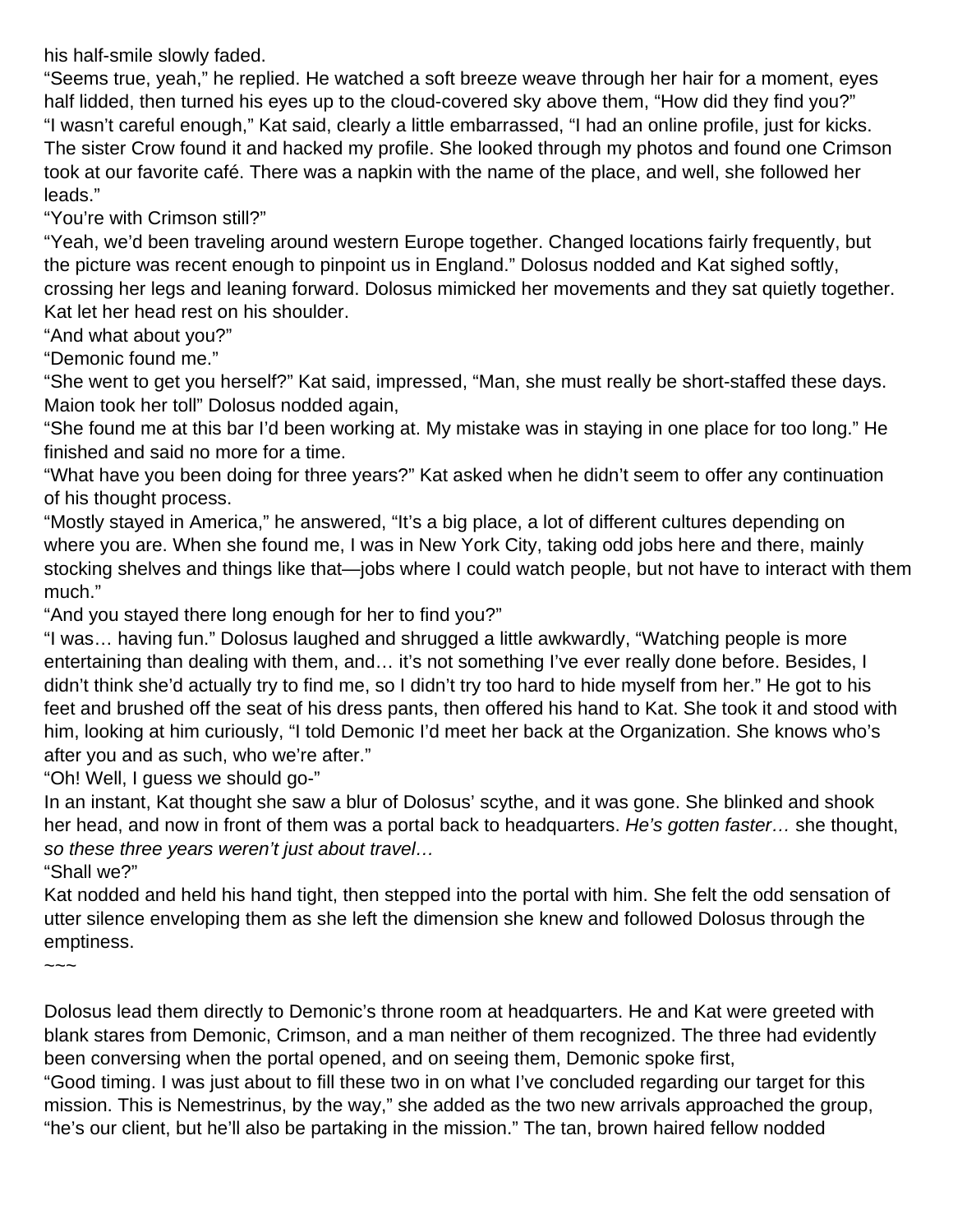his half-smile slowly faded.

“Seems true, yeah,” he replied. He watched a soft breeze weave through her hair for a moment, eyes half lidded, then turned his eyes up to the cloud-covered sky above them, “How did they find you?”

“I wasn’t careful enough,” Kat said, clearly a little embarrassed, “I had an online profile, just for kicks. The sister Crow found it and hacked my profile. She looked through my photos and found one Crimson took at our favorite café. There was a napkin with the name of the place, and well, she followed her leads.”

“You’re with Crimson still?”

“Yeah, we’d been traveling around western Europe together. Changed locations fairly frequently, but the picture was recent enough to pinpoint us in England.” Dolosus nodded and Kat sighed softly, crossing her legs and leaning forward. Dolosus mimicked her movements and they sat quietly together. Kat let her head rest on his shoulder.

“And what about you?”

“Demonic found me.”

“She went to get you herself?” Kat said, impressed, “Man, she must really be short-staffed these days. Maion took her toll” Dolosus nodded again,

“She found me at this bar I’d been working at. My mistake was in staying in one place for too long.” He finished and said no more for a time.

“What have you been doing for three years?” Kat asked when he didn’t seem to offer any continuation of his thought process.

“Mostly stayed in America,” he answered, “It’s a big place, a lot of different cultures depending on where you are. When she found me, I was in New York City, taking odd jobs here and there, mainly stocking shelves and things like that—jobs where I could watch people, but not have to interact with them much.”

“And you stayed there long enough for her to find you?”

“I was… having fun.” Dolosus laughed and shrugged a little awkwardly, “Watching people is more entertaining than dealing with them, and… it’s not something I’ve ever really done before. Besides, I didn’t think she’d actually try to find me, so I didn’t try too hard to hide myself from her.” He got to his feet and brushed off the seat of his dress pants, then offered his hand to Kat. She took it and stood with him, looking at him curiously, “I told Demonic I’d meet her back at the Organization. She knows who’s after you and as such, who we’re after.”

“Oh! Well, I guess we should go-”

In an instant, Kat thought she saw a blur of Dolosus’ scythe, and it was gone. She blinked and shook her head, and now in front of them was a portal back to headquarters. *He’s gotten faster…* she thought, *so these three years weren’t just about travel…*

“Shall we?”

Kat nodded and held his hand tight, then stepped into the portal with him. She felt the odd sensation of utter silence enveloping them as she left the dimension she knew and followed Dolosus through the emptiness.

~~~

Dolosus lead them directly to Demonic’s throne room at headquarters. He and Kat were greeted with blank stares from Demonic, Crimson, and a man neither of them recognized. The three had evidently been conversing when the portal opened, and on seeing them, Demonic spoke first,

“Good timing. I was just about to fill these two in on what I’ve concluded regarding our target for this mission. This is Nemestrinus, by the way,” she added as the two new arrivals approached the group, “he’s our client, but he’ll also be partaking in the mission.” The tan, brown haired fellow nodded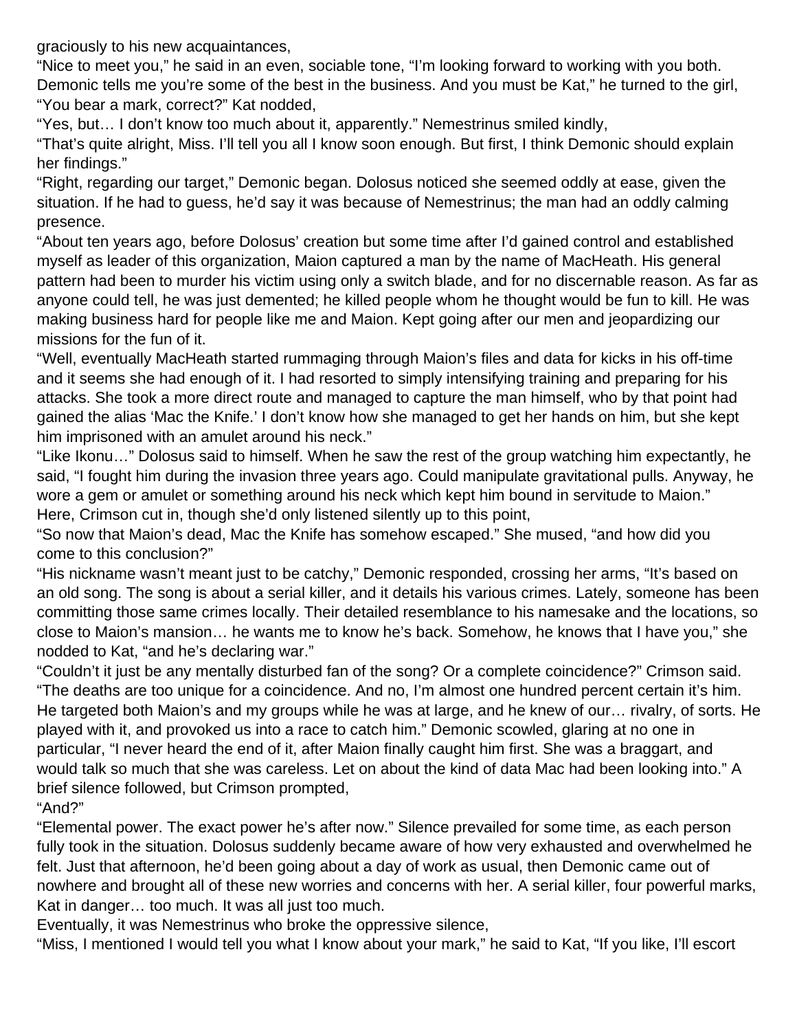graciously to his new acquaintances,

"Nice to meet you," he said in an even, sociable tone, "I'm looking forward to working with you both. Demonic tells me you're some of the best in the business. And you must be Kat," he turned to the girl, "You bear a mark, correct?" Kat nodded,

"Yes, but… I don't know too much about it, apparently." Nemestrinus smiled kindly,

"That's quite alright, Miss. I'll tell you all I know soon enough. But first, I think Demonic should explain her findings."

"Right, regarding our target," Demonic began. Dolosus noticed she seemed oddly at ease, given the situation. If he had to guess, he'd say it was because of Nemestrinus; the man had an oddly calming presence.

"About ten years ago, before Dolosus' creation but some time after I'd gained control and established myself as leader of this organization, Maion captured a man by the name of MacHeath. His general pattern had been to murder his victim using only a switch blade, and for no discernable reason. As far as anyone could tell, he was just demented; he killed people whom he thought would be fun to kill. He was making business hard for people like me and Maion. Kept going after our men and jeopardizing our missions for the fun of it.

"Well, eventually MacHeath started rummaging through Maion's files and data for kicks in his off-time and it seems she had enough of it. I had resorted to simply intensifying training and preparing for his attacks. She took a more direct route and managed to capture the man himself, who by that point had gained the alias 'Mac the Knife.' I don't know how she managed to get her hands on him, but she kept him imprisoned with an amulet around his neck."

"Like Ikonu…" Dolosus said to himself. When he saw the rest of the group watching him expectantly, he said, "I fought him during the invasion three years ago. Could manipulate gravitational pulls. Anyway, he wore a gem or amulet or something around his neck which kept him bound in servitude to Maion." Here, Crimson cut in, though she'd only listened silently up to this point,

"So now that Maion's dead, Mac the Knife has somehow escaped." She mused, "and how did you come to this conclusion?"

"His nickname wasn't meant just to be catchy," Demonic responded, crossing her arms, "It's based on an old song. The song is about a serial killer, and it details his various crimes. Lately, someone has been committing those same crimes locally. Their detailed resemblance to his namesake and the locations, so close to Maion's mansion… he wants me to know he's back. Somehow, he knows that I have you," she nodded to Kat, "and he's declaring war."

"Couldn't it just be any mentally disturbed fan of the song? Or a complete coincidence?" Crimson said.

"The deaths are too unique for a coincidence. And no, I'm almost one hundred percent certain it's him. He targeted both Maion's and my groups while he was at large, and he knew of our… rivalry, of sorts. He played with it, and provoked us into a race to catch him." Demonic scowled, glaring at no one in particular, "I never heard the end of it, after Maion finally caught him first. She was a braggart, and would talk so much that she was careless. Let on about the kind of data Mac had been looking into." A brief silence followed, but Crimson prompted,

"And?"

"Elemental power. The exact power he's after now." Silence prevailed for some time, as each person fully took in the situation. Dolosus suddenly became aware of how very exhausted and overwhelmed he felt. Just that afternoon, he'd been going about a day of work as usual, then Demonic came out of nowhere and brought all of these new worries and concerns with her. A serial killer, four powerful marks, Kat in danger… too much. It was all just too much.

Eventually, it was Nemestrinus who broke the oppressive silence,

"Miss, I mentioned I would tell you what I know about your mark," he said to Kat, "If you like, I'll escort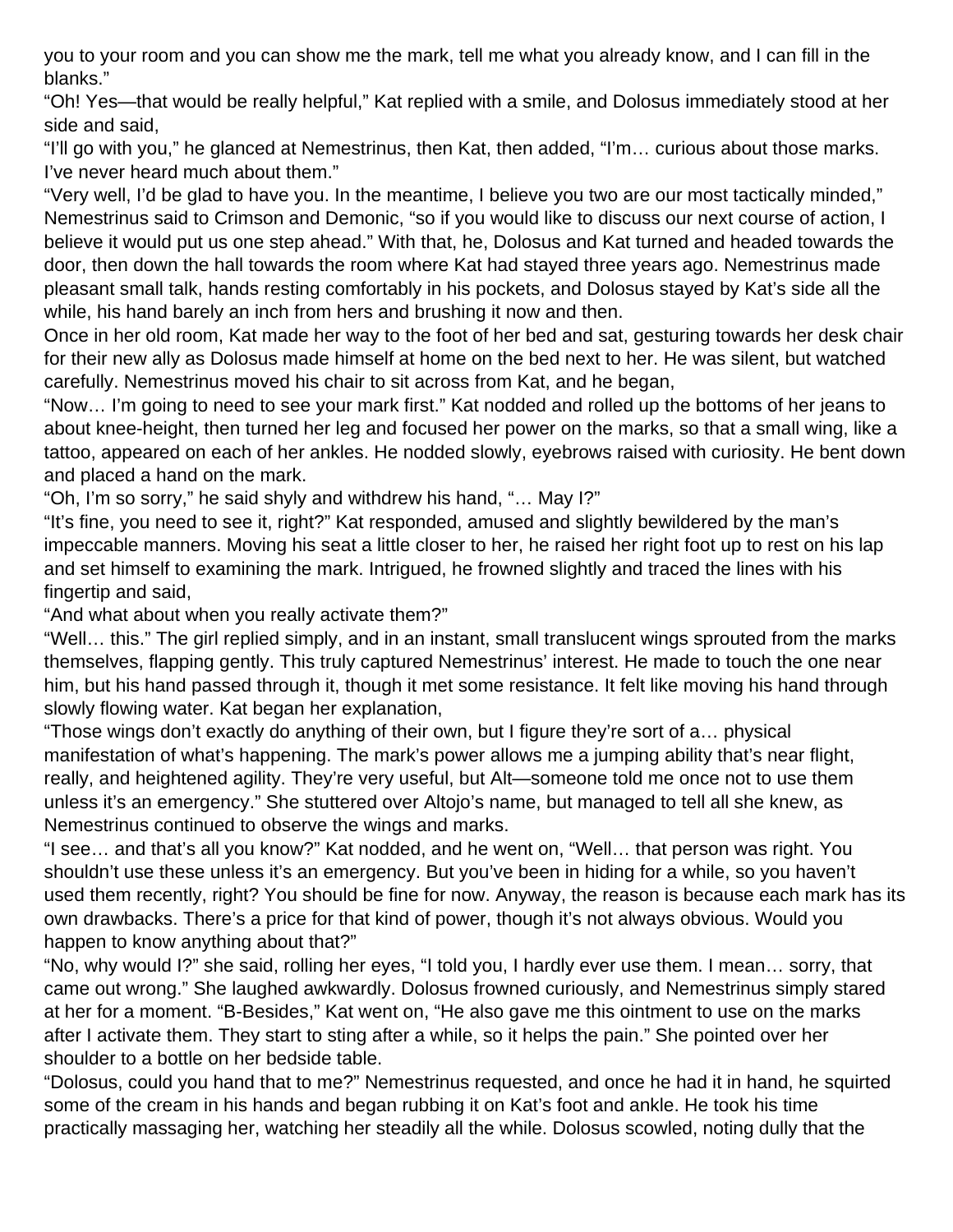you to your room and you can show me the mark, tell me what you already know, and I can fill in the blanks."

"Oh! Yes—that would be really helpful," Kat replied with a smile, and Dolosus immediately stood at her side and said,

"I'll go with you," he glanced at Nemestrinus, then Kat, then added, "I'm… curious about those marks. I've never heard much about them."

"Very well, I'd be glad to have you. In the meantime, I believe you two are our most tactically minded," Nemestrinus said to Crimson and Demonic, "so if you would like to discuss our next course of action, I believe it would put us one step ahead." With that, he, Dolosus and Kat turned and headed towards the door, then down the hall towards the room where Kat had stayed three years ago. Nemestrinus made pleasant small talk, hands resting comfortably in his pockets, and Dolosus stayed by Kat's side all the while, his hand barely an inch from hers and brushing it now and then.

Once in her old room, Kat made her way to the foot of her bed and sat, gesturing towards her desk chair for their new ally as Dolosus made himself at home on the bed next to her. He was silent, but watched carefully. Nemestrinus moved his chair to sit across from Kat, and he began,

"Now… I'm going to need to see your mark first." Kat nodded and rolled up the bottoms of her jeans to about knee-height, then turned her leg and focused her power on the marks, so that a small wing, like a tattoo, appeared on each of her ankles. He nodded slowly, eyebrows raised with curiosity. He bent down and placed a hand on the mark.

"Oh, I'm so sorry," he said shyly and withdrew his hand, "… May I?"

"It's fine, you need to see it, right?" Kat responded, amused and slightly bewildered by the man's impeccable manners. Moving his seat a little closer to her, he raised her right foot up to rest on his lap and set himself to examining the mark. Intrigued, he frowned slightly and traced the lines with his fingertip and said,

"And what about when you really activate them?"

"Well… this." The girl replied simply, and in an instant, small translucent wings sprouted from the marks themselves, flapping gently. This truly captured Nemestrinus' interest. He made to touch the one near him, but his hand passed through it, though it met some resistance. It felt like moving his hand through slowly flowing water. Kat began her explanation,

"Those wings don't exactly do anything of their own, but I figure they're sort of a… physical manifestation of what's happening. The mark's power allows me a jumping ability that's near flight, really, and heightened agility. They're very useful, but Alt—someone told me once not to use them unless it's an emergency." She stuttered over Altojo's name, but managed to tell all she knew, as Nemestrinus continued to observe the wings and marks.

"I see… and that's all you know?" Kat nodded, and he went on, "Well… that person was right. You shouldn't use these unless it's an emergency. But you've been in hiding for a while, so you haven't used them recently, right? You should be fine for now. Anyway, the reason is because each mark has its own drawbacks. There's a price for that kind of power, though it's not always obvious. Would you happen to know anything about that?"

"No, why would I?" she said, rolling her eyes, "I told you, I hardly ever use them. I mean… sorry, that came out wrong." She laughed awkwardly. Dolosus frowned curiously, and Nemestrinus simply stared at her for a moment. "B-Besides," Kat went on, "He also gave me this ointment to use on the marks after I activate them. They start to sting after a while, so it helps the pain." She pointed over her shoulder to a bottle on her bedside table.

"Dolosus, could you hand that to me?" Nemestrinus requested, and once he had it in hand, he squirted some of the cream in his hands and began rubbing it on Kat's foot and ankle. He took his time practically massaging her, watching her steadily all the while. Dolosus scowled, noting dully that the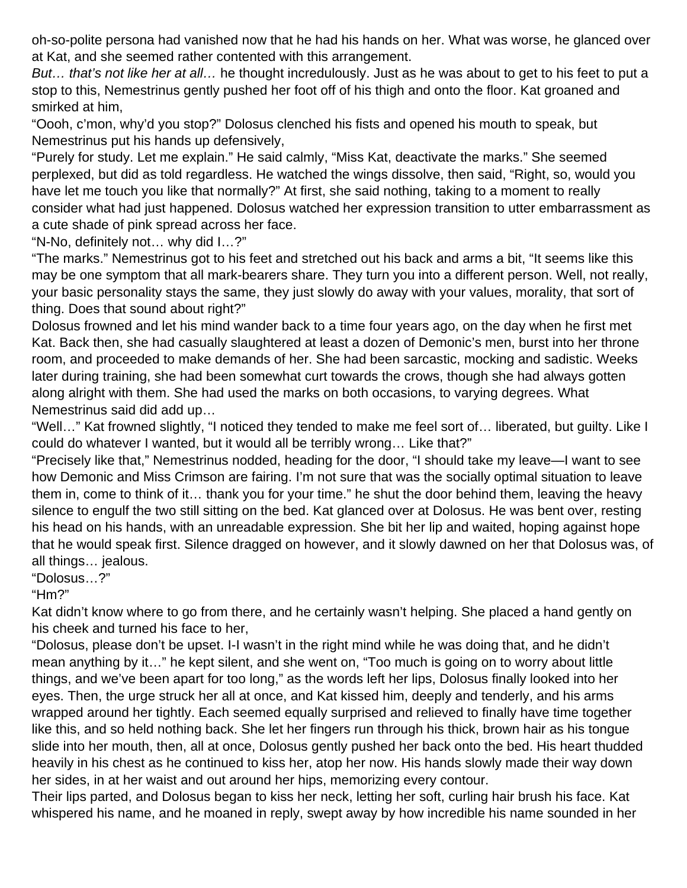oh-so-polite persona had vanished now that he had his hands on her. What was worse, he glanced over at Kat, and she seemed rather contented with this arrangement.

*But… that's not like her at all…* he thought incredulously. Just as he was about to get to his feet to put a stop to this, Nemestrinus gently pushed her foot off of his thigh and onto the floor. Kat groaned and smirked at him,

"Oooh, c'mon, why'd you stop?" Dolosus clenched his fists and opened his mouth to speak, but Nemestrinus put his hands up defensively,

"Purely for study. Let me explain." He said calmly, "Miss Kat, deactivate the marks." She seemed perplexed, but did as told regardless. He watched the wings dissolve, then said, "Right, so, would you have let me touch you like that normally?" At first, she said nothing, taking to a moment to really consider what had just happened. Dolosus watched her expression transition to utter embarrassment as a cute shade of pink spread across her face.

"N-No, definitely not… why did I…?"

"The marks." Nemestrinus got to his feet and stretched out his back and arms a bit, "It seems like this may be one symptom that all mark-bearers share. They turn you into a different person. Well, not really, your basic personality stays the same, they just slowly do away with your values, morality, that sort of thing. Does that sound about right?"

Dolosus frowned and let his mind wander back to a time four years ago, on the day when he first met Kat. Back then, she had casually slaughtered at least a dozen of Demonic's men, burst into her throne room, and proceeded to make demands of her. She had been sarcastic, mocking and sadistic. Weeks later during training, she had been somewhat curt towards the crows, though she had always gotten along alright with them. She had used the marks on both occasions, to varying degrees. What Nemestrinus said did add up…

"Well…" Kat frowned slightly, "I noticed they tended to make me feel sort of… liberated, but guilty. Like I could do whatever I wanted, but it would all be terribly wrong… Like that?"

"Precisely like that," Nemestrinus nodded, heading for the door, "I should take my leave—I want to see how Demonic and Miss Crimson are fairing. I'm not sure that was the socially optimal situation to leave them in, come to think of it… thank you for your time." he shut the door behind them, leaving the heavy silence to engulf the two still sitting on the bed. Kat glanced over at Dolosus. He was bent over, resting his head on his hands, with an unreadable expression. She bit her lip and waited, hoping against hope that he would speak first. Silence dragged on however, and it slowly dawned on her that Dolosus was, of all things… jealous.

"Dolosus…?"

"Hm?"

Kat didn't know where to go from there, and he certainly wasn't helping. She placed a hand gently on his cheek and turned his face to her,

"Dolosus, please don't be upset. I-I wasn't in the right mind while he was doing that, and he didn't mean anything by it…" he kept silent, and she went on, "Too much is going on to worry about little things, and we've been apart for too long," as the words left her lips, Dolosus finally looked into her eyes. Then, the urge struck her all at once, and Kat kissed him, deeply and tenderly, and his arms wrapped around her tightly. Each seemed equally surprised and relieved to finally have time together like this, and so held nothing back. She let her fingers run through his thick, brown hair as his tongue slide into her mouth, then, all at once, Dolosus gently pushed her back onto the bed. His heart thudded heavily in his chest as he continued to kiss her, atop her now. His hands slowly made their way down her sides, in at her waist and out around her hips, memorizing every contour.

Their lips parted, and Dolosus began to kiss her neck, letting her soft, curling hair brush his face. Kat whispered his name, and he moaned in reply, swept away by how incredible his name sounded in her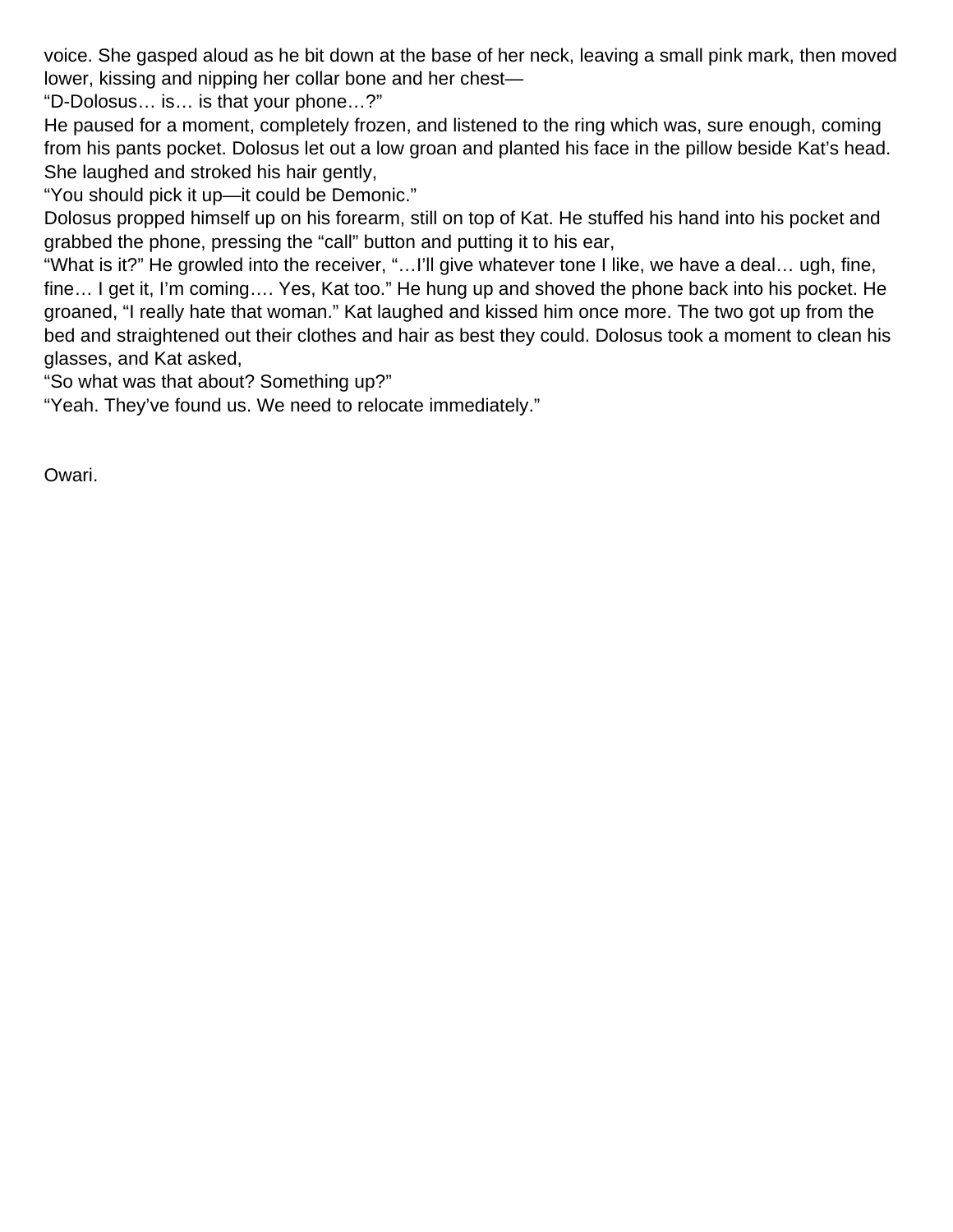voice. She gasped aloud as he bit down at the base of her neck, leaving a small pink mark, then moved lower, kissing and nipping her collar bone and her chest—

"D-Dolosus… is… is that your phone…?"

He paused for a moment, completely frozen, and listened to the ring which was, sure enough, coming from his pants pocket. Dolosus let out a low groan and planted his face in the pillow beside Kat's head. She laughed and stroked his hair gently,

"You should pick it up—it could be Demonic."

Dolosus propped himself up on his forearm, still on top of Kat. He stuffed his hand into his pocket and grabbed the phone, pressing the "call" button and putting it to his ear,

"What is it?" He growled into the receiver, "…I'll give whatever tone I like, we have a deal… ugh, fine, fine… I get it, I'm coming…. Yes, Kat too." He hung up and shoved the phone back into his pocket. He groaned, "I really hate that woman." Kat laughed and kissed him once more. The two got up from the bed and straightened out their clothes and hair as best they could. Dolosus took a moment to clean his glasses, and Kat asked,

"So what was that about? Something up?"

"Yeah. They've found us. We need to relocate immediately."

Owari.